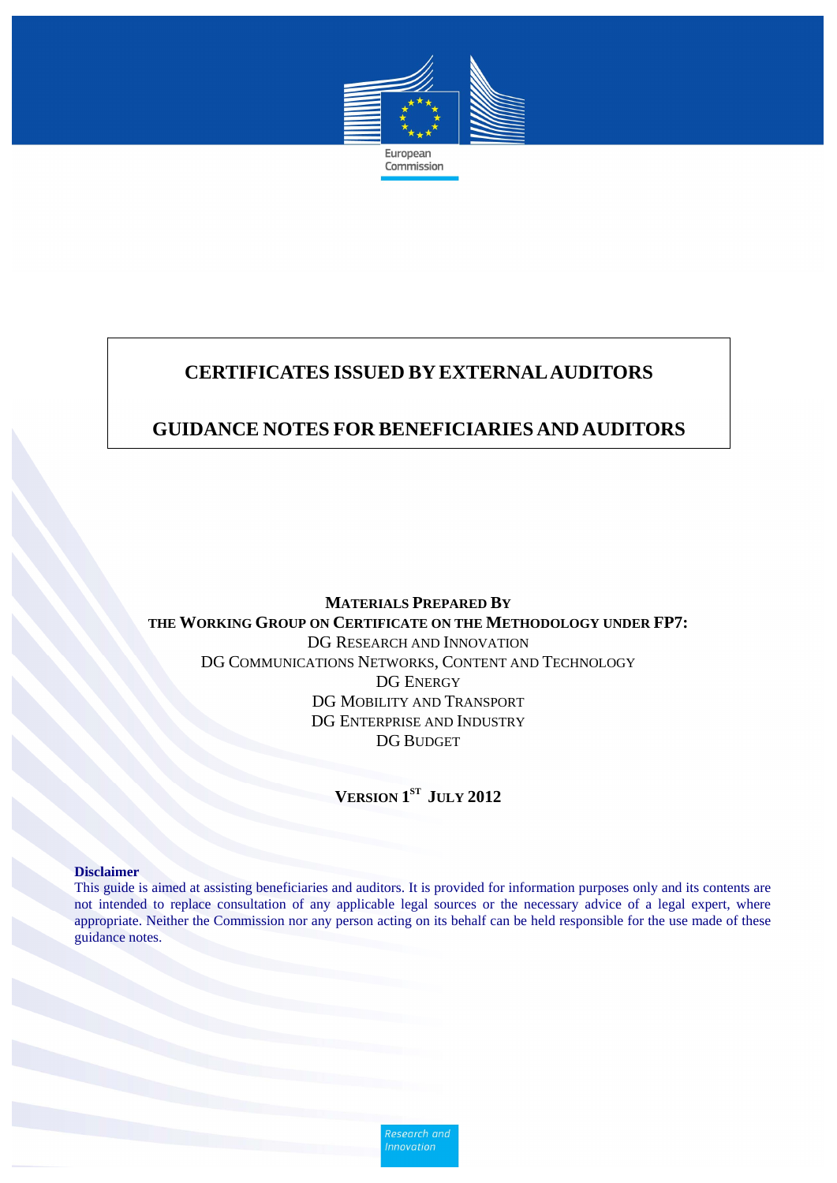European Commission

# CERTIFICATES ISSUED BY EXTERNAL AUDITORS

# GUIDANCE NOTES FOR BENEFICIARIES AND AUDITORS

**MATERIALS PREPARED BY**
**THE WORKING GROUP ON CERTIFICATE ON THE METHODOLOGY UNDER FP7:**
DG RESEARCH AND INNOVATION
DG COMMUNICATIONS NETWORKS, CONTENT AND TECHNOLOGY
DG ENERGY
DG MOBILITY AND TRANSPORT
DG ENTERPRISE AND INDUSTRY
DG BUDGET

**VERSION 1ST JULY 2012**

**Disclaimer**
This guide is aimed at assisting beneficiaries and auditors. It is provided for information purposes only and its contents are not intended to replace consultation of any applicable legal sources or the necessary advice of a legal expert, where appropriate. Neither the Commission nor any person acting on its behalf can be held responsible for the use made of these guidance notes.

Research and Innovation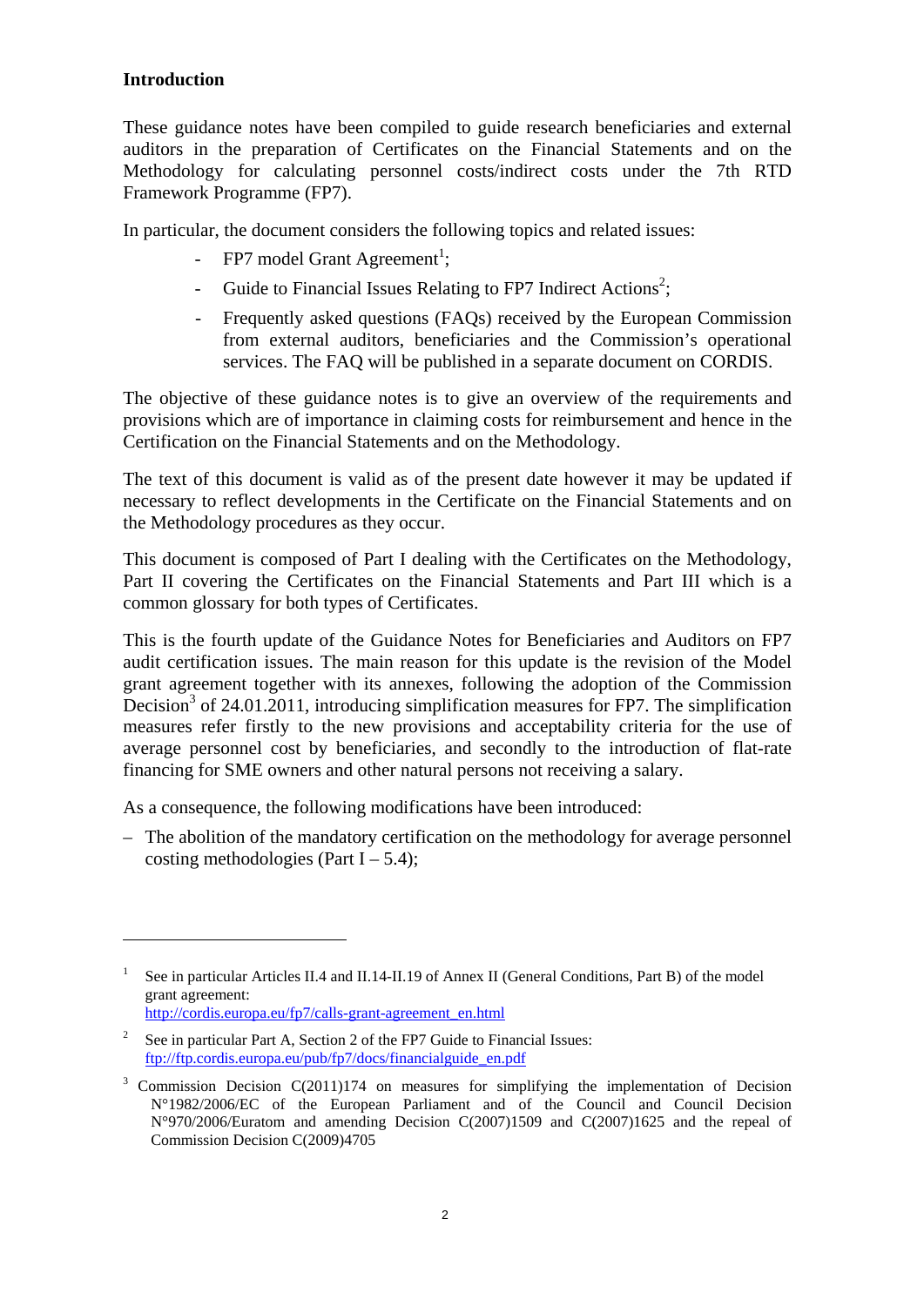**Introduction**

These guidance notes have been compiled to guide research beneficiaries and external auditors in the preparation of Certificates on the Financial Statements and on the Methodology for calculating personnel costs/indirect costs under the 7th RTD Framework Programme (FP7).

In particular, the document considers the following topics and related issues:

- FP7 model Grant Agreement[1];
- Guide to Financial Issues Relating to FP7 Indirect Actions[2];
- Frequently asked questions (FAQs) received by the European Commission from external auditors, beneficiaries and the Commission's operational services. The FAQ will be published in a separate document on CORDIS.

The objective of these guidance notes is to give an overview of the requirements and provisions which are of importance in claiming costs for reimbursement and hence in the Certification on the Financial Statements and on the Methodology.

The text of this document is valid as of the present date however it may be updated if necessary to reflect developments in the Certificate on the Financial Statements and on the Methodology procedures as they occur.

This document is composed of Part I dealing with the Certificates on the Methodology, Part II covering the Certificates on the Financial Statements and Part III which is a common glossary for both types of Certificates.

This is the fourth update of the Guidance Notes for Beneficiaries and Auditors on FP7 audit certification issues. The main reason for this update is the revision of the Model grant agreement together with its annexes, following the adoption of the Commission Decision[3] of 24.01.2011, introducing simplification measures for FP7. The simplification measures refer firstly to the new provisions and acceptability criteria for the use of average personnel cost by beneficiaries, and secondly to the introduction of flat-rate financing for SME owners and other natural persons not receiving a salary.

As a consequence, the following modifications have been introduced:

– The abolition of the mandatory certification on the methodology for average personnel costing methodologies (Part I – 5.4);

---

[1] See in particular Articles II.4 and II.14-II.19 of Annex II (General Conditions, Part B) of the model grant agreement: http://cordis.europa.eu/fp7/calls-grant-agreement_en.html

[2] See in particular Part A, Section 2 of the FP7 Guide to Financial Issues: ftp://ftp.cordis.europa.eu/pub/fp7/docs/financialguide_en.pdf

[3] Commission Decision C(2011)174 on measures for simplifying the implementation of Decision N°1982/2006/EC of the European Parliament and of the Council and Council Decision N°970/2006/Euratom and amending Decision C(2007)1509 and C(2007)1625 and the repeal of Commission Decision C(2009)4705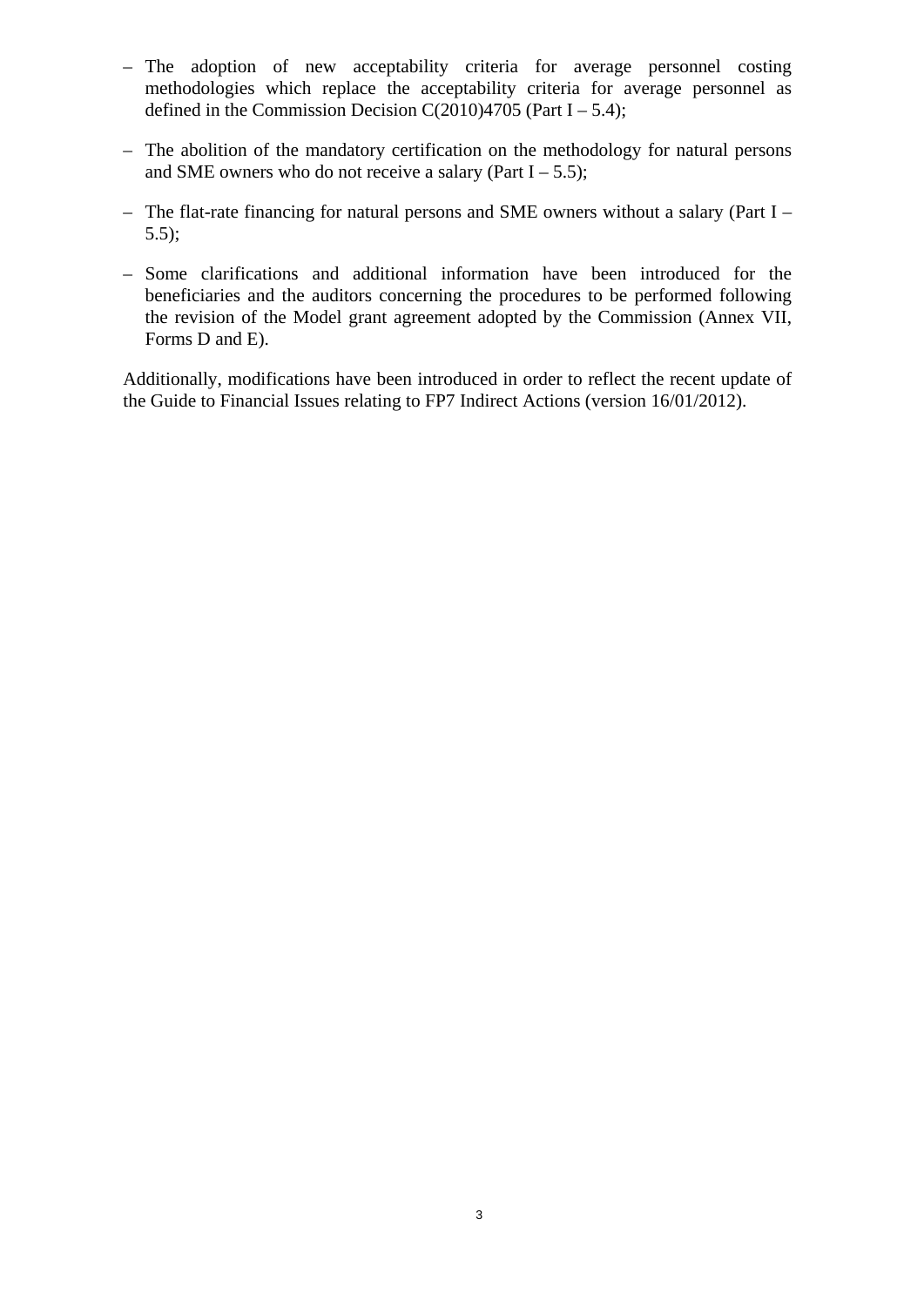- The adoption of new acceptability criteria for average personnel costing methodologies which replace the acceptability criteria for average personnel as defined in the Commission Decision C(2010)4705 (Part I – 5.4);
- The abolition of the mandatory certification on the methodology for natural persons and SME owners who do not receive a salary (Part I – 5.5);
- The flat-rate financing for natural persons and SME owners without a salary (Part I – 5.5);
- Some clarifications and additional information have been introduced for the beneficiaries and the auditors concerning the procedures to be performed following the revision of the Model grant agreement adopted by the Commission (Annex VII, Forms D and E).

Additionally, modifications have been introduced in order to reflect the recent update of the Guide to Financial Issues relating to FP7 Indirect Actions (version 16/01/2012).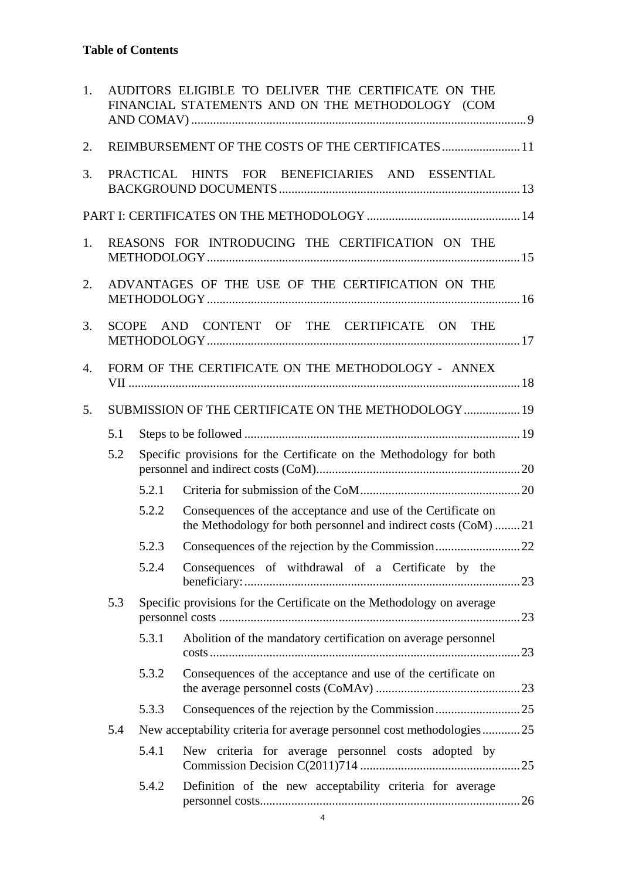**Table of Contents**

1. AUDITORS ELIGIBLE TO DELIVER THE CERTIFICATE ON THE FINANCIAL STATEMENTS AND ON THE METHODOLOGY (COM AND COMAV) ........ 9
2. REIMBURSEMENT OF THE COSTS OF THE CERTIFICATES ........ 11
3. PRACTICAL HINTS FOR BENEFICIARIES AND ESSENTIAL BACKGROUND DOCUMENTS ........ 13

PART I: CERTIFICATES ON THE METHODOLOGY ........ 14

1. REASONS FOR INTRODUCING THE CERTIFICATION ON THE METHODOLOGY ........ 15
2. ADVANTAGES OF THE USE OF THE CERTIFICATION ON THE METHODOLOGY ........ 16
3. SCOPE AND CONTENT OF THE CERTIFICATE ON THE METHODOLOGY ........ 17
4. FORM OF THE CERTIFICATE ON THE METHODOLOGY - ANNEX VII ........ 18
5. SUBMISSION OF THE CERTIFICATE ON THE METHODOLOGY ........ 19
   - 5.1 Steps to be followed ........ 19
   - 5.2 Specific provisions for the Certificate on the Methodology for both personnel and indirect costs (CoM) ........ 20
     - 5.2.1 Criteria for submission of the CoM ........ 20
     - 5.2.2 Consequences of the acceptance and use of the Certificate on the Methodology for both personnel and indirect costs (CoM) ........ 21
     - 5.2.3 Consequences of the rejection by the Commission ........ 22
     - 5.2.4 Consequences of withdrawal of a Certificate by the beneficiary: ........ 23
   - 5.3 Specific provisions for the Certificate on the Methodology on average personnel costs ........ 23
     - 5.3.1 Abolition of the mandatory certification on average personnel costs ........ 23
     - 5.3.2 Consequences of the acceptance and use of the certificate on the average personnel costs (CoMAv) ........ 23
     - 5.3.3 Consequences of the rejection by the Commission ........ 25
   - 5.4 New acceptability criteria for average personnel cost methodologies ........ 25
     - 5.4.1 New criteria for average personnel costs adopted by Commission Decision C(2011)714 ........ 25
     - 5.4.2 Definition of the new acceptability criteria for average personnel costs ........ 26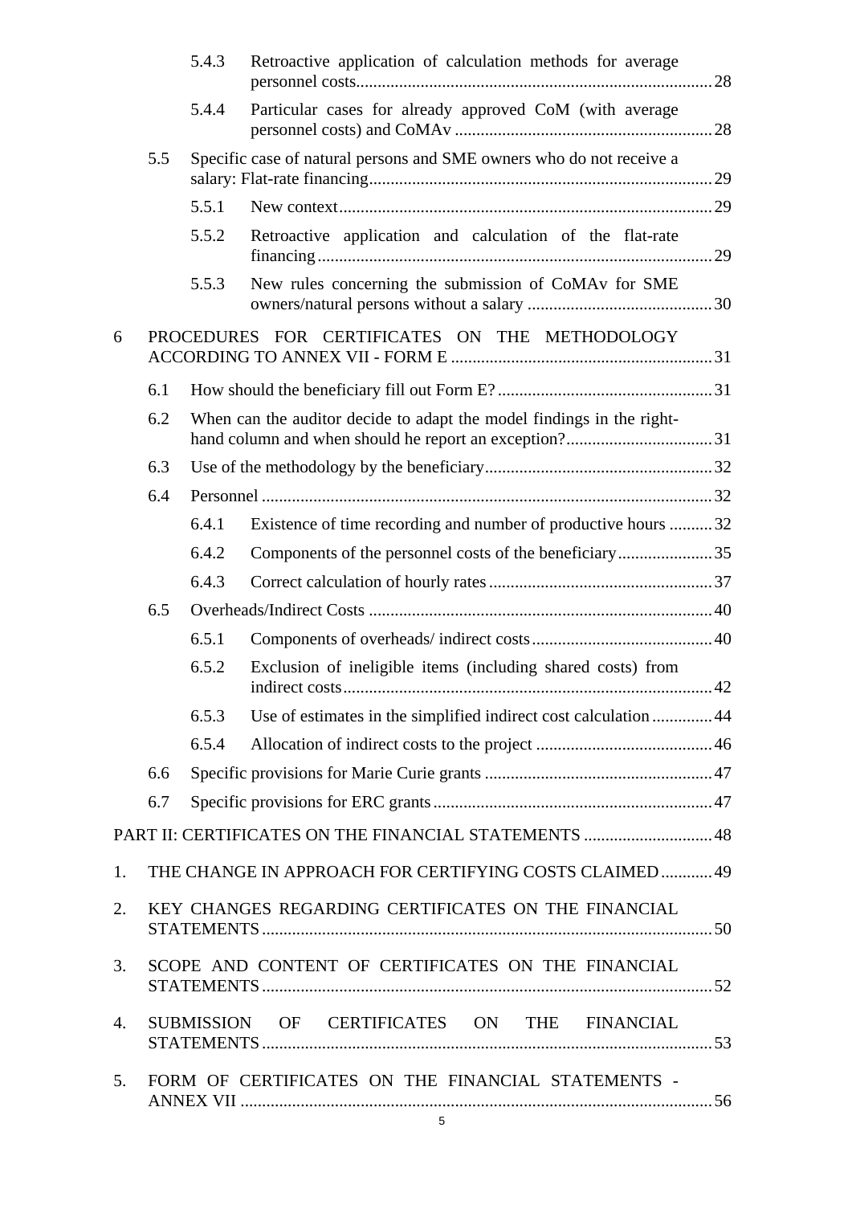5.4.3 Retroactive application of calculation methods for average personnel costs ... 28

5.4.4 Particular cases for already approved CoM (with average personnel costs) and CoMAv ... 28

5.5 Specific case of natural persons and SME owners who do not receive a salary: Flat-rate financing ... 29

5.5.1 New context ... 29

5.5.2 Retroactive application and calculation of the flat-rate financing ... 29

5.5.3 New rules concerning the submission of CoMAv for SME owners/natural persons without a salary ... 30

6 PROCEDURES FOR CERTIFICATES ON THE METHODOLOGY ACCORDING TO ANNEX VII - FORM E ... 31

6.1 How should the beneficiary fill out Form E? ... 31

6.2 When can the auditor decide to adapt the model findings in the right-hand column and when should he report an exception? ... 31

6.3 Use of the methodology by the beneficiary ... 32

6.4 Personnel ... 32

6.4.1 Existence of time recording and number of productive hours ... 32

6.4.2 Components of the personnel costs of the beneficiary ... 35

6.4.3 Correct calculation of hourly rates ... 37

6.5 Overheads/Indirect Costs ... 40

6.5.1 Components of overheads/ indirect costs ... 40

6.5.2 Exclusion of ineligible items (including shared costs) from indirect costs ... 42

6.5.3 Use of estimates in the simplified indirect cost calculation ... 44

6.5.4 Allocation of indirect costs to the project ... 46

6.6 Specific provisions for Marie Curie grants ... 47

6.7 Specific provisions for ERC grants ... 47

PART II: CERTIFICATES ON THE FINANCIAL STATEMENTS ... 48

1. THE CHANGE IN APPROACH FOR CERTIFYING COSTS CLAIMED ... 49

2. KEY CHANGES REGARDING CERTIFICATES ON THE FINANCIAL STATEMENTS ... 50

3. SCOPE AND CONTENT OF CERTIFICATES ON THE FINANCIAL STATEMENTS ... 52

4. SUBMISSION OF CERTIFICATES ON THE FINANCIAL STATEMENTS ... 53

5. FORM OF CERTIFICATES ON THE FINANCIAL STATEMENTS - ANNEX VII ... 56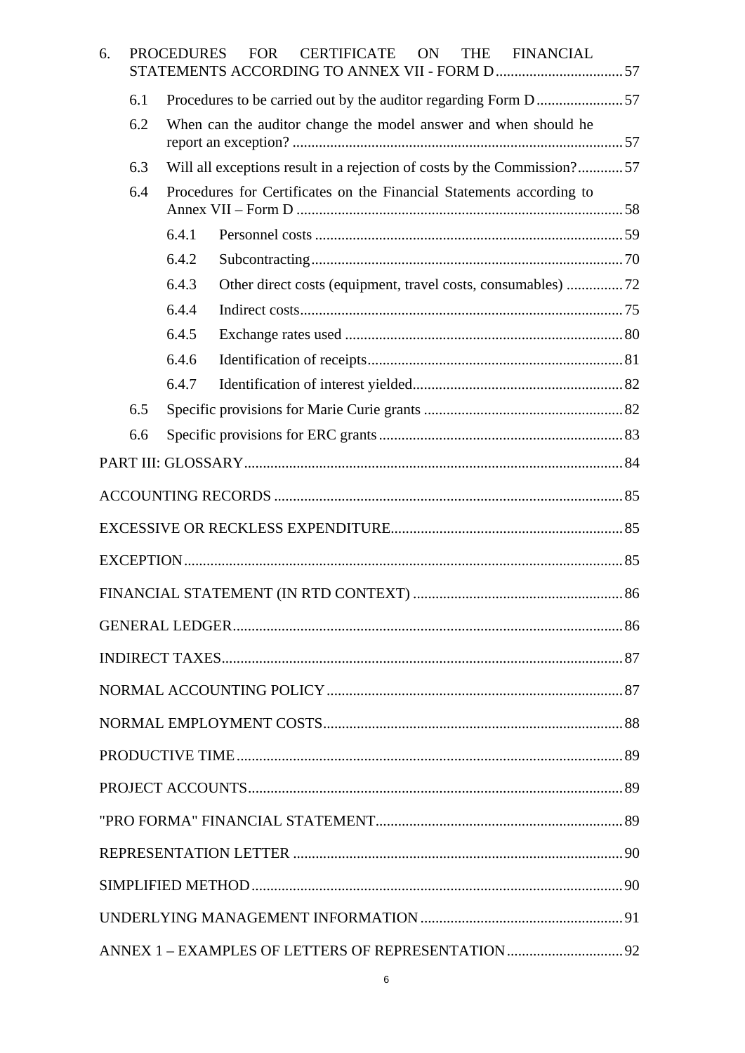6. PROCEDURES FOR CERTIFICATE ON THE FINANCIAL STATEMENTS ACCORDING TO ANNEX VII - FORM D .................................. 57

   6.1 Procedures to be carried out by the auditor regarding Form D ....................... 57

   6.2 When can the auditor change the model answer and when should he report an exception? ........................................................................................ 57

   6.3 Will all exceptions result in a rejection of costs by the Commission? ............ 57

   6.4 Procedures for Certificates on the Financial Statements according to Annex VII – Form D ...................................................................................... 58

      6.4.1 Personnel costs .................................................................................. 59

      6.4.2 Subcontracting ................................................................................... 70

      6.4.3 Other direct costs (equipment, travel costs, consumables) ............... 72

      6.4.4 Indirect costs ...................................................................................... 75

      6.4.5 Exchange rates used .......................................................................... 80

      6.4.6 Identification of receipts .................................................................... 81

      6.4.7 Identification of interest yielded ........................................................ 82

   6.5 Specific provisions for Marie Curie grants ..................................................... 82

   6.6 Specific provisions for ERC grants ................................................................. 83

PART III: GLOSSARY .................................................................................................... 84

ACCOUNTING RECORDS ............................................................................................ 85

EXCESSIVE OR RECKLESS EXPENDITURE ............................................................. 85

EXCEPTION .................................................................................................................... 85

FINANCIAL STATEMENT (IN RTD CONTEXT) ........................................................ 86

GENERAL LEDGER ....................................................................................................... 86

INDIRECT TAXES .......................................................................................................... 87

NORMAL ACCOUNTING POLICY .............................................................................. 87

NORMAL EMPLOYMENT COSTS ............................................................................... 88

PRODUCTIVE TIME ...................................................................................................... 89

PROJECT ACCOUNTS ................................................................................................... 89

"PRO FORMA" FINANCIAL STATEMENT .................................................................. 89

REPRESENTATION LETTER ....................................................................................... 90

SIMPLIFIED METHOD .................................................................................................. 90

UNDERLYING MANAGEMENT INFORMATION ...................................................... 91

ANNEX 1 – EXAMPLES OF LETTERS OF REPRESENTATION ............................... 92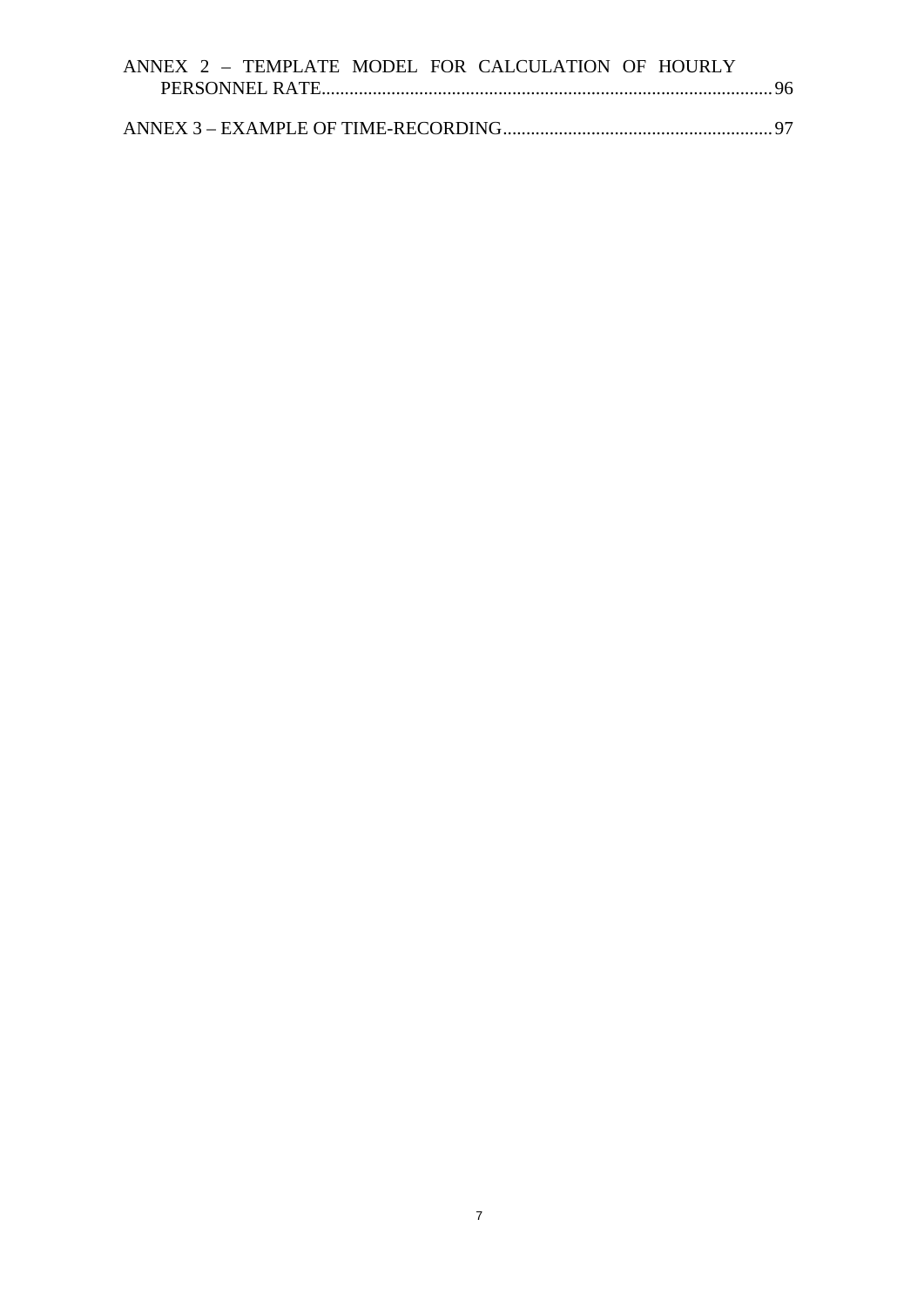ANNEX 2 – TEMPLATE MODEL FOR CALCULATION OF HOURLY PERSONNEL RATE ..... 96

ANNEX 3 – EXAMPLE OF TIME-RECORDING ..... 97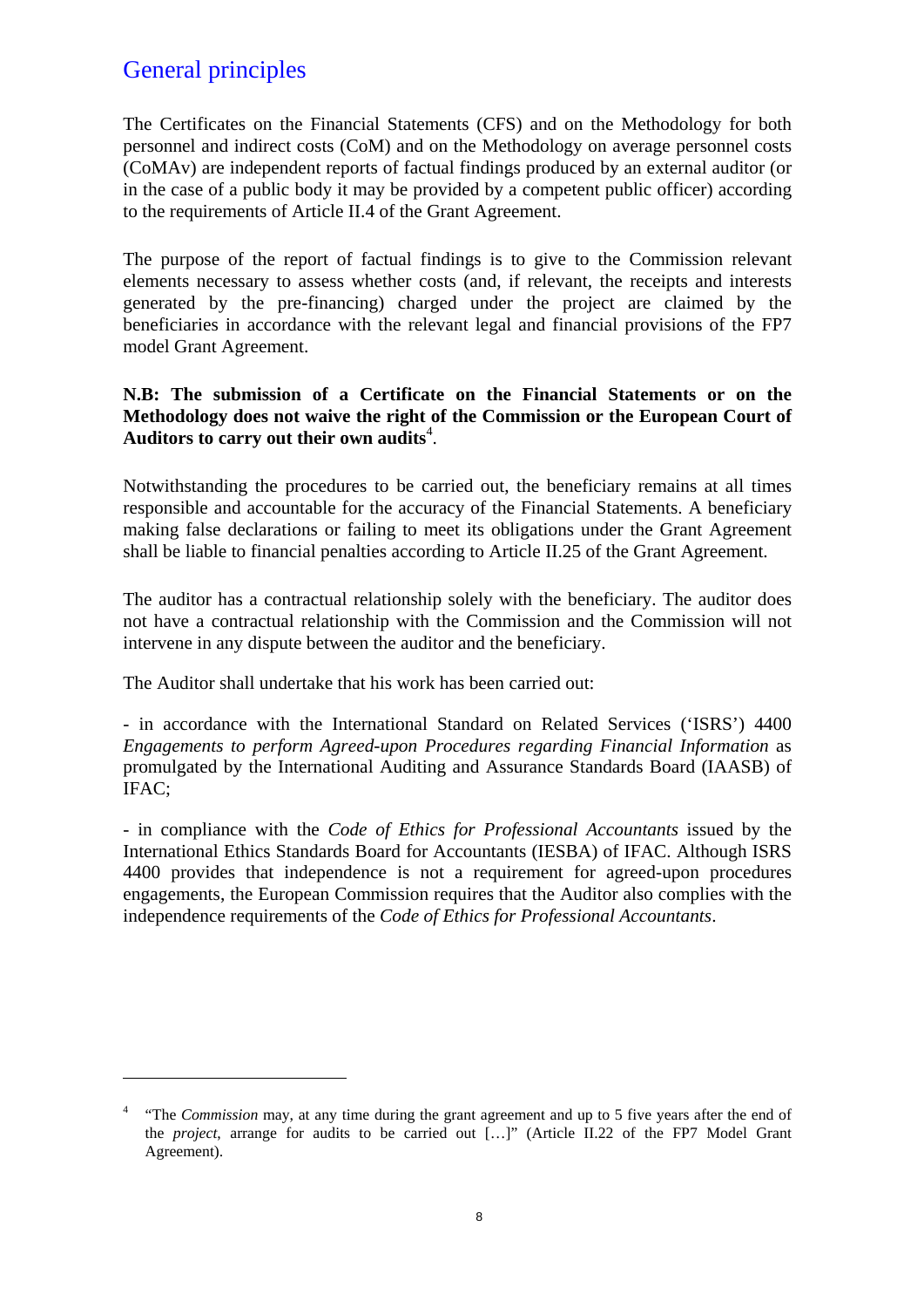## General principles

The Certificates on the Financial Statements (CFS) and on the Methodology for both personnel and indirect costs (CoM) and on the Methodology on average personnel costs (CoMAv) are independent reports of factual findings produced by an external auditor (or in the case of a public body it may be provided by a competent public officer) according to the requirements of Article II.4 of the Grant Agreement.

The purpose of the report of factual findings is to give to the Commission relevant elements necessary to assess whether costs (and, if relevant, the receipts and interests generated by the pre-financing) charged under the project are claimed by the beneficiaries in accordance with the relevant legal and financial provisions of the FP7 model Grant Agreement.

**N.B: The submission of a Certificate on the Financial Statements or on the Methodology does not waive the right of the Commission or the European Court of Auditors to carry out their own audits**[4].

Notwithstanding the procedures to be carried out, the beneficiary remains at all times responsible and accountable for the accuracy of the Financial Statements. A beneficiary making false declarations or failing to meet its obligations under the Grant Agreement shall be liable to financial penalties according to Article II.25 of the Grant Agreement.

The auditor has a contractual relationship solely with the beneficiary. The auditor does not have a contractual relationship with the Commission and the Commission will not intervene in any dispute between the auditor and the beneficiary.

The Auditor shall undertake that his work has been carried out:

- in accordance with the International Standard on Related Services ('ISRS') 4400 *Engagements to perform Agreed-upon Procedures regarding Financial Information* as promulgated by the International Auditing and Assurance Standards Board (IAASB) of IFAC;

- in compliance with the *Code of Ethics for Professional Accountants* issued by the International Ethics Standards Board for Accountants (IESBA) of IFAC. Although ISRS 4400 provides that independence is not a requirement for agreed-upon procedures engagements, the European Commission requires that the Auditor also complies with the independence requirements of the *Code of Ethics for Professional Accountants*.

---

[4] "The *Commission* may, at any time during the grant agreement and up to 5 five years after the end of the *project*, arrange for audits to be carried out […]" (Article II.22 of the FP7 Model Grant Agreement).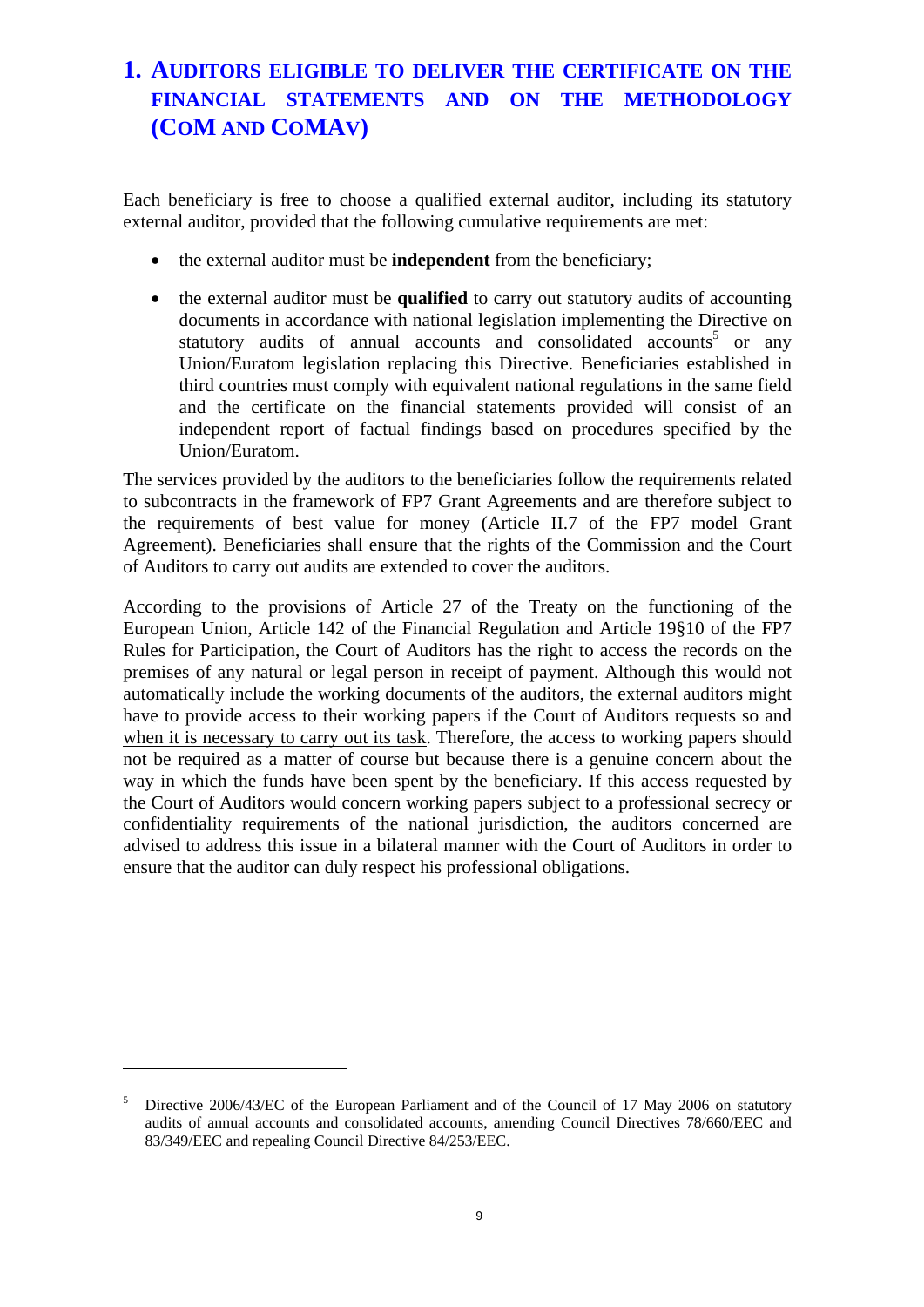# 1. AUDITORS ELIGIBLE TO DELIVER THE CERTIFICATE ON THE FINANCIAL STATEMENTS AND ON THE METHODOLOGY (COM AND COMAV)

Each beneficiary is free to choose a qualified external auditor, including its statutory external auditor, provided that the following cumulative requirements are met:

- the external auditor must be **independent** from the beneficiary;
- the external auditor must be **qualified** to carry out statutory audits of accounting documents in accordance with national legislation implementing the Directive on statutory audits of annual accounts and consolidated accounts[5] or any Union/Euratom legislation replacing this Directive. Beneficiaries established in third countries must comply with equivalent national regulations in the same field and the certificate on the financial statements provided will consist of an independent report of factual findings based on procedures specified by the Union/Euratom.

The services provided by the auditors to the beneficiaries follow the requirements related to subcontracts in the framework of FP7 Grant Agreements and are therefore subject to the requirements of best value for money (Article II.7 of the FP7 model Grant Agreement). Beneficiaries shall ensure that the rights of the Commission and the Court of Auditors to carry out audits are extended to cover the auditors.

According to the provisions of Article 27 of the Treaty on the functioning of the European Union, Article 142 of the Financial Regulation and Article 19§10 of the FP7 Rules for Participation, the Court of Auditors has the right to access the records on the premises of any natural or legal person in receipt of payment. Although this would not automatically include the working documents of the auditors, the external auditors might have to provide access to their working papers if the Court of Auditors requests so and <u>when it is necessary to carry out its task</u>. Therefore, the access to working papers should not be required as a matter of course but because there is a genuine concern about the way in which the funds have been spent by the beneficiary. If this access requested by the Court of Auditors would concern working papers subject to a professional secrecy or confidentiality requirements of the national jurisdiction, the auditors concerned are advised to address this issue in a bilateral manner with the Court of Auditors in order to ensure that the auditor can duly respect his professional obligations.

[5] Directive 2006/43/EC of the European Parliament and of the Council of 17 May 2006 on statutory audits of annual accounts and consolidated accounts, amending Council Directives 78/660/EEC and 83/349/EEC and repealing Council Directive 84/253/EEC.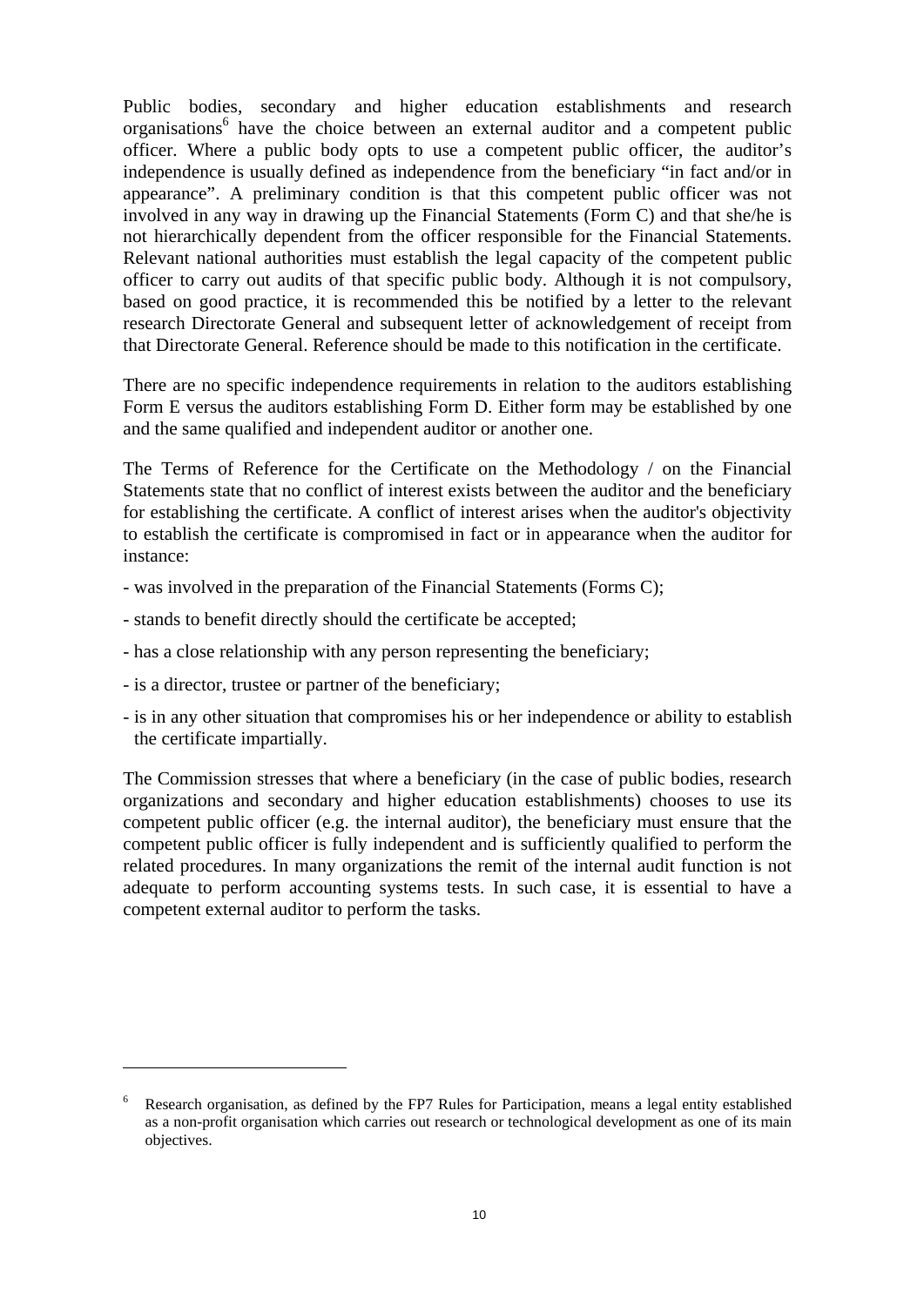Public bodies, secondary and higher education establishments and research organisations[6] have the choice between an external auditor and a competent public officer. Where a public body opts to use a competent public officer, the auditor's independence is usually defined as independence from the beneficiary "in fact and/or in appearance". A preliminary condition is that this competent public officer was not involved in any way in drawing up the Financial Statements (Form C) and that she/he is not hierarchically dependent from the officer responsible for the Financial Statements. Relevant national authorities must establish the legal capacity of the competent public officer to carry out audits of that specific public body. Although it is not compulsory, based on good practice, it is recommended this be notified by a letter to the relevant research Directorate General and subsequent letter of acknowledgement of receipt from that Directorate General. Reference should be made to this notification in the certificate.

There are no specific independence requirements in relation to the auditors establishing Form E versus the auditors establishing Form D. Either form may be established by one and the same qualified and independent auditor or another one.

The Terms of Reference for the Certificate on the Methodology / on the Financial Statements state that no conflict of interest exists between the auditor and the beneficiary for establishing the certificate. A conflict of interest arises when the auditor's objectivity to establish the certificate is compromised in fact or in appearance when the auditor for instance:

- was involved in the preparation of the Financial Statements (Forms C);
- stands to benefit directly should the certificate be accepted;
- has a close relationship with any person representing the beneficiary;
- is a director, trustee or partner of the beneficiary;
- is in any other situation that compromises his or her independence or ability to establish the certificate impartially.

The Commission stresses that where a beneficiary (in the case of public bodies, research organizations and secondary and higher education establishments) chooses to use its competent public officer (e.g. the internal auditor), the beneficiary must ensure that the competent public officer is fully independent and is sufficiently qualified to perform the related procedures. In many organizations the remit of the internal audit function is not adequate to perform accounting systems tests. In such case, it is essential to have a competent external auditor to perform the tasks.

---

[6] Research organisation, as defined by the FP7 Rules for Participation, means a legal entity established as a non-profit organisation which carries out research or technological development as one of its main objectives.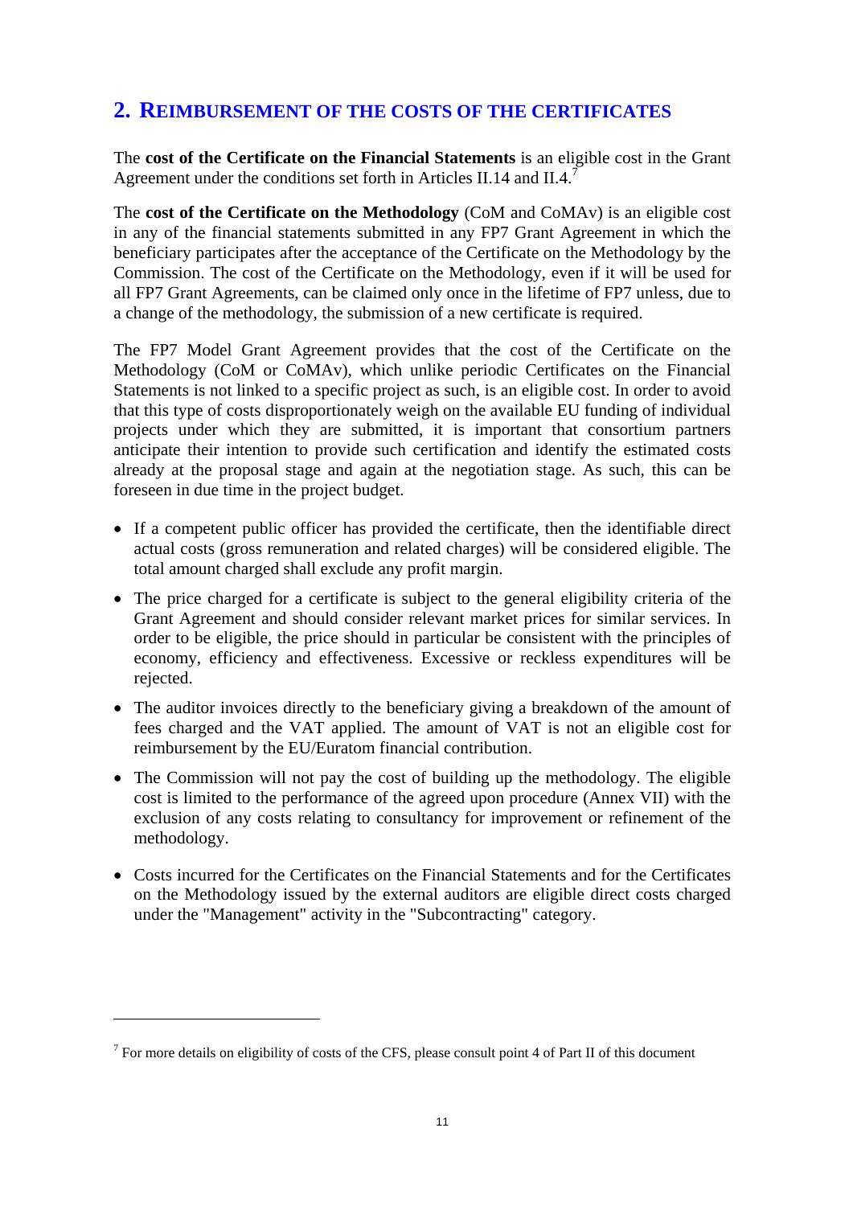## 2. REIMBURSEMENT OF THE COSTS OF THE CERTIFICATES

The **cost of the Certificate on the Financial Statements** is an eligible cost in the Grant Agreement under the conditions set forth in Articles II.14 and II.4.[7]

The **cost of the Certificate on the Methodology** (CoM and CoMAv) is an eligible cost in any of the financial statements submitted in any FP7 Grant Agreement in which the beneficiary participates after the acceptance of the Certificate on the Methodology by the Commission. The cost of the Certificate on the Methodology, even if it will be used for all FP7 Grant Agreements, can be claimed only once in the lifetime of FP7 unless, due to a change of the methodology, the submission of a new certificate is required.

The FP7 Model Grant Agreement provides that the cost of the Certificate on the Methodology (CoM or CoMAv), which unlike periodic Certificates on the Financial Statements is not linked to a specific project as such, is an eligible cost. In order to avoid that this type of costs disproportionately weigh on the available EU funding of individual projects under which they are submitted, it is important that consortium partners anticipate their intention to provide such certification and identify the estimated costs already at the proposal stage and again at the negotiation stage. As such, this can be foreseen in due time in the project budget.

- If a competent public officer has provided the certificate, then the identifiable direct actual costs (gross remuneration and related charges) will be considered eligible. The total amount charged shall exclude any profit margin.
- The price charged for a certificate is subject to the general eligibility criteria of the Grant Agreement and should consider relevant market prices for similar services. In order to be eligible, the price should in particular be consistent with the principles of economy, efficiency and effectiveness. Excessive or reckless expenditures will be rejected.
- The auditor invoices directly to the beneficiary giving a breakdown of the amount of fees charged and the VAT applied. The amount of VAT is not an eligible cost for reimbursement by the EU/Euratom financial contribution.
- The Commission will not pay the cost of building up the methodology. The eligible cost is limited to the performance of the agreed upon procedure (Annex VII) with the exclusion of any costs relating to consultancy for improvement or refinement of the methodology.
- Costs incurred for the Certificates on the Financial Statements and for the Certificates on the Methodology issued by the external auditors are eligible direct costs charged under the "Management" activity in the "Subcontracting" category.

---

[7] For more details on eligibility of costs of the CFS, please consult point 4 of Part II of this document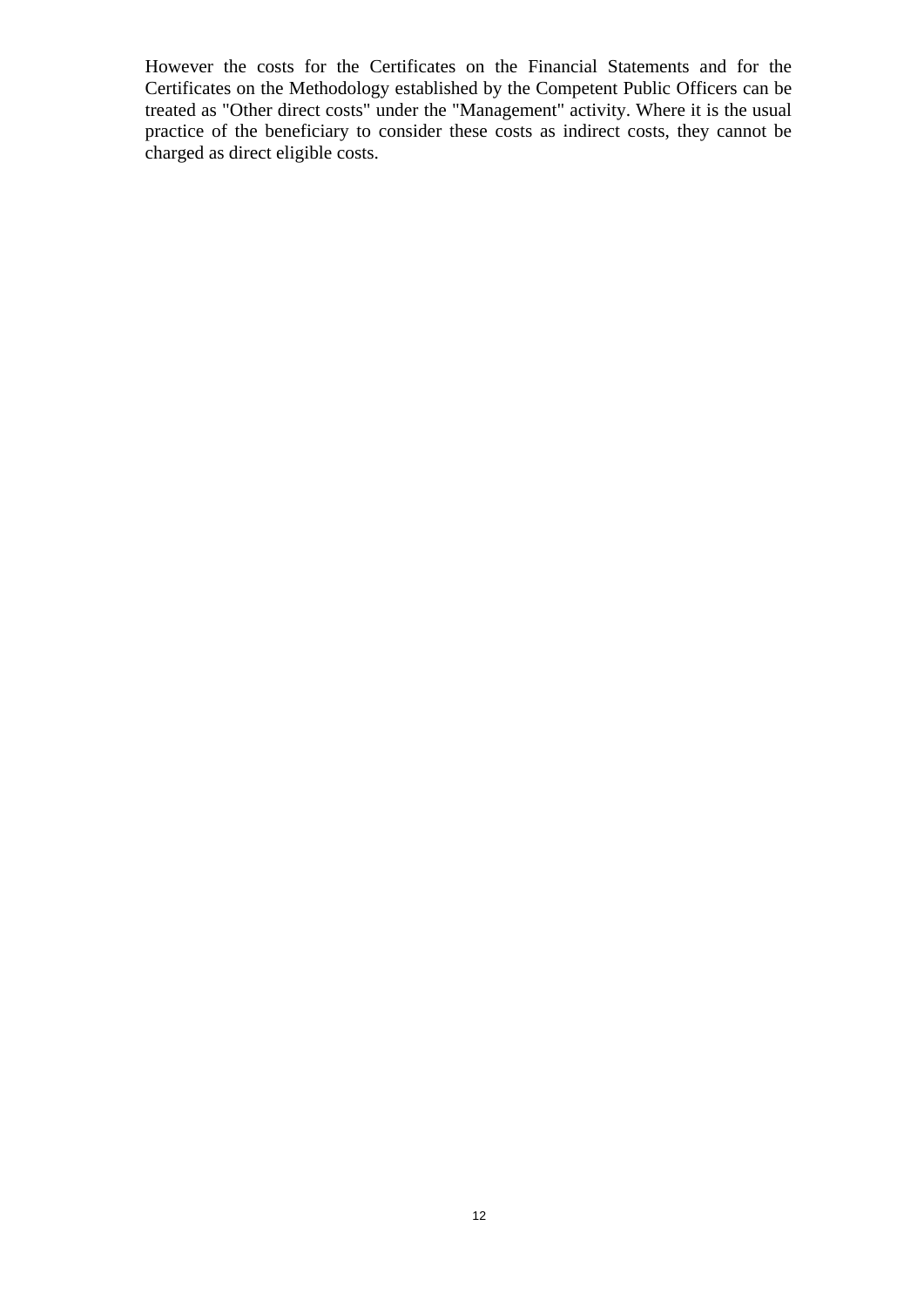However the costs for the Certificates on the Financial Statements and for the Certificates on the Methodology established by the Competent Public Officers can be treated as "Other direct costs" under the "Management" activity. Where it is the usual practice of the beneficiary to consider these costs as indirect costs, they cannot be charged as direct eligible costs.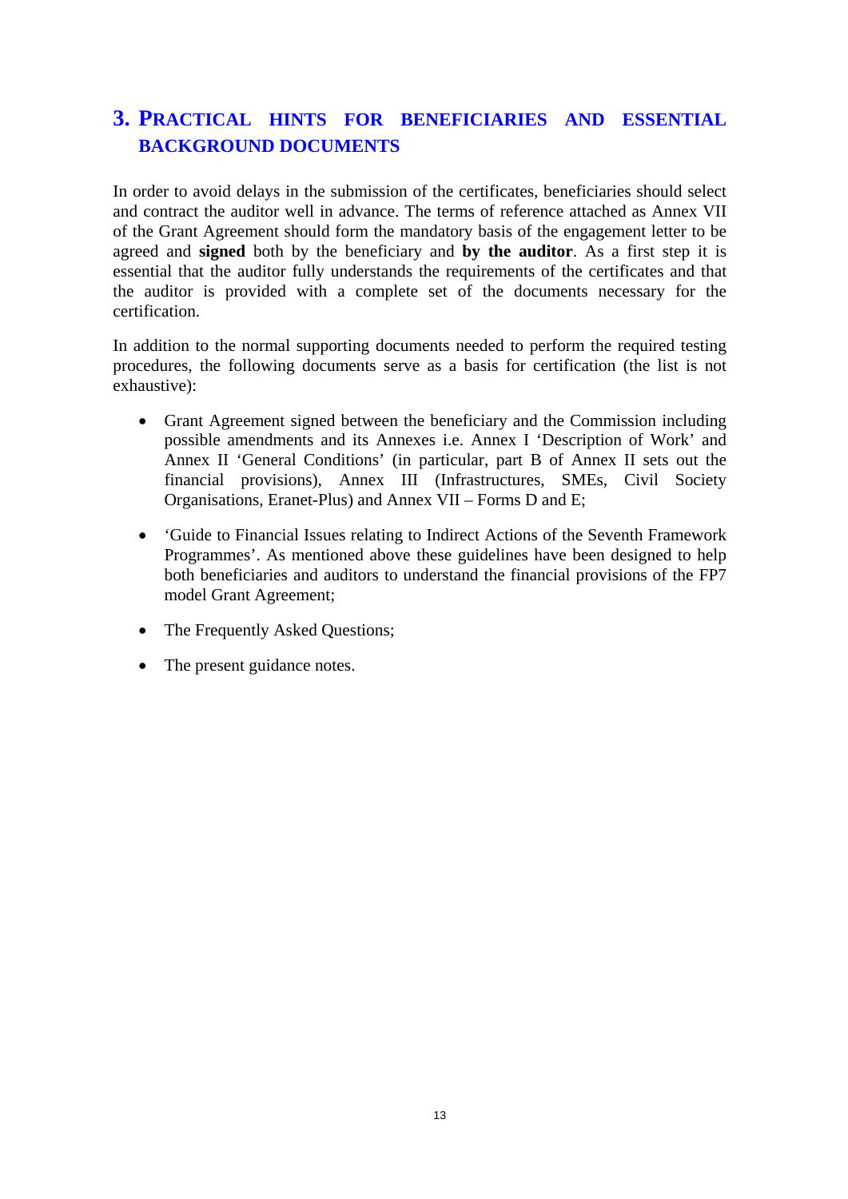# 3. Practical hints for beneficiaries and essential background documents

In order to avoid delays in the submission of the certificates, beneficiaries should select and contract the auditor well in advance. The terms of reference attached as Annex VII of the Grant Agreement should form the mandatory basis of the engagement letter to be agreed and **signed** both by the beneficiary and **by the auditor**. As a first step it is essential that the auditor fully understands the requirements of the certificates and that the auditor is provided with a complete set of the documents necessary for the certification.

In addition to the normal supporting documents needed to perform the required testing procedures, the following documents serve as a basis for certification (the list is not exhaustive):

- Grant Agreement signed between the beneficiary and the Commission including possible amendments and its Annexes i.e. Annex I 'Description of Work' and Annex II 'General Conditions' (in particular, part B of Annex II sets out the financial provisions), Annex III (Infrastructures, SMEs, Civil Society Organisations, Eranet-Plus) and Annex VII – Forms D and E;

- 'Guide to Financial Issues relating to Indirect Actions of the Seventh Framework Programmes'. As mentioned above these guidelines have been designed to help both beneficiaries and auditors to understand the financial provisions of the FP7 model Grant Agreement;

- The Frequently Asked Questions;

- The present guidance notes.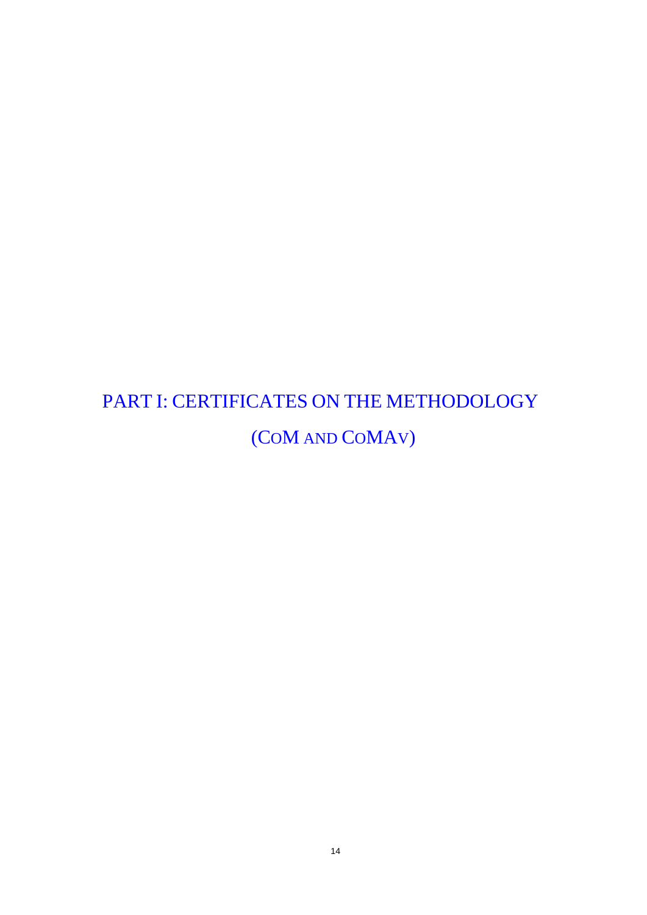# PART I: CERTIFICATES ON THE METHODOLOGY

# (COM AND COMAV)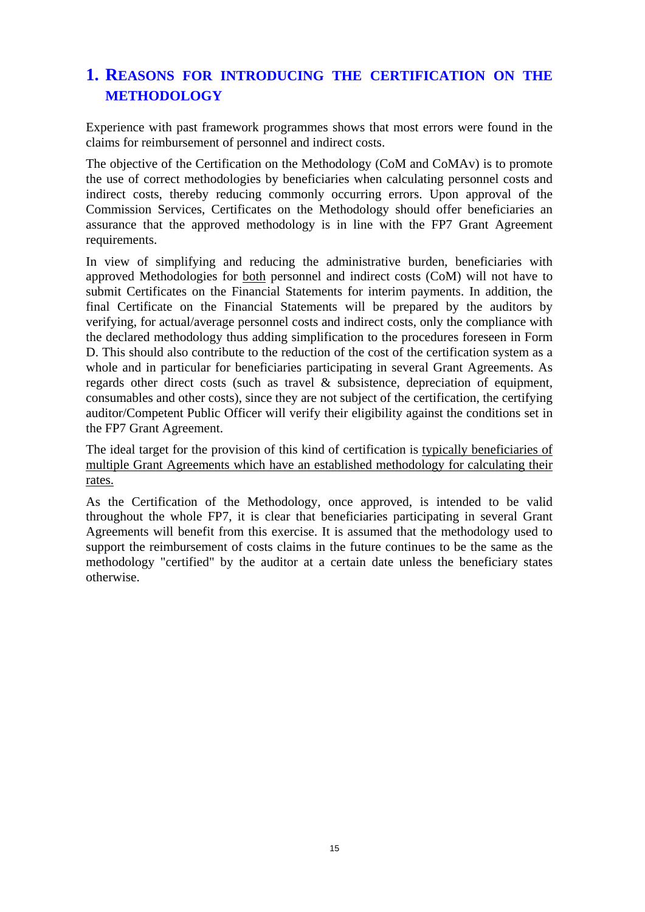# 1. Reasons for introducing the certification on the methodology

Experience with past framework programmes shows that most errors were found in the claims for reimbursement of personnel and indirect costs.

The objective of the Certification on the Methodology (CoM and CoMAv) is to promote the use of correct methodologies by beneficiaries when calculating personnel costs and indirect costs, thereby reducing commonly occurring errors. Upon approval of the Commission Services, Certificates on the Methodology should offer beneficiaries an assurance that the approved methodology is in line with the FP7 Grant Agreement requirements.

In view of simplifying and reducing the administrative burden, beneficiaries with approved Methodologies for both personnel and indirect costs (CoM) will not have to submit Certificates on the Financial Statements for interim payments. In addition, the final Certificate on the Financial Statements will be prepared by the auditors by verifying, for actual/average personnel costs and indirect costs, only the compliance with the declared methodology thus adding simplification to the procedures foreseen in Form D. This should also contribute to the reduction of the cost of the certification system as a whole and in particular for beneficiaries participating in several Grant Agreements. As regards other direct costs (such as travel & subsistence, depreciation of equipment, consumables and other costs), since they are not subject of the certification, the certifying auditor/Competent Public Officer will verify their eligibility against the conditions set in the FP7 Grant Agreement.

The ideal target for the provision of this kind of certification is typically beneficiaries of multiple Grant Agreements which have an established methodology for calculating their rates.

As the Certification of the Methodology, once approved, is intended to be valid throughout the whole FP7, it is clear that beneficiaries participating in several Grant Agreements will benefit from this exercise. It is assumed that the methodology used to support the reimbursement of costs claims in the future continues to be the same as the methodology "certified" by the auditor at a certain date unless the beneficiary states otherwise.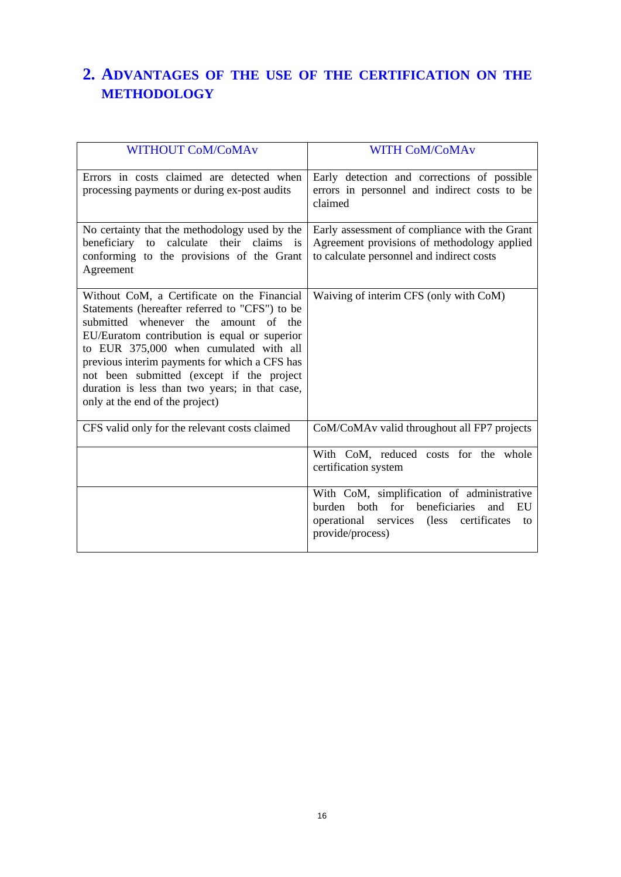## 2. ADVANTAGES OF THE USE OF THE CERTIFICATION ON THE METHODOLOGY

| WITHOUT CoM/CoMAv | WITH CoM/CoMAv |
|---|---|
| Errors in costs claimed are detected when processing payments or during ex-post audits | Early detection and corrections of possible errors in personnel and indirect costs to be claimed |
| No certainty that the methodology used by the beneficiary to calculate their claims is conforming to the provisions of the Grant Agreement | Early assessment of compliance with the Grant Agreement provisions of methodology applied to calculate personnel and indirect costs |
| Without CoM, a Certificate on the Financial Statements (hereafter referred to "CFS") to be submitted whenever the amount of the EU/Euratom contribution is equal or superior to EUR 375,000 when cumulated with all previous interim payments for which a CFS has not been submitted (except if the project duration is less than two years; in that case, only at the end of the project) | Waiving of interim CFS (only with CoM) |
| CFS valid only for the relevant costs claimed | CoM/CoMAv valid throughout all FP7 projects |
| | With CoM, reduced costs for the whole certification system |
| | With CoM, simplification of administrative burden both for beneficiaries and EU operational services (less certificates to provide/process) |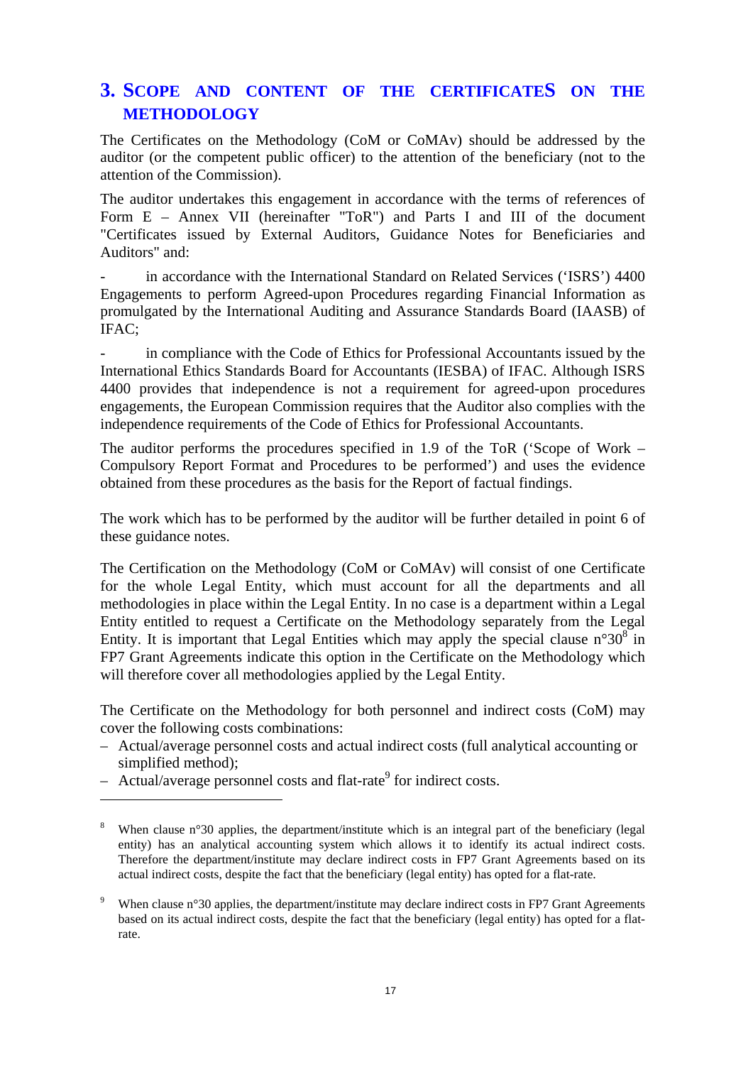# 3. SCOPE AND CONTENT OF THE CERTIFICATES ON THE METHODOLOGY

The Certificates on the Methodology (CoM or CoMAv) should be addressed by the auditor (or the competent public officer) to the attention of the beneficiary (not to the attention of the Commission).

The auditor undertakes this engagement in accordance with the terms of references of Form E – Annex VII (hereinafter "ToR") and Parts I and III of the document "Certificates issued by External Auditors, Guidance Notes for Beneficiaries and Auditors" and:

- in accordance with the International Standard on Related Services ('ISRS') 4400 Engagements to perform Agreed-upon Procedures regarding Financial Information as promulgated by the International Auditing and Assurance Standards Board (IAASB) of IFAC;
- in compliance with the Code of Ethics for Professional Accountants issued by the International Ethics Standards Board for Accountants (IESBA) of IFAC. Although ISRS 4400 provides that independence is not a requirement for agreed-upon procedures engagements, the European Commission requires that the Auditor also complies with the independence requirements of the Code of Ethics for Professional Accountants.

The auditor performs the procedures specified in 1.9 of the ToR ('Scope of Work – Compulsory Report Format and Procedures to be performed') and uses the evidence obtained from these procedures as the basis for the Report of factual findings.

The work which has to be performed by the auditor will be further detailed in point 6 of these guidance notes.

The Certification on the Methodology (CoM or CoMAv) will consist of one Certificate for the whole Legal Entity, which must account for all the departments and all methodologies in place within the Legal Entity. In no case is a department within a Legal Entity entitled to request a Certificate on the Methodology separately from the Legal Entity. It is important that Legal Entities which may apply the special clause n°30[8] in FP7 Grant Agreements indicate this option in the Certificate on the Methodology which will therefore cover all methodologies applied by the Legal Entity.

The Certificate on the Methodology for both personnel and indirect costs (CoM) may cover the following costs combinations:

– Actual/average personnel costs and actual indirect costs (full analytical accounting or simplified method);
– Actual/average personnel costs and flat-rate[9] for indirect costs.

---

[8] When clause n°30 applies, the department/institute which is an integral part of the beneficiary (legal entity) has an analytical accounting system which allows it to identify its actual indirect costs. Therefore the department/institute may declare indirect costs in FP7 Grant Agreements based on its actual indirect costs, despite the fact that the beneficiary (legal entity) has opted for a flat-rate.

[9] When clause n°30 applies, the department/institute may declare indirect costs in FP7 Grant Agreements based on its actual indirect costs, despite the fact that the beneficiary (legal entity) has opted for a flat-rate.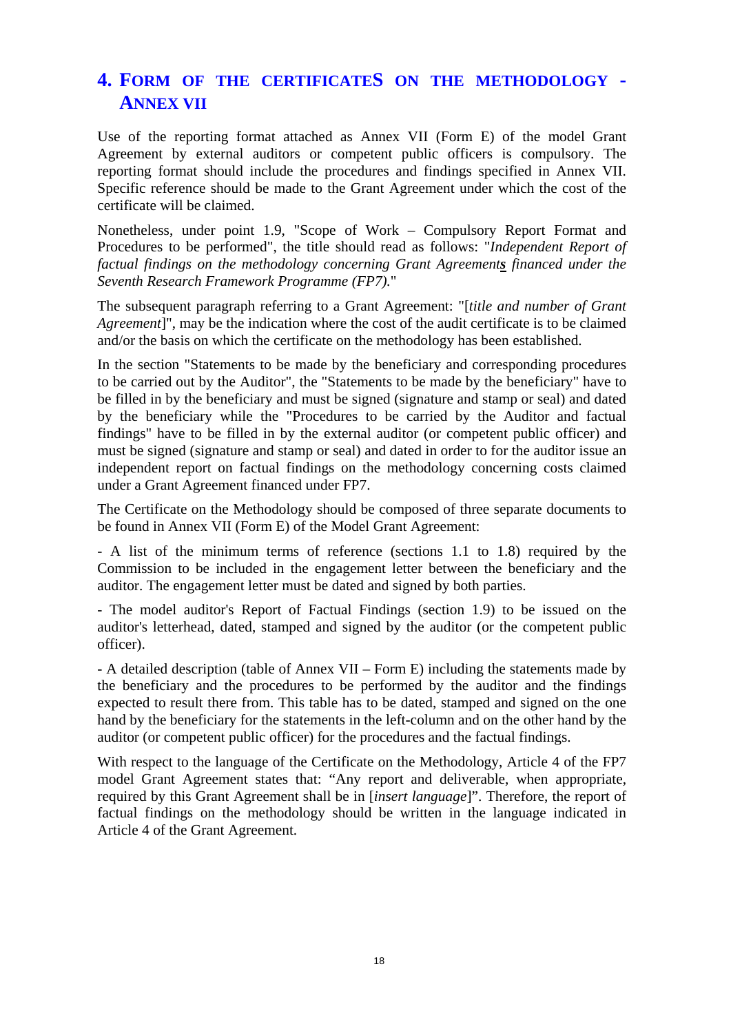## 4. Form of the certificates on the methodology - Annex VII

Use of the reporting format attached as Annex VII (Form E) of the model Grant Agreement by external auditors or competent public officers is compulsory. The reporting format should include the procedures and findings specified in Annex VII. Specific reference should be made to the Grant Agreement under which the cost of the certificate will be claimed.

Nonetheless, under point 1.9, "Scope of Work – Compulsory Report Format and Procedures to be performed", the title should read as follows: "*Independent Report of factual findings on the methodology concerning Grant Agreement**s** financed under the Seventh Research Framework Programme (FP7).*"

The subsequent paragraph referring to a Grant Agreement: "[*title and number of Grant Agreement*]", may be the indication where the cost of the audit certificate is to be claimed and/or the basis on which the certificate on the methodology has been established.

In the section "Statements to be made by the beneficiary and corresponding procedures to be carried out by the Auditor", the "Statements to be made by the beneficiary" have to be filled in by the beneficiary and must be signed (signature and stamp or seal) and dated by the beneficiary while the "Procedures to be carried by the Auditor and factual findings" have to be filled in by the external auditor (or competent public officer) and must be signed (signature and stamp or seal) and dated in order to for the auditor issue an independent report on factual findings on the methodology concerning costs claimed under a Grant Agreement financed under FP7.

The Certificate on the Methodology should be composed of three separate documents to be found in Annex VII (Form E) of the Model Grant Agreement:

- A list of the minimum terms of reference (sections 1.1 to 1.8) required by the Commission to be included in the engagement letter between the beneficiary and the auditor. The engagement letter must be dated and signed by both parties.

- The model auditor's Report of Factual Findings (section 1.9) to be issued on the auditor's letterhead, dated, stamped and signed by the auditor (or the competent public officer).

- A detailed description (table of Annex VII – Form E) including the statements made by the beneficiary and the procedures to be performed by the auditor and the findings expected to result there from. This table has to be dated, stamped and signed on the one hand by the beneficiary for the statements in the left-column and on the other hand by the auditor (or competent public officer) for the procedures and the factual findings.

With respect to the language of the Certificate on the Methodology, Article 4 of the FP7 model Grant Agreement states that: "Any report and deliverable, when appropriate, required by this Grant Agreement shall be in [*insert language*]". Therefore, the report of factual findings on the methodology should be written in the language indicated in Article 4 of the Grant Agreement.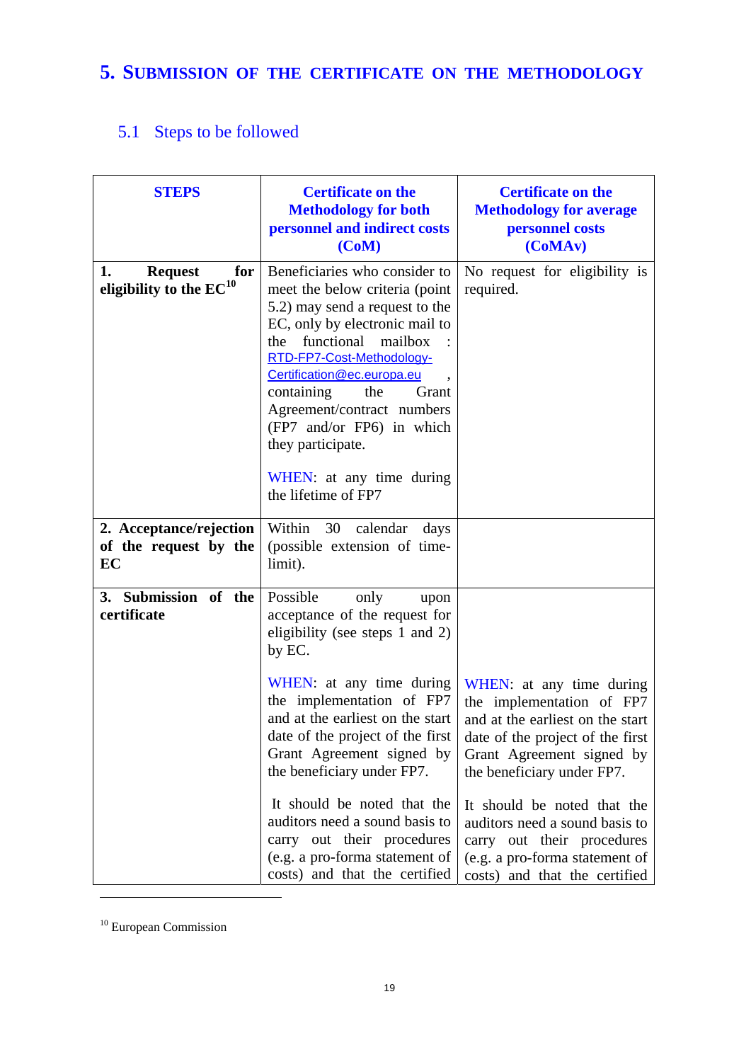# 5. Submission of the Certificate on the Methodology

## 5.1 Steps to be followed

| STEPS | Certificate on the Methodology for both personnel and indirect costs (CoM) | Certificate on the Methodology for average personnel costs (CoMAv) |
|---|---|---|
| **1. Request for eligibility to the EC**[10] | Beneficiaries who consider to meet the below criteria (point 5.2) may send a request to the EC, only by electronic mail to the functional mailbox : RTD-FP7-Cost-Methodology-Certification@ec.europa.eu , containing the Grant Agreement/contract numbers (FP7 and/or FP6) in which they participate.<br><br>WHEN: at any time during the lifetime of FP7 | No request for eligibility is required. |
| **2. Acceptance/rejection of the request by the EC** | Within 30 calendar days (possible extension of time-limit). | |
| **3. Submission of the certificate** | Possible only upon acceptance of the request for eligibility (see steps 1 and 2) by EC.<br><br>WHEN: at any time during the implementation of FP7 and at the earliest on the start date of the project of the first Grant Agreement signed by the beneficiary under FP7.<br><br>It should be noted that the auditors need a sound basis to carry out their procedures (e.g. a pro-forma statement of costs) and that the certified | WHEN: at any time during the implementation of FP7 and at the earliest on the start date of the project of the first Grant Agreement signed by the beneficiary under FP7.<br><br>It should be noted that the auditors need a sound basis to carry out their procedures (e.g. a pro-forma statement of costs) and that the certified |

[10] European Commission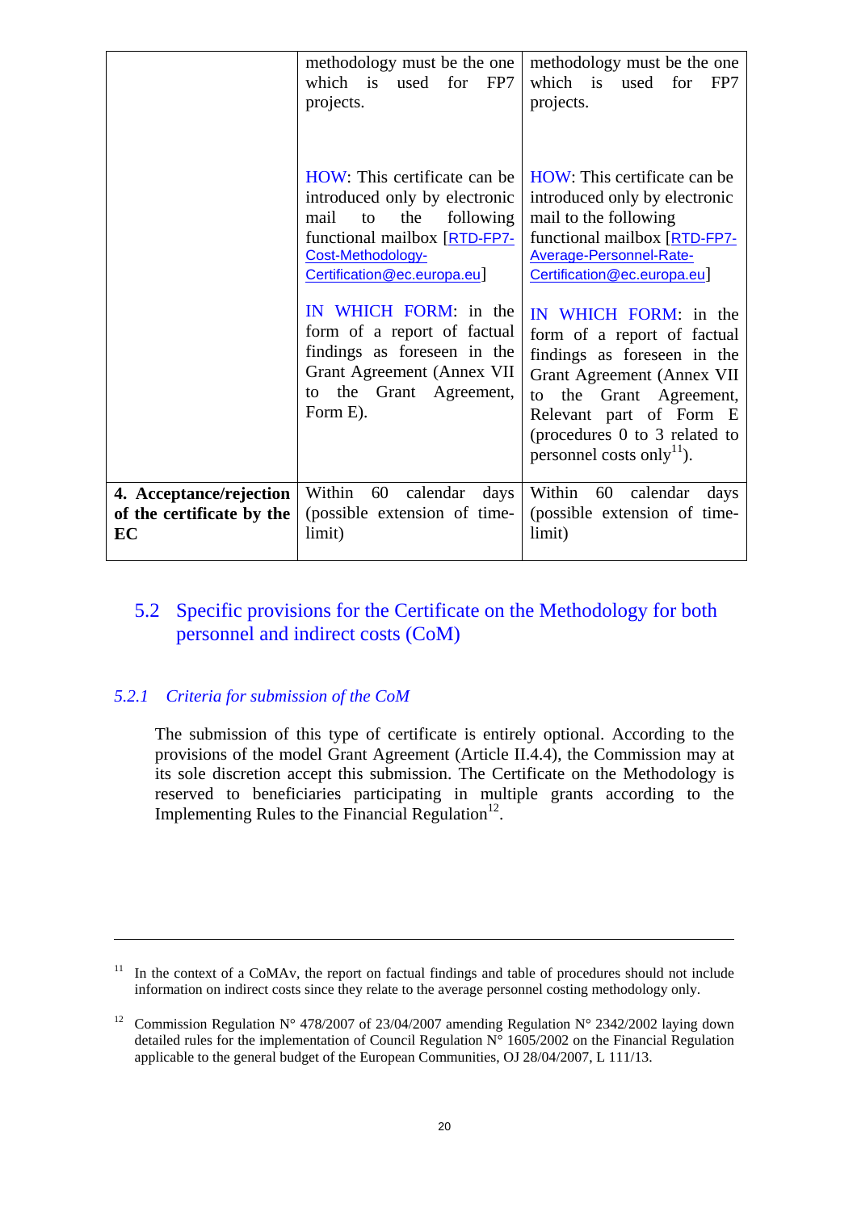| | | |
|---|---|---|
| | methodology must be the one which is used for FP7 projects.<br><br>HOW: This certificate can be introduced only by electronic mail to the following functional mailbox [RTD-FP7-Cost-Methodology-Certification@ec.europa.eu]<br><br>IN WHICH FORM: in the form of a report of factual findings as foreseen in the Grant Agreement (Annex VII to the Grant Agreement, Form E). | methodology must be the one which is used for FP7 projects.<br><br>HOW: This certificate can be introduced only by electronic mail to the following functional mailbox [RTD-FP7-Average-Personnel-Rate-Certification@ec.europa.eu]<br><br>IN WHICH FORM: in the form of a report of factual findings as foreseen in the Grant Agreement (Annex VII to the Grant Agreement, Relevant part of Form E (procedures 0 to 3 related to personnel costs only[11]). |
| **4. Acceptance/rejection of the certificate by the EC** | Within 60 calendar days (possible extension of time-limit) | Within 60 calendar days (possible extension of time-limit) |

## 5.2 Specific provisions for the Certificate on the Methodology for both personnel and indirect costs (CoM)

### *5.2.1 Criteria for submission of the CoM*

The submission of this type of certificate is entirely optional. According to the provisions of the model Grant Agreement (Article II.4.4), the Commission may at its sole discretion accept this submission. The Certificate on the Methodology is reserved to beneficiaries participating in multiple grants according to the Implementing Rules to the Financial Regulation[12].

---

[11] In the context of a CoMAv, the report on factual findings and table of procedures should not include information on indirect costs since they relate to the average personnel costing methodology only.

[12] Commission Regulation N° 478/2007 of 23/04/2007 amending Regulation N° 2342/2002 laying down detailed rules for the implementation of Council Regulation N° 1605/2002 on the Financial Regulation applicable to the general budget of the European Communities, OJ 28/04/2007, L 111/13.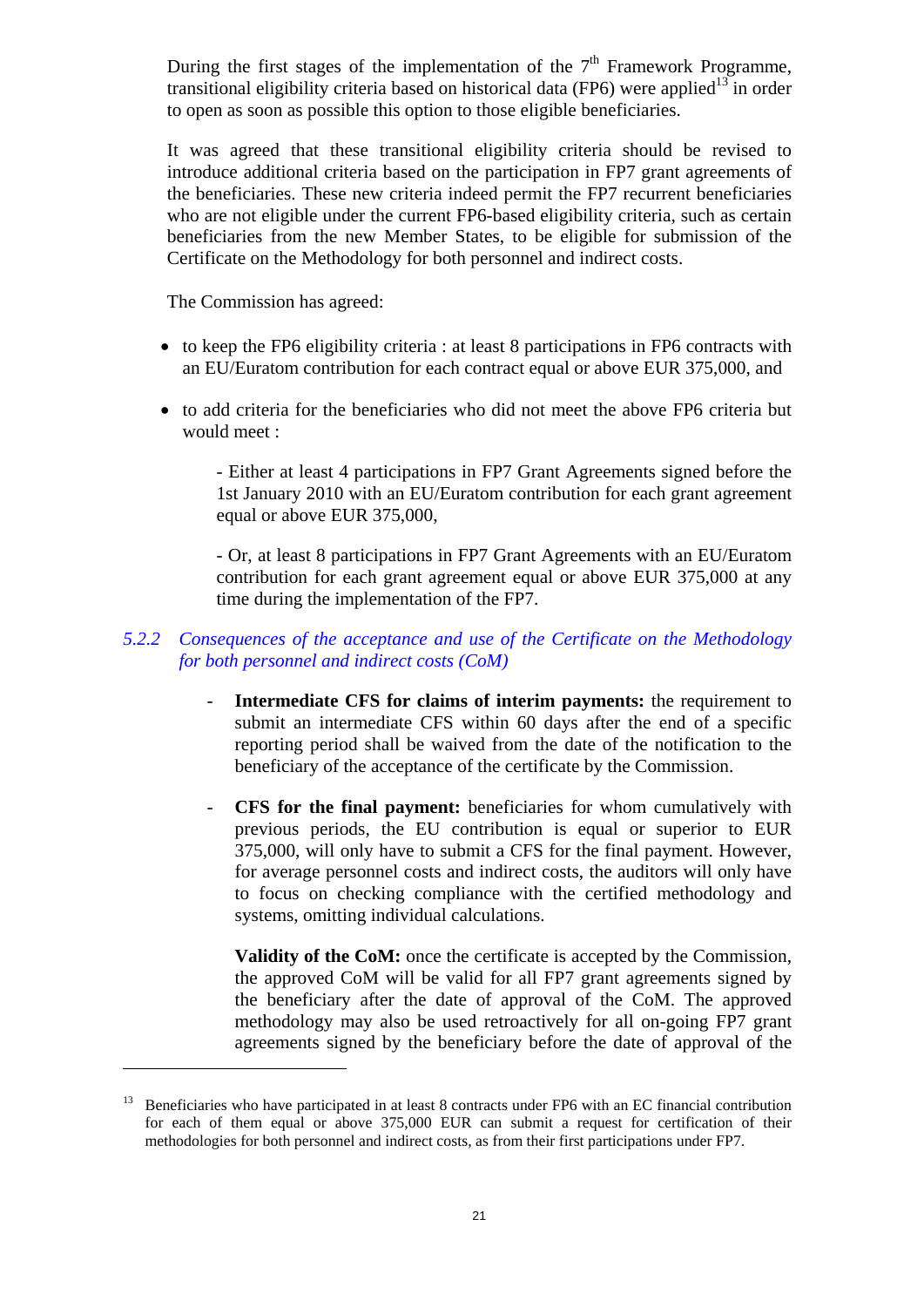During the first stages of the implementation of the 7th Framework Programme, transitional eligibility criteria based on historical data (FP6) were applied[13] in order to open as soon as possible this option to those eligible beneficiaries.

It was agreed that these transitional eligibility criteria should be revised to introduce additional criteria based on the participation in FP7 grant agreements of the beneficiaries. These new criteria indeed permit the FP7 recurrent beneficiaries who are not eligible under the current FP6-based eligibility criteria, such as certain beneficiaries from the new Member States, to be eligible for submission of the Certificate on the Methodology for both personnel and indirect costs.

The Commission has agreed:

- to keep the FP6 eligibility criteria : at least 8 participations in FP6 contracts with an EU/Euratom contribution for each contract equal or above EUR 375,000, and
- to add criteria for the beneficiaries who did not meet the above FP6 criteria but would meet :

  - Either at least 4 participations in FP7 Grant Agreements signed before the 1st January 2010 with an EU/Euratom contribution for each grant agreement equal or above EUR 375,000,

  - Or, at least 8 participations in FP7 Grant Agreements with an EU/Euratom contribution for each grant agreement equal or above EUR 375,000 at any time during the implementation of the FP7.

### *5.2.2 Consequences of the acceptance and use of the Certificate on the Methodology for both personnel and indirect costs (CoM)*

- **Intermediate CFS for claims of interim payments:** the requirement to submit an intermediate CFS within 60 days after the end of a specific reporting period shall be waived from the date of the notification to the beneficiary of the acceptance of the certificate by the Commission.

- **CFS for the final payment:** beneficiaries for whom cumulatively with previous periods, the EU contribution is equal or superior to EUR 375,000, will only have to submit a CFS for the final payment. However, for average personnel costs and indirect costs, the auditors will only have to focus on checking compliance with the certified methodology and systems, omitting individual calculations.

  **Validity of the CoM:** once the certificate is accepted by the Commission, the approved CoM will be valid for all FP7 grant agreements signed by the beneficiary after the date of approval of the CoM. The approved methodology may also be used retroactively for all on-going FP7 grant agreements signed by the beneficiary before the date of approval of the

---

[13] Beneficiaries who have participated in at least 8 contracts under FP6 with an EC financial contribution for each of them equal or above 375,000 EUR can submit a request for certification of their methodologies for both personnel and indirect costs, as from their first participations under FP7.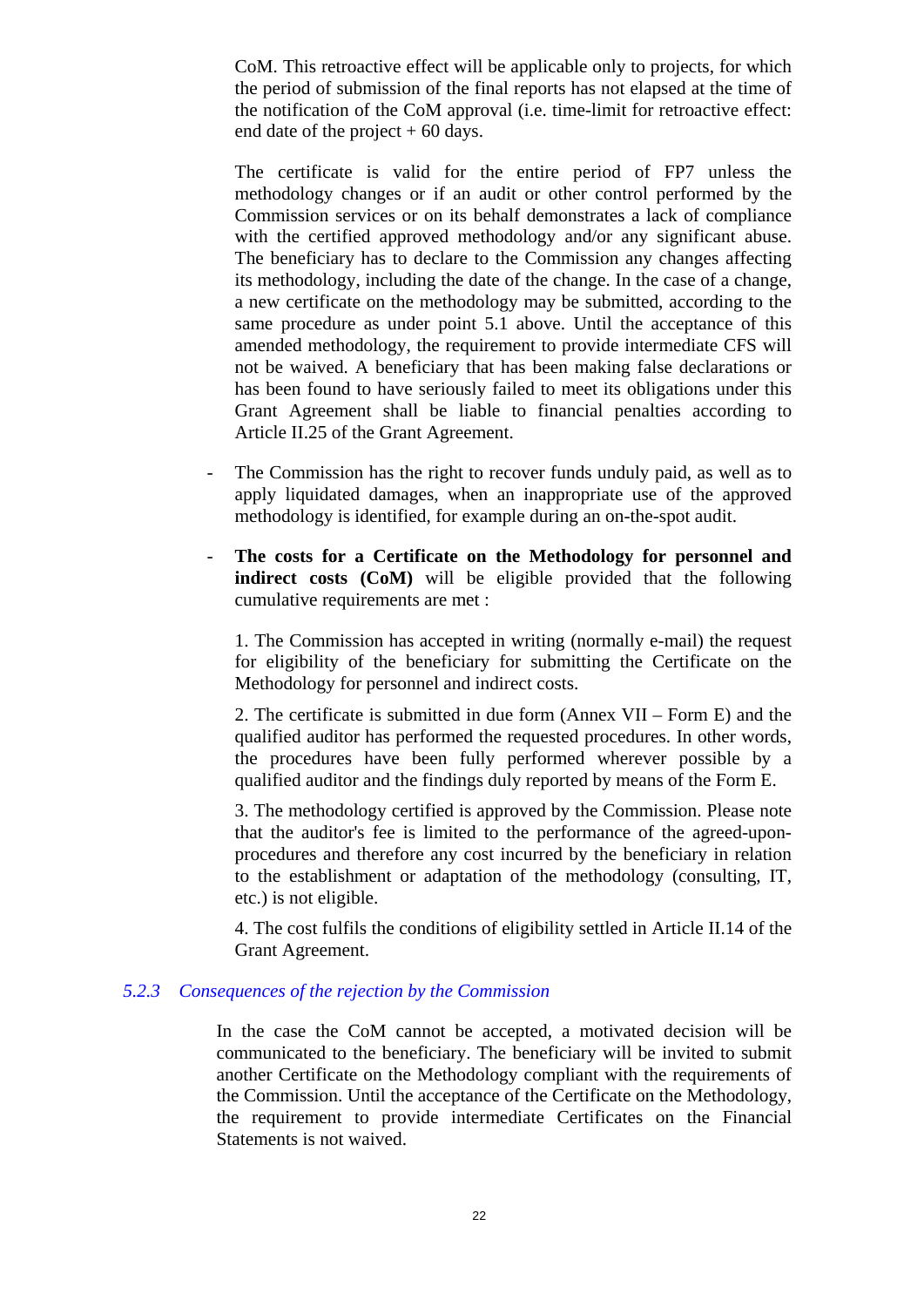CoM. This retroactive effect will be applicable only to projects, for which the period of submission of the final reports has not elapsed at the time of the notification of the CoM approval (i.e. time-limit for retroactive effect: end date of the project + 60 days.

The certificate is valid for the entire period of FP7 unless the methodology changes or if an audit or other control performed by the Commission services or on its behalf demonstrates a lack of compliance with the certified approved methodology and/or any significant abuse. The beneficiary has to declare to the Commission any changes affecting its methodology, including the date of the change. In the case of a change, a new certificate on the methodology may be submitted, according to the same procedure as under point 5.1 above. Until the acceptance of this amended methodology, the requirement to provide intermediate CFS will not be waived. A beneficiary that has been making false declarations or has been found to have seriously failed to meet its obligations under this Grant Agreement shall be liable to financial penalties according to Article II.25 of the Grant Agreement.

- The Commission has the right to recover funds unduly paid, as well as to apply liquidated damages, when an inappropriate use of the approved methodology is identified, for example during an on-the-spot audit.

- **The costs for a Certificate on the Methodology for personnel and indirect costs (CoM)** will be eligible provided that the following cumulative requirements are met :

  1. The Commission has accepted in writing (normally e-mail) the request for eligibility of the beneficiary for submitting the Certificate on the Methodology for personnel and indirect costs.

  2. The certificate is submitted in due form (Annex VII – Form E) and the qualified auditor has performed the requested procedures. In other words, the procedures have been fully performed wherever possible by a qualified auditor and the findings duly reported by means of the Form E.

  3. The methodology certified is approved by the Commission. Please note that the auditor's fee is limited to the performance of the agreed-upon-procedures and therefore any cost incurred by the beneficiary in relation to the establishment or adaptation of the methodology (consulting, IT, etc.) is not eligible.

  4. The cost fulfils the conditions of eligibility settled in Article II.14 of the Grant Agreement.

### *5.2.3 Consequences of the rejection by the Commission*

In the case the CoM cannot be accepted, a motivated decision will be communicated to the beneficiary. The beneficiary will be invited to submit another Certificate on the Methodology compliant with the requirements of the Commission. Until the acceptance of the Certificate on the Methodology, the requirement to provide intermediate Certificates on the Financial Statements is not waived.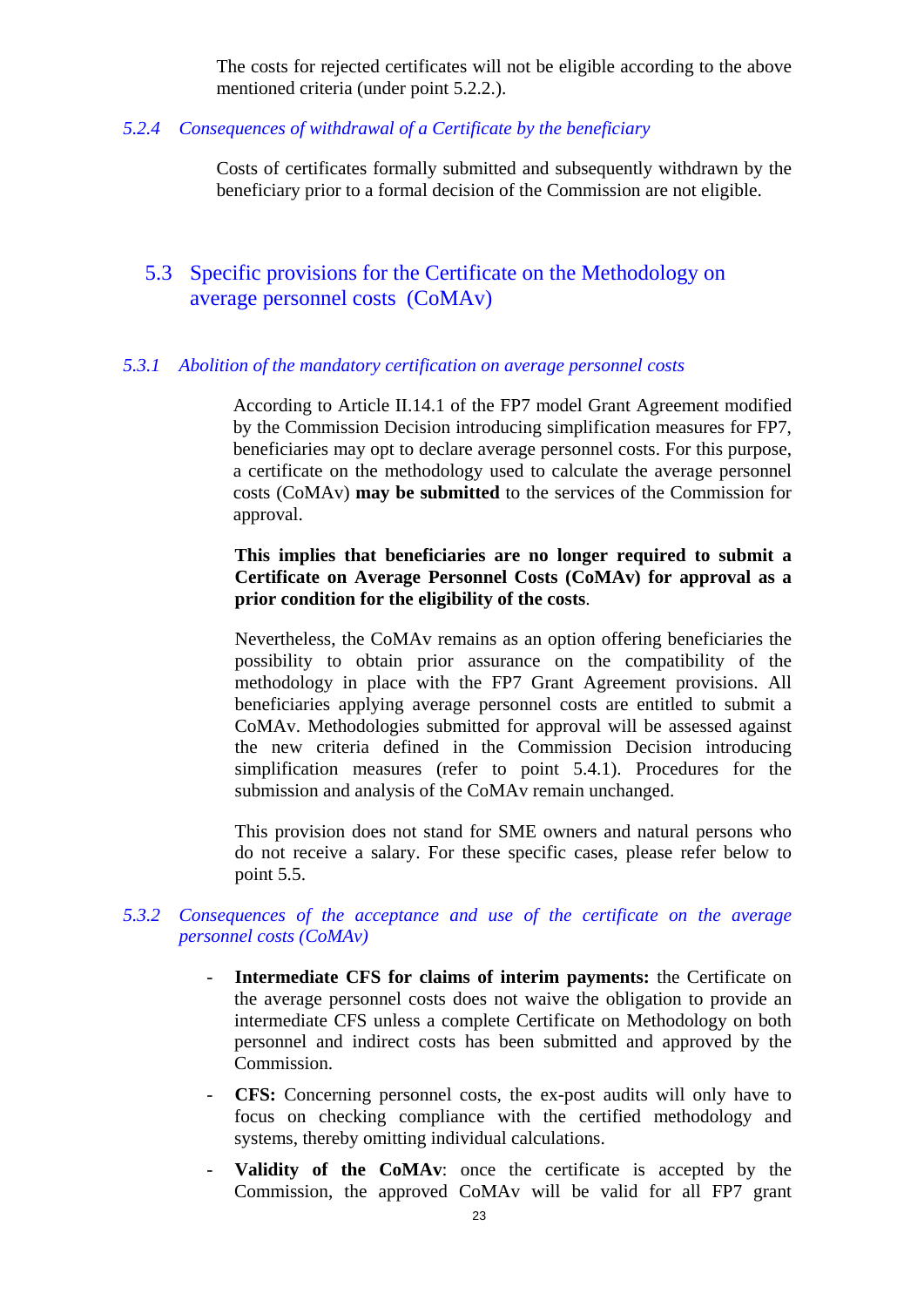The costs for rejected certificates will not be eligible according to the above mentioned criteria (under point 5.2.2.).

#### *5.2.4 Consequences of withdrawal of a Certificate by the beneficiary*

Costs of certificates formally submitted and subsequently withdrawn by the beneficiary prior to a formal decision of the Commission are not eligible.

### 5.3 Specific provisions for the Certificate on the Methodology on average personnel costs (CoMAv)

#### *5.3.1 Abolition of the mandatory certification on average personnel costs*

According to Article II.14.1 of the FP7 model Grant Agreement modified by the Commission Decision introducing simplification measures for FP7, beneficiaries may opt to declare average personnel costs. For this purpose, a certificate on the methodology used to calculate the average personnel costs (CoMAv) **may be submitted** to the services of the Commission for approval.

**This implies that beneficiaries are no longer required to submit a Certificate on Average Personnel Costs (CoMAv) for approval as a prior condition for the eligibility of the costs**.

Nevertheless, the CoMAv remains as an option offering beneficiaries the possibility to obtain prior assurance on the compatibility of the methodology in place with the FP7 Grant Agreement provisions. All beneficiaries applying average personnel costs are entitled to submit a CoMAv. Methodologies submitted for approval will be assessed against the new criteria defined in the Commission Decision introducing simplification measures (refer to point 5.4.1). Procedures for the submission and analysis of the CoMAv remain unchanged.

This provision does not stand for SME owners and natural persons who do not receive a salary. For these specific cases, please refer below to point 5.5.

#### *5.3.2 Consequences of the acceptance and use of the certificate on the average personnel costs (CoMAv)*

- **Intermediate CFS for claims of interim payments:** the Certificate on the average personnel costs does not waive the obligation to provide an intermediate CFS unless a complete Certificate on Methodology on both personnel and indirect costs has been submitted and approved by the Commission.
- **CFS:** Concerning personnel costs, the ex-post audits will only have to focus on checking compliance with the certified methodology and systems, thereby omitting individual calculations.
- **Validity of the CoMAv**: once the certificate is accepted by the Commission, the approved CoMAv will be valid for all FP7 grant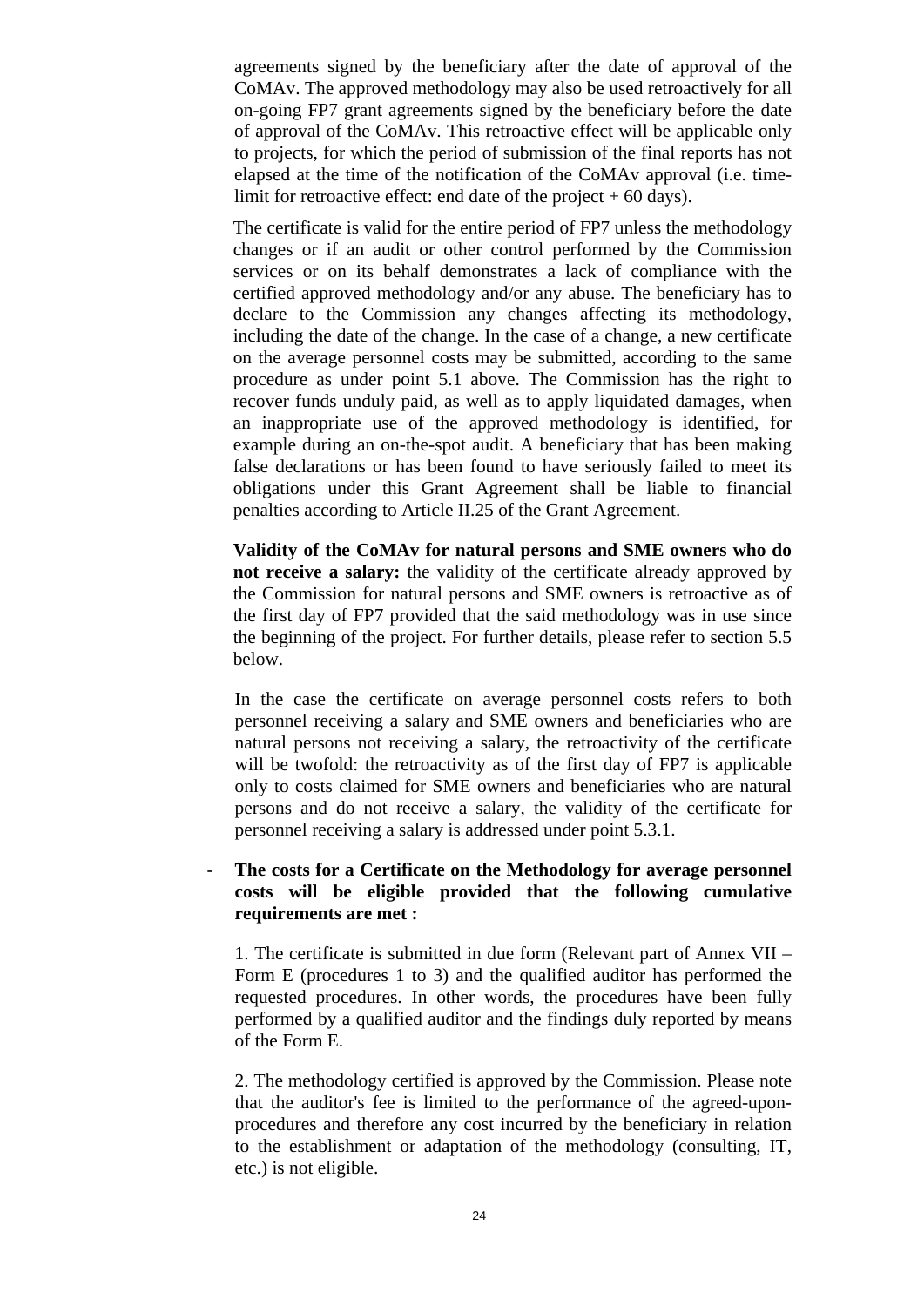agreements signed by the beneficiary after the date of approval of the CoMAv. The approved methodology may also be used retroactively for all on-going FP7 grant agreements signed by the beneficiary before the date of approval of the CoMAv. This retroactive effect will be applicable only to projects, for which the period of submission of the final reports has not elapsed at the time of the notification of the CoMAv approval (i.e. time-limit for retroactive effect: end date of the project + 60 days).

The certificate is valid for the entire period of FP7 unless the methodology changes or if an audit or other control performed by the Commission services or on its behalf demonstrates a lack of compliance with the certified approved methodology and/or any abuse. The beneficiary has to declare to the Commission any changes affecting its methodology, including the date of the change. In the case of a change, a new certificate on the average personnel costs may be submitted, according to the same procedure as under point 5.1 above. The Commission has the right to recover funds unduly paid, as well as to apply liquidated damages, when an inappropriate use of the approved methodology is identified, for example during an on-the-spot audit. A beneficiary that has been making false declarations or has been found to have seriously failed to meet its obligations under this Grant Agreement shall be liable to financial penalties according to Article II.25 of the Grant Agreement.

**Validity of the CoMAv for natural persons and SME owners who do not receive a salary:** the validity of the certificate already approved by the Commission for natural persons and SME owners is retroactive as of the first day of FP7 provided that the said methodology was in use since the beginning of the project. For further details, please refer to section 5.5 below.

In the case the certificate on average personnel costs refers to both personnel receiving a salary and SME owners and beneficiaries who are natural persons not receiving a salary, the retroactivity of the certificate will be twofold: the retroactivity as of the first day of FP7 is applicable only to costs claimed for SME owners and beneficiaries who are natural persons and do not receive a salary, the validity of the certificate for personnel receiving a salary is addressed under point 5.3.1.

- **The costs for a Certificate on the Methodology for average personnel costs will be eligible provided that the following cumulative requirements are met :**

  1. The certificate is submitted in due form (Relevant part of Annex VII – Form E (procedures 1 to 3) and the qualified auditor has performed the requested procedures. In other words, the procedures have been fully performed by a qualified auditor and the findings duly reported by means of the Form E.

  2. The methodology certified is approved by the Commission. Please note that the auditor's fee is limited to the performance of the agreed-upon-procedures and therefore any cost incurred by the beneficiary in relation to the establishment or adaptation of the methodology (consulting, IT, etc.) is not eligible.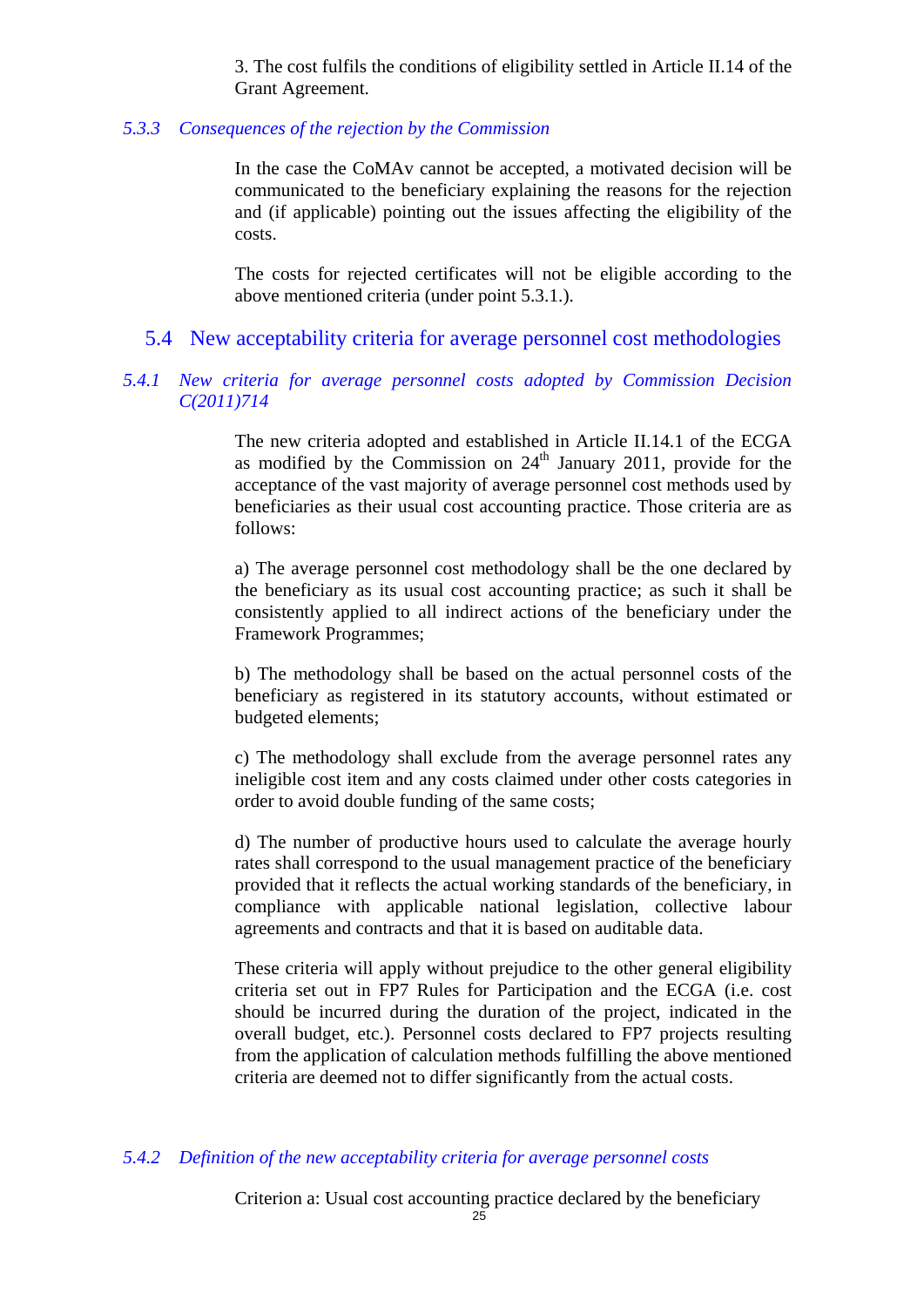3. The cost fulfils the conditions of eligibility settled in Article II.14 of the Grant Agreement.

### *5.3.3 Consequences of the rejection by the Commission*

In the case the CoMAv cannot be accepted, a motivated decision will be communicated to the beneficiary explaining the reasons for the rejection and (if applicable) pointing out the issues affecting the eligibility of the costs.

The costs for rejected certificates will not be eligible according to the above mentioned criteria (under point 5.3.1.).

## 5.4 New acceptability criteria for average personnel cost methodologies

### *5.4.1 New criteria for average personnel costs adopted by Commission Decision C(2011)714*

The new criteria adopted and established in Article II.14.1 of the ECGA as modified by the Commission on 24th January 2011, provide for the acceptance of the vast majority of average personnel cost methods used by beneficiaries as their usual cost accounting practice. Those criteria are as follows:

a) The average personnel cost methodology shall be the one declared by the beneficiary as its usual cost accounting practice; as such it shall be consistently applied to all indirect actions of the beneficiary under the Framework Programmes;

b) The methodology shall be based on the actual personnel costs of the beneficiary as registered in its statutory accounts, without estimated or budgeted elements;

c) The methodology shall exclude from the average personnel rates any ineligible cost item and any costs claimed under other costs categories in order to avoid double funding of the same costs;

d) The number of productive hours used to calculate the average hourly rates shall correspond to the usual management practice of the beneficiary provided that it reflects the actual working standards of the beneficiary, in compliance with applicable national legislation, collective labour agreements and contracts and that it is based on auditable data.

These criteria will apply without prejudice to the other general eligibility criteria set out in FP7 Rules for Participation and the ECGA (i.e. cost should be incurred during the duration of the project, indicated in the overall budget, etc.). Personnel costs declared to FP7 projects resulting from the application of calculation methods fulfilling the above mentioned criteria are deemed not to differ significantly from the actual costs.

### *5.4.2 Definition of the new acceptability criteria for average personnel costs*

Criterion a: Usual cost accounting practice declared by the beneficiary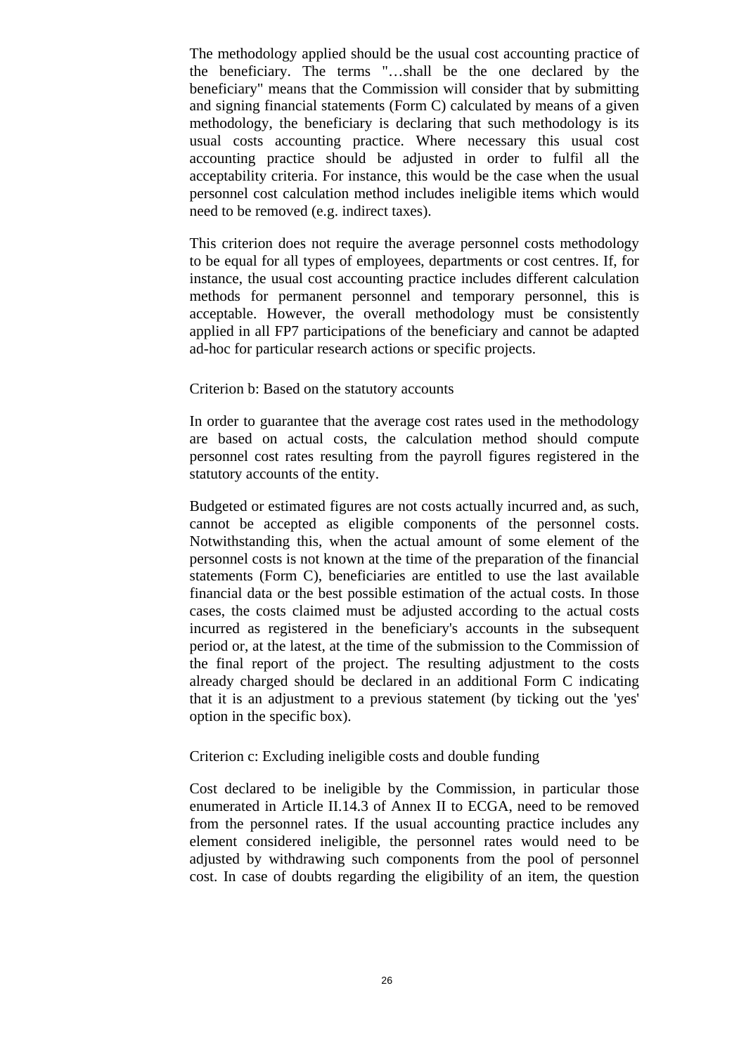The methodology applied should be the usual cost accounting practice of the beneficiary. The terms "…shall be the one declared by the beneficiary" means that the Commission will consider that by submitting and signing financial statements (Form C) calculated by means of a given methodology, the beneficiary is declaring that such methodology is its usual costs accounting practice. Where necessary this usual cost accounting practice should be adjusted in order to fulfil all the acceptability criteria. For instance, this would be the case when the usual personnel cost calculation method includes ineligible items which would need to be removed (e.g. indirect taxes).

This criterion does not require the average personnel costs methodology to be equal for all types of employees, departments or cost centres. If, for instance, the usual cost accounting practice includes different calculation methods for permanent personnel and temporary personnel, this is acceptable. However, the overall methodology must be consistently applied in all FP7 participations of the beneficiary and cannot be adapted ad-hoc for particular research actions or specific projects.

Criterion b: Based on the statutory accounts

In order to guarantee that the average cost rates used in the methodology are based on actual costs, the calculation method should compute personnel cost rates resulting from the payroll figures registered in the statutory accounts of the entity.

Budgeted or estimated figures are not costs actually incurred and, as such, cannot be accepted as eligible components of the personnel costs. Notwithstanding this, when the actual amount of some element of the personnel costs is not known at the time of the preparation of the financial statements (Form C), beneficiaries are entitled to use the last available financial data or the best possible estimation of the actual costs. In those cases, the costs claimed must be adjusted according to the actual costs incurred as registered in the beneficiary's accounts in the subsequent period or, at the latest, at the time of the submission to the Commission of the final report of the project. The resulting adjustment to the costs already charged should be declared in an additional Form C indicating that it is an adjustment to a previous statement (by ticking out the 'yes' option in the specific box).

Criterion c: Excluding ineligible costs and double funding

Cost declared to be ineligible by the Commission, in particular those enumerated in Article II.14.3 of Annex II to ECGA, need to be removed from the personnel rates. If the usual accounting practice includes any element considered ineligible, the personnel rates would need to be adjusted by withdrawing such components from the pool of personnel cost. In case of doubts regarding the eligibility of an item, the question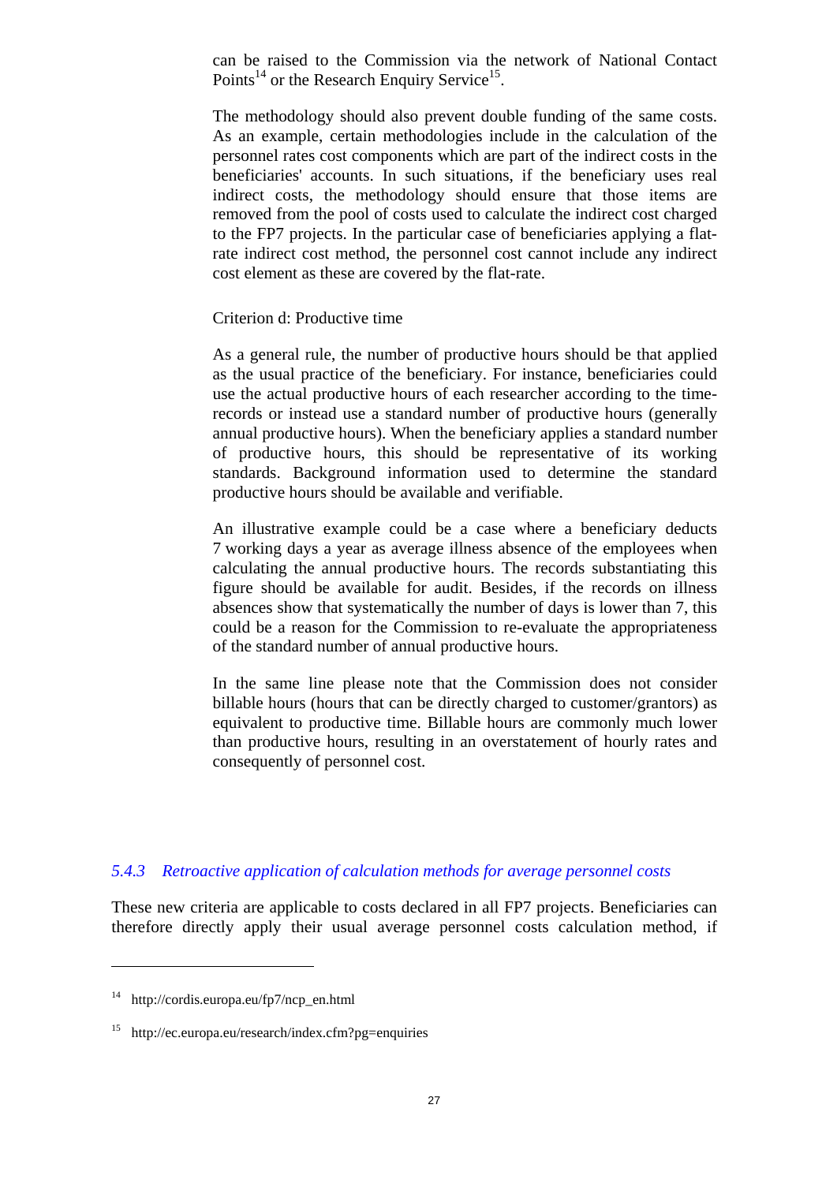can be raised to the Commission via the network of National Contact Points[14] or the Research Enquiry Service[15].

The methodology should also prevent double funding of the same costs. As an example, certain methodologies include in the calculation of the personnel rates cost components which are part of the indirect costs in the beneficiaries' accounts. In such situations, if the beneficiary uses real indirect costs, the methodology should ensure that those items are removed from the pool of costs used to calculate the indirect cost charged to the FP7 projects. In the particular case of beneficiaries applying a flat-rate indirect cost method, the personnel cost cannot include any indirect cost element as these are covered by the flat-rate.

Criterion d: Productive time

As a general rule, the number of productive hours should be that applied as the usual practice of the beneficiary. For instance, beneficiaries could use the actual productive hours of each researcher according to the time-records or instead use a standard number of productive hours (generally annual productive hours). When the beneficiary applies a standard number of productive hours, this should be representative of its working standards. Background information used to determine the standard productive hours should be available and verifiable.

An illustrative example could be a case where a beneficiary deducts 7 working days a year as average illness absence of the employees when calculating the annual productive hours. The records substantiating this figure should be available for audit. Besides, if the records on illness absences show that systematically the number of days is lower than 7, this could be a reason for the Commission to re-evaluate the appropriateness of the standard number of annual productive hours.

In the same line please note that the Commission does not consider billable hours (hours that can be directly charged to customer/grantors) as equivalent to productive time. Billable hours are commonly much lower than productive hours, resulting in an overstatement of hourly rates and consequently of personnel cost.

### *5.4.3 Retroactive application of calculation methods for average personnel costs*

These new criteria are applicable to costs declared in all FP7 projects. Beneficiaries can therefore directly apply their usual average personnel costs calculation method, if

[14] http://cordis.europa.eu/fp7/ncp_en.html

[15] http://ec.europa.eu/research/index.cfm?pg=enquiries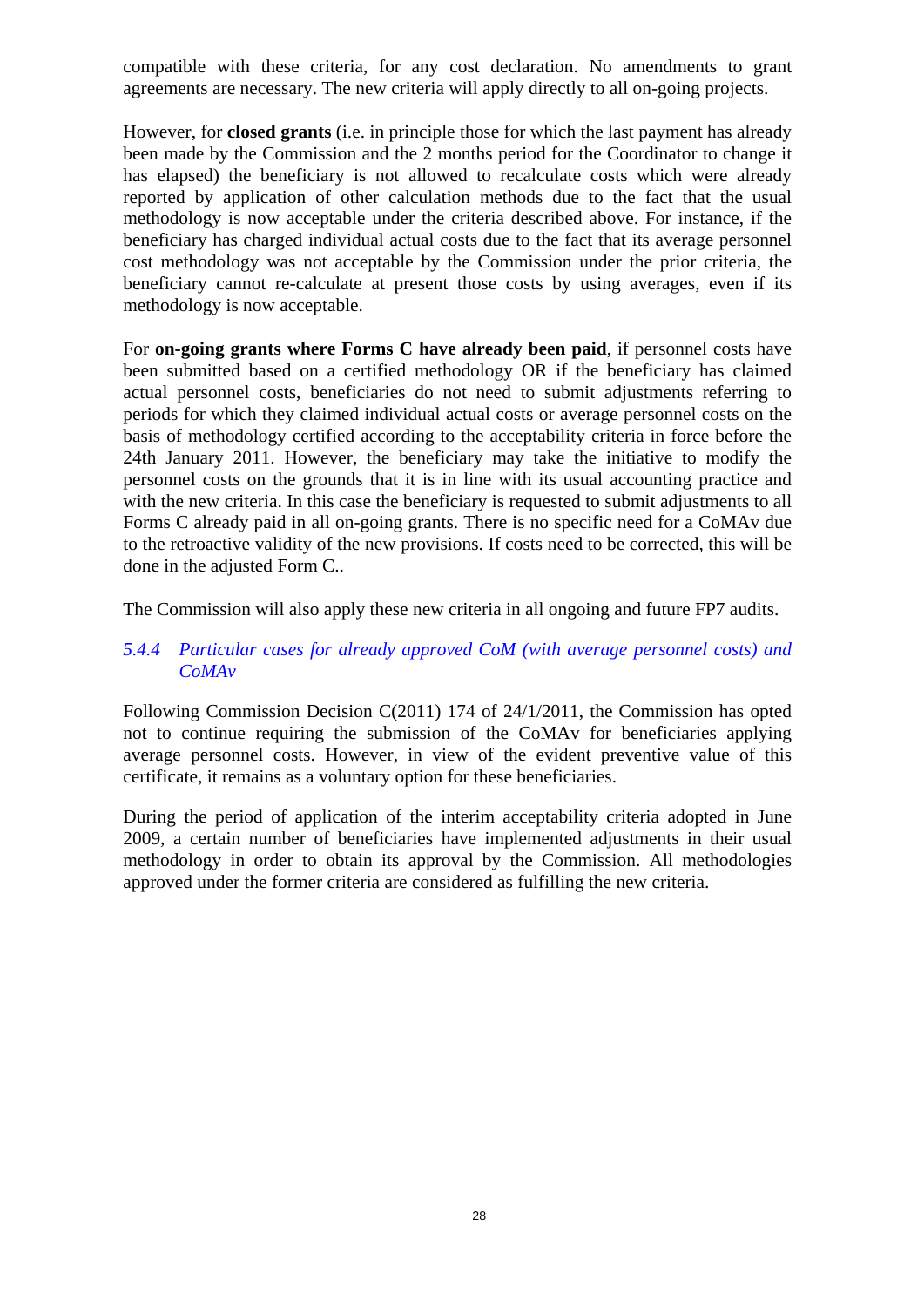compatible with these criteria, for any cost declaration. No amendments to grant agreements are necessary. The new criteria will apply directly to all on-going projects.

However, for **closed grants** (i.e. in principle those for which the last payment has already been made by the Commission and the 2 months period for the Coordinator to change it has elapsed) the beneficiary is not allowed to recalculate costs which were already reported by application of other calculation methods due to the fact that the usual methodology is now acceptable under the criteria described above. For instance, if the beneficiary has charged individual actual costs due to the fact that its average personnel cost methodology was not acceptable by the Commission under the prior criteria, the beneficiary cannot re-calculate at present those costs by using averages, even if its methodology is now acceptable.

For **on-going grants where Forms C have already been paid**, if personnel costs have been submitted based on a certified methodology OR if the beneficiary has claimed actual personnel costs, beneficiaries do not need to submit adjustments referring to periods for which they claimed individual actual costs or average personnel costs on the basis of methodology certified according to the acceptability criteria in force before the 24th January 2011. However, the beneficiary may take the initiative to modify the personnel costs on the grounds that it is in line with its usual accounting practice and with the new criteria. In this case the beneficiary is requested to submit adjustments to all Forms C already paid in all on-going grants. There is no specific need for a CoMAv due to the retroactive validity of the new provisions. If costs need to be corrected, this will be done in the adjusted Form C..

The Commission will also apply these new criteria in all ongoing and future FP7 audits.

### *5.4.4 Particular cases for already approved CoM (with average personnel costs) and CoMAv*

Following Commission Decision C(2011) 174 of 24/1/2011, the Commission has opted not to continue requiring the submission of the CoMAv for beneficiaries applying average personnel costs. However, in view of the evident preventive value of this certificate, it remains as a voluntary option for these beneficiaries.

During the period of application of the interim acceptability criteria adopted in June 2009, a certain number of beneficiaries have implemented adjustments in their usual methodology in order to obtain its approval by the Commission. All methodologies approved under the former criteria are considered as fulfilling the new criteria.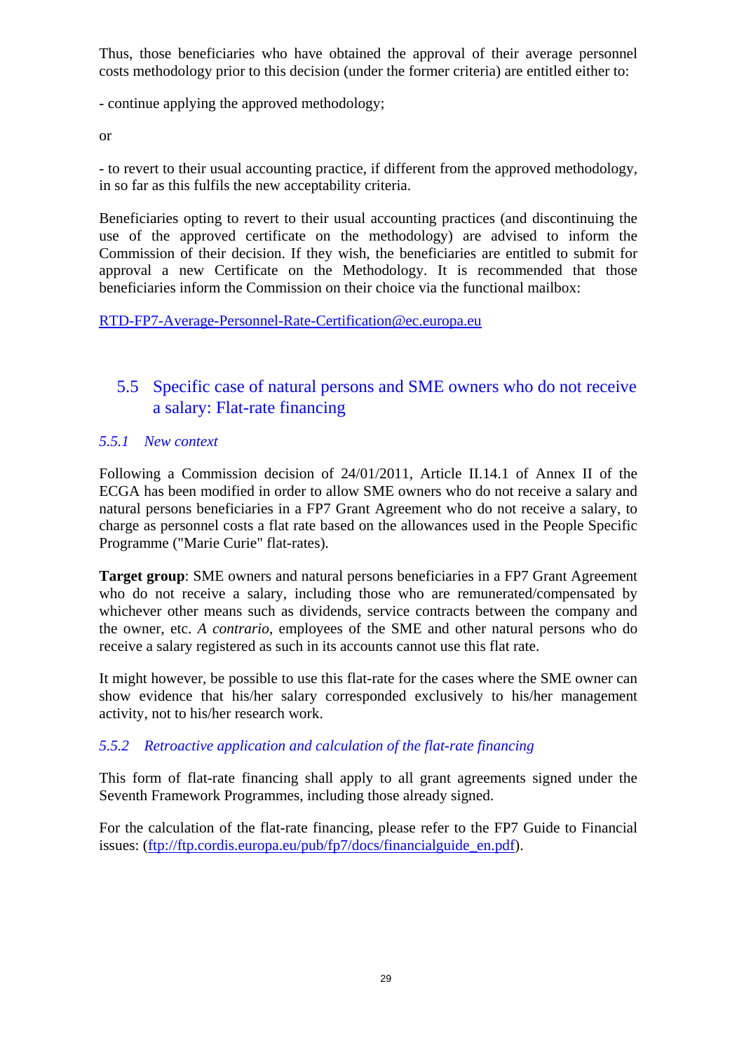Thus, those beneficiaries who have obtained the approval of their average personnel costs methodology prior to this decision (under the former criteria) are entitled either to:

- continue applying the approved methodology;

or

- to revert to their usual accounting practice, if different from the approved methodology, in so far as this fulfils the new acceptability criteria.

Beneficiaries opting to revert to their usual accounting practices (and discontinuing the use of the approved certificate on the methodology) are advised to inform the Commission of their decision. If they wish, the beneficiaries are entitled to submit for approval a new Certificate on the Methodology. It is recommended that those beneficiaries inform the Commission on their choice via the functional mailbox:

RTD-FP7-Average-Personnel-Rate-Certification@ec.europa.eu

## 5.5 Specific case of natural persons and SME owners who do not receive a salary: Flat-rate financing

### *5.5.1 New context*

Following a Commission decision of 24/01/2011, Article II.14.1 of Annex II of the ECGA has been modified in order to allow SME owners who do not receive a salary and natural persons beneficiaries in a FP7 Grant Agreement who do not receive a salary, to charge as personnel costs a flat rate based on the allowances used in the People Specific Programme ("Marie Curie" flat-rates).

**Target group**: SME owners and natural persons beneficiaries in a FP7 Grant Agreement who do not receive a salary, including those who are remunerated/compensated by whichever other means such as dividends, service contracts between the company and the owner, etc. *A contrario*, employees of the SME and other natural persons who do receive a salary registered as such in its accounts cannot use this flat rate.

It might however, be possible to use this flat-rate for the cases where the SME owner can show evidence that his/her salary corresponded exclusively to his/her management activity, not to his/her research work.

### *5.5.2 Retroactive application and calculation of the flat-rate financing*

This form of flat-rate financing shall apply to all grant agreements signed under the Seventh Framework Programmes, including those already signed.

For the calculation of the flat-rate financing, please refer to the FP7 Guide to Financial issues: (ftp://ftp.cordis.europa.eu/pub/fp7/docs/financialguide_en.pdf).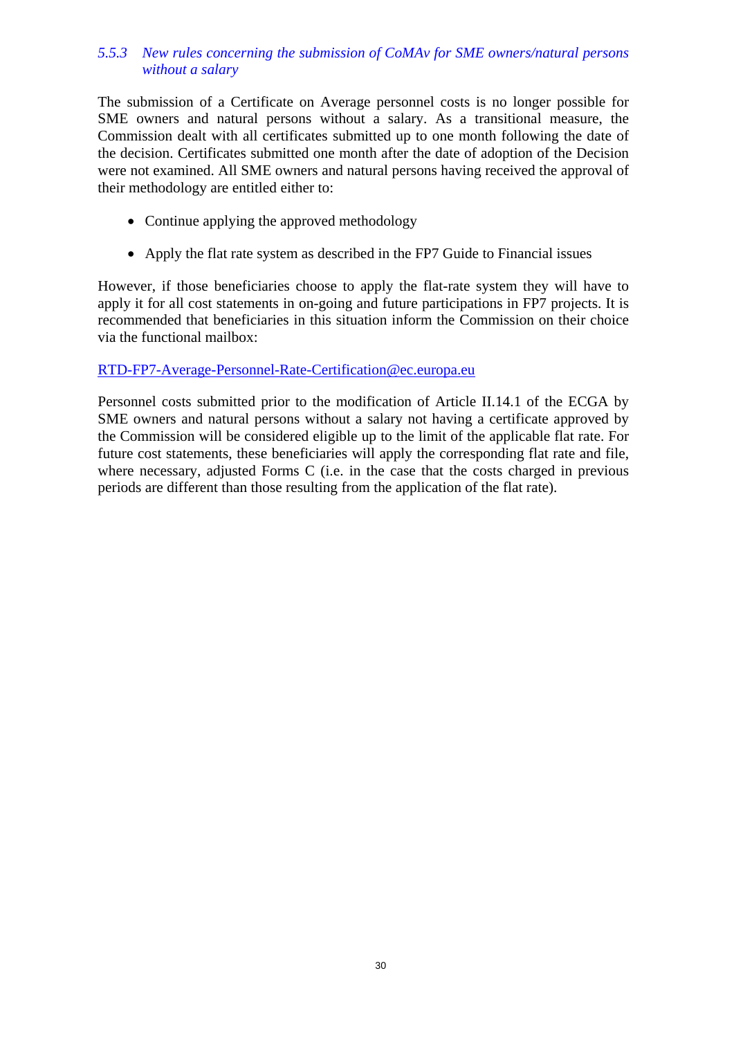### *5.5.3 New rules concerning the submission of CoMAv for SME owners/natural persons without a salary*

The submission of a Certificate on Average personnel costs is no longer possible for SME owners and natural persons without a salary. As a transitional measure, the Commission dealt with all certificates submitted up to one month following the date of the decision. Certificates submitted one month after the date of adoption of the Decision were not examined. All SME owners and natural persons having received the approval of their methodology are entitled either to:

- Continue applying the approved methodology
- Apply the flat rate system as described in the FP7 Guide to Financial issues

However, if those beneficiaries choose to apply the flat-rate system they will have to apply it for all cost statements in on-going and future participations in FP7 projects. It is recommended that beneficiaries in this situation inform the Commission on their choice via the functional mailbox:

RTD-FP7-Average-Personnel-Rate-Certification@ec.europa.eu

Personnel costs submitted prior to the modification of Article II.14.1 of the ECGA by SME owners and natural persons without a salary not having a certificate approved by the Commission will be considered eligible up to the limit of the applicable flat rate. For future cost statements, these beneficiaries will apply the corresponding flat rate and file, where necessary, adjusted Forms C (i.e. in the case that the costs charged in previous periods are different than those resulting from the application of the flat rate).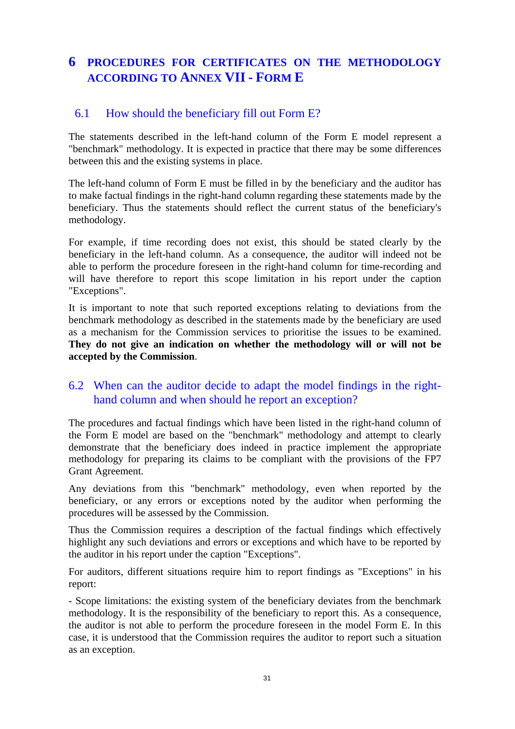# 6 PROCEDURES FOR CERTIFICATES ON THE METHODOLOGY ACCORDING TO ANNEX VII - FORM E

## 6.1 How should the beneficiary fill out Form E?

The statements described in the left-hand column of the Form E model represent a "benchmark" methodology. It is expected in practice that there may be some differences between this and the existing systems in place.

The left-hand column of Form E must be filled in by the beneficiary and the auditor has to make factual findings in the right-hand column regarding these statements made by the beneficiary. Thus the statements should reflect the current status of the beneficiary's methodology.

For example, if time recording does not exist, this should be stated clearly by the beneficiary in the left-hand column. As a consequence, the auditor will indeed not be able to perform the procedure foreseen in the right-hand column for time-recording and will have therefore to report this scope limitation in his report under the caption "Exceptions".

It is important to note that such reported exceptions relating to deviations from the benchmark methodology as described in the statements made by the beneficiary are used as a mechanism for the Commission services to prioritise the issues to be examined. **They do not give an indication on whether the methodology will or will not be accepted by the Commission**.

## 6.2 When can the auditor decide to adapt the model findings in the right-hand column and when should he report an exception?

The procedures and factual findings which have been listed in the right-hand column of the Form E model are based on the "benchmark" methodology and attempt to clearly demonstrate that the beneficiary does indeed in practice implement the appropriate methodology for preparing its claims to be compliant with the provisions of the FP7 Grant Agreement.

Any deviations from this "benchmark" methodology, even when reported by the beneficiary, or any errors or exceptions noted by the auditor when performing the procedures will be assessed by the Commission.

Thus the Commission requires a description of the factual findings which effectively highlight any such deviations and errors or exceptions and which have to be reported by the auditor in his report under the caption "Exceptions".

For auditors, different situations require him to report findings as "Exceptions" in his report:

- Scope limitations: the existing system of the beneficiary deviates from the benchmark methodology. It is the responsibility of the beneficiary to report this. As a consequence, the auditor is not able to perform the procedure foreseen in the model Form E. In this case, it is understood that the Commission requires the auditor to report such a situation as an exception.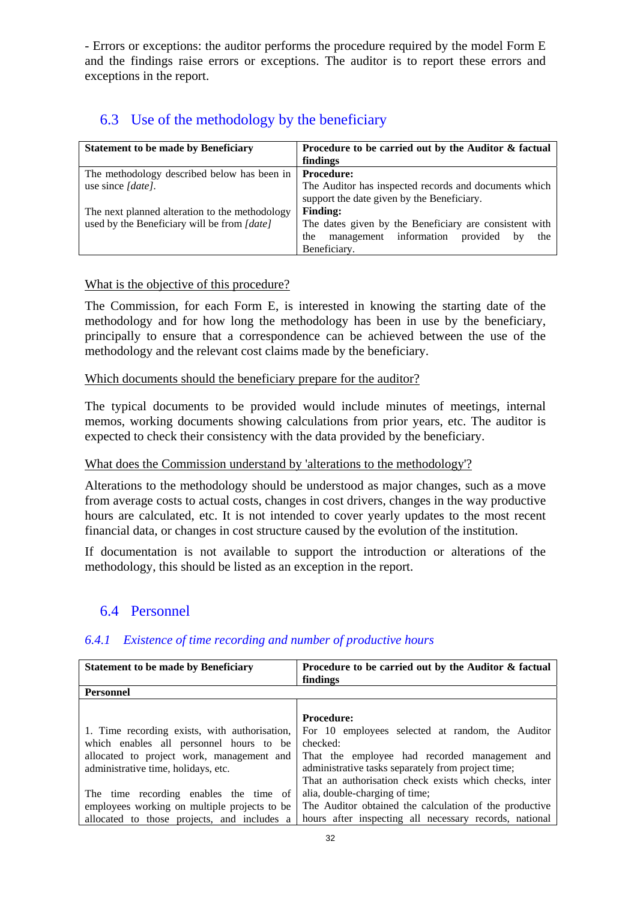- Errors or exceptions: the auditor performs the procedure required by the model Form E and the findings raise errors or exceptions. The auditor is to report these errors and exceptions in the report.

## 6.3 Use of the methodology by the beneficiary

| Statement to be made by Beneficiary | Procedure to be carried out by the Auditor & factual findings |
|---|---|
| The methodology described below has been in use since *[date]*.<br><br>The next planned alteration to the methodology used by the Beneficiary will be from *[date]* | **Procedure:**<br>The Auditor has inspected records and documents which support the date given by the Beneficiary.<br>**Finding:**<br>The dates given by the Beneficiary are consistent with the management information provided by the Beneficiary. |

What is the objective of this procedure?

The Commission, for each Form E, is interested in knowing the starting date of the methodology and for how long the methodology has been in use by the beneficiary, principally to ensure that a correspondence can be achieved between the use of the methodology and the relevant cost claims made by the beneficiary.

Which documents should the beneficiary prepare for the auditor?

The typical documents to be provided would include minutes of meetings, internal memos, working documents showing calculations from prior years, etc. The auditor is expected to check their consistency with the data provided by the beneficiary.

What does the Commission understand by 'alterations to the methodology'?

Alterations to the methodology should be understood as major changes, such as a move from average costs to actual costs, changes in cost drivers, changes in the way productive hours are calculated, etc. It is not intended to cover yearly updates to the most recent financial data, or changes in cost structure caused by the evolution of the institution.

If documentation is not available to support the introduction or alterations of the methodology, this should be listed as an exception in the report.

## 6.4 Personnel

### *6.4.1 Existence of time recording and number of productive hours*

| Statement to be made by Beneficiary | Procedure to be carried out by the Auditor & factual findings |
|---|---|
| **Personnel** | |
| 1. Time recording exists, with authorisation, which enables all personnel hours to be allocated to project work, management and administrative time, holidays, etc.<br><br>The time recording enables the time of employees working on multiple projects to be allocated to those projects, and includes a | **Procedure:**<br>For 10 employees selected at random, the Auditor checked:<br>That the employee had recorded management and administrative tasks separately from project time;<br>That an authorisation check exists which checks, inter alia, double-charging of time;<br>The Auditor obtained the calculation of the productive hours after inspecting all necessary records, national |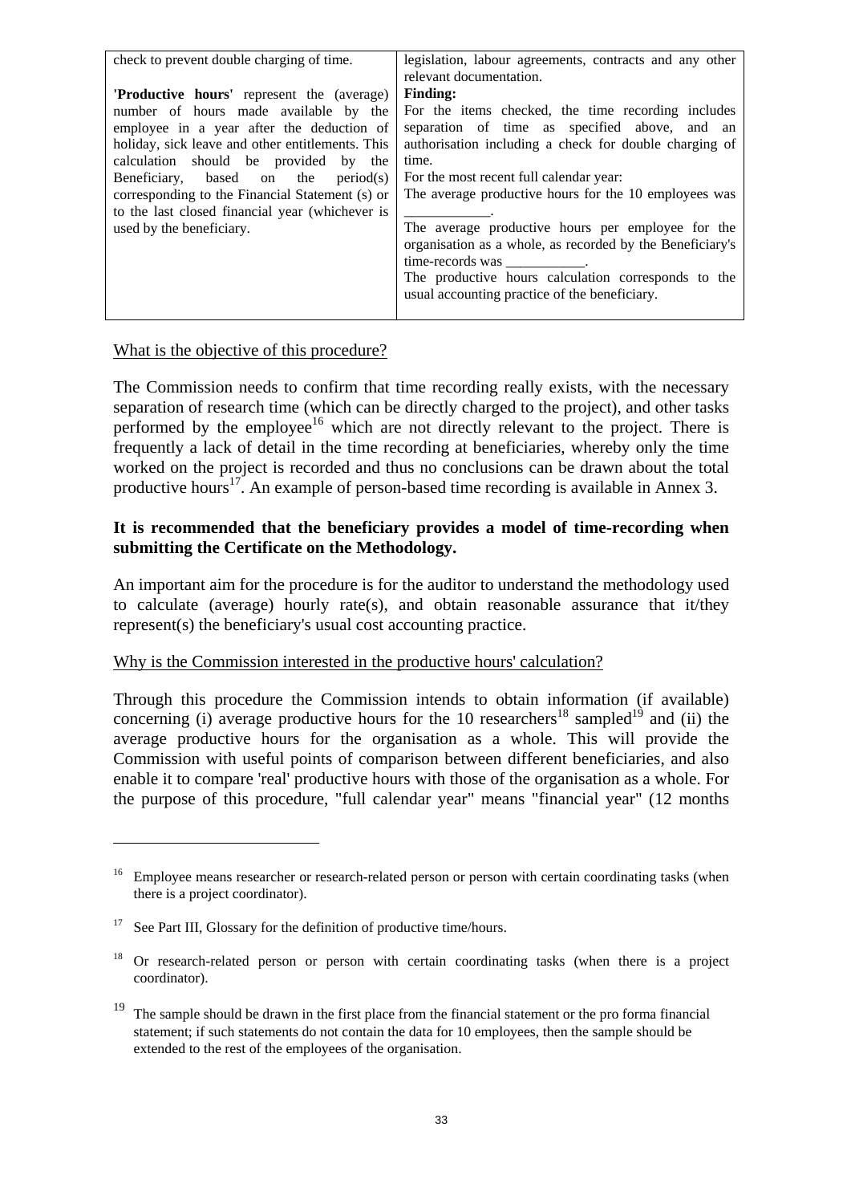| check to prevent double charging of time.<br><br>**'Productive hours'** represent the (average) number of hours made available by the employee in a year after the deduction of holiday, sick leave and other entitlements. This calculation should be provided by the Beneficiary, based on the period(s) corresponding to the Financial Statement (s) or to the last closed financial year (whichever is used by the beneficiary. | legislation, labour agreements, contracts and any other relevant documentation.<br>**Finding:**<br>For the items checked, the time recording includes separation of time as specified above, and an authorisation including a check for double charging of time.<br>For the most recent full calendar year:<br>The average productive hours for the 10 employees was ____________.<br>The average productive hours per employee for the organisation as a whole, as recorded by the Beneficiary's time-records was ___________.<br>The productive hours calculation corresponds to the usual accounting practice of the beneficiary. |
|---|---|

What is the objective of this procedure?

The Commission needs to confirm that time recording really exists, with the necessary separation of research time (which can be directly charged to the project), and other tasks performed by the employee[16] which are not directly relevant to the project. There is frequently a lack of detail in the time recording at beneficiaries, whereby only the time worked on the project is recorded and thus no conclusions can be drawn about the total productive hours[17]. An example of person-based time recording is available in Annex 3.

**It is recommended that the beneficiary provides a model of time-recording when submitting the Certificate on the Methodology.**

An important aim for the procedure is for the auditor to understand the methodology used to calculate (average) hourly rate(s), and obtain reasonable assurance that it/they represent(s) the beneficiary's usual cost accounting practice.

Why is the Commission interested in the productive hours' calculation?

Through this procedure the Commission intends to obtain information (if available) concerning (i) average productive hours for the 10 researchers[18] sampled[19] and (ii) the average productive hours for the organisation as a whole. This will provide the Commission with useful points of comparison between different beneficiaries, and also enable it to compare 'real' productive hours with those of the organisation as a whole. For the purpose of this procedure, "full calendar year" means "financial year" (12 months

[16] Employee means researcher or research-related person or person with certain coordinating tasks (when there is a project coordinator).

[17] See Part III, Glossary for the definition of productive time/hours.

[18] Or research-related person or person with certain coordinating tasks (when there is a project coordinator).

[19] The sample should be drawn in the first place from the financial statement or the pro forma financial statement; if such statements do not contain the data for 10 employees, then the sample should be extended to the rest of the employees of the organisation.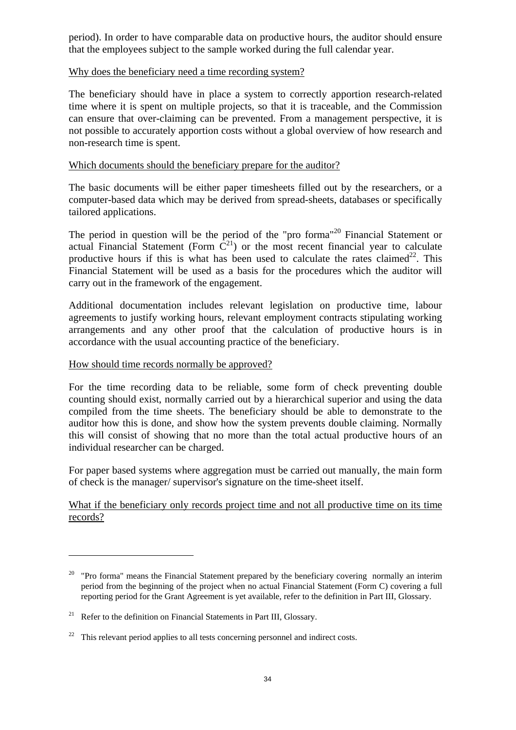period). In order to have comparable data on productive hours, the auditor should ensure that the employees subject to the sample worked during the full calendar year.

Why does the beneficiary need a time recording system?

The beneficiary should have in place a system to correctly apportion research-related time where it is spent on multiple projects, so that it is traceable, and the Commission can ensure that over-claiming can be prevented. From a management perspective, it is not possible to accurately apportion costs without a global overview of how research and non-research time is spent.

Which documents should the beneficiary prepare for the auditor?

The basic documents will be either paper timesheets filled out by the researchers, or a computer-based data which may be derived from spread-sheets, databases or specifically tailored applications.

The period in question will be the period of the "pro forma"[20] Financial Statement or actual Financial Statement (Form C[21]) or the most recent financial year to calculate productive hours if this is what has been used to calculate the rates claimed[22]. This Financial Statement will be used as a basis for the procedures which the auditor will carry out in the framework of the engagement.

Additional documentation includes relevant legislation on productive time, labour agreements to justify working hours, relevant employment contracts stipulating working arrangements and any other proof that the calculation of productive hours is in accordance with the usual accounting practice of the beneficiary.

How should time records normally be approved?

For the time recording data to be reliable, some form of check preventing double counting should exist, normally carried out by a hierarchical superior and using the data compiled from the time sheets. The beneficiary should be able to demonstrate to the auditor how this is done, and show how the system prevents double claiming. Normally this will consist of showing that no more than the total actual productive hours of an individual researcher can be charged.

For paper based systems where aggregation must be carried out manually, the main form of check is the manager/ supervisor's signature on the time-sheet itself.

What if the beneficiary only records project time and not all productive time on its time records?

---

[20] "Pro forma" means the Financial Statement prepared by the beneficiary covering normally an interim period from the beginning of the project when no actual Financial Statement (Form C) covering a full reporting period for the Grant Agreement is yet available, refer to the definition in Part III, Glossary.

[21] Refer to the definition on Financial Statements in Part III, Glossary.

[22] This relevant period applies to all tests concerning personnel and indirect costs.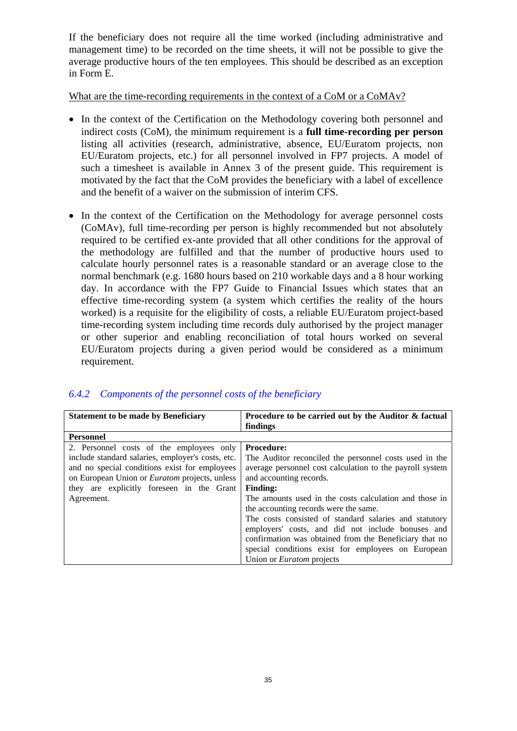If the beneficiary does not require all the time worked (including administrative and management time) to be recorded on the time sheets, it will not be possible to give the average productive hours of the ten employees. This should be described as an exception in Form E.

<u>What are the time-recording requirements in the context of a CoM or a CoMAv?</u>

- In the context of the Certification on the Methodology covering both personnel and indirect costs (CoM), the minimum requirement is a **full time-recording per person** listing all activities (research, administrative, absence, EU/Euratom projects, non EU/Euratom projects, etc.) for all personnel involved in FP7 projects. A model of such a timesheet is available in Annex 3 of the present guide. This requirement is motivated by the fact that the CoM provides the beneficiary with a label of excellence and the benefit of a waiver on the submission of interim CFS.

- In the context of the Certification on the Methodology for average personnel costs (CoMAv), full time-recording per person is highly recommended but not absolutely required to be certified ex-ante provided that all other conditions for the approval of the methodology are fulfilled and that the number of productive hours used to calculate hourly personnel rates is a reasonable standard or an average close to the normal benchmark (e.g. 1680 hours based on 210 workable days and a 8 hour working day. In accordance with the FP7 Guide to Financial Issues which states that an effective time-recording system (a system which certifies the reality of the hours worked) is a requisite for the eligibility of costs, a reliable EU/Euratom project-based time-recording system including time records duly authorised by the project manager or other superior and enabling reconciliation of total hours worked on several EU/Euratom projects during a given period would be considered as a minimum requirement.

### *6.4.2 Components of the personnel costs of the beneficiary*

| **Statement to be made by Beneficiary** | **Procedure to be carried out by the Auditor & factual findings** |
|---|---|
| **Personnel** | |
| 2. Personnel costs of the employees only include standard salaries, employer's costs, etc. and no special conditions exist for employees on European Union or *Euratom* projects, unless they are explicitly foreseen in the Grant Agreement. | **Procedure:**<br>The Auditor reconciled the personnel costs used in the average personnel cost calculation to the payroll system and accounting records.<br>**Finding:**<br>The amounts used in the costs calculation and those in the accounting records were the same.<br>The costs consisted of standard salaries and statutory employers' costs, and did not include bonuses and confirmation was obtained from the Beneficiary that no special conditions exist for employees on European Union or *Euratom* projects |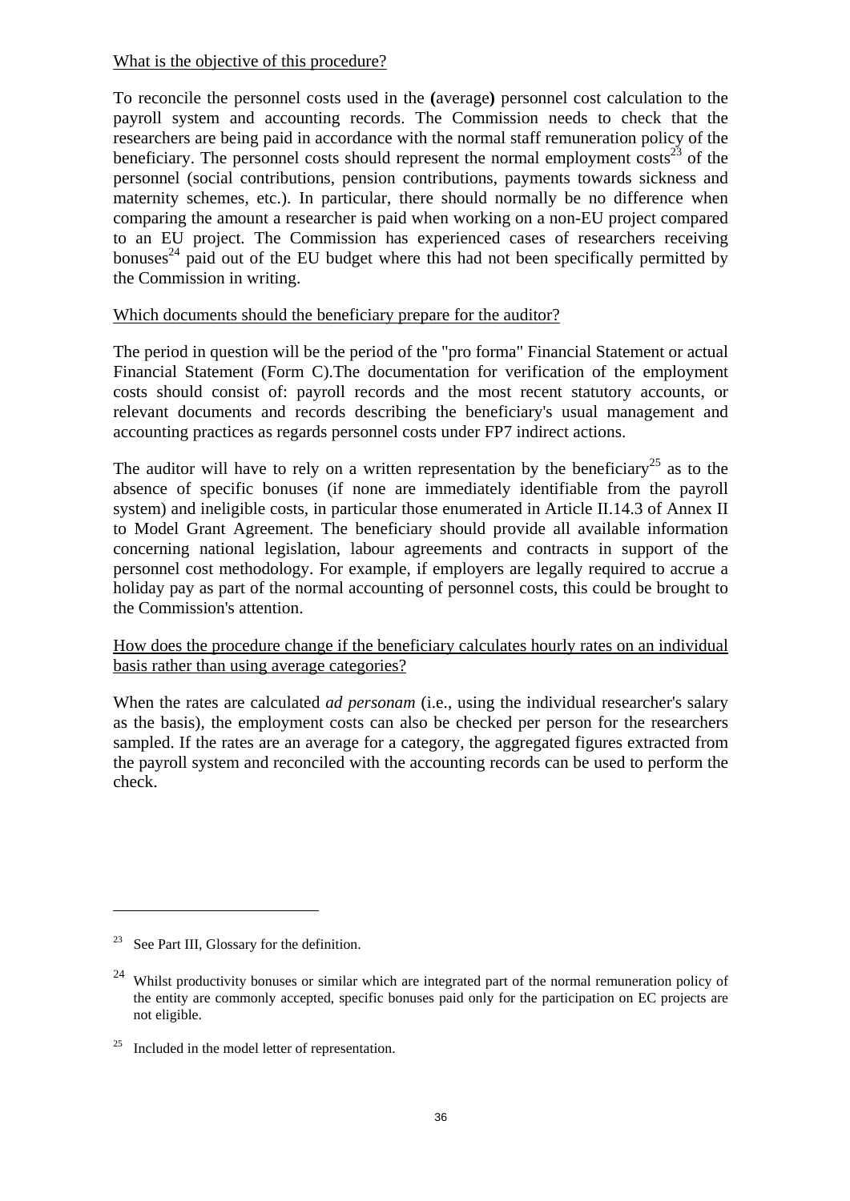What is the objective of this procedure?

To reconcile the personnel costs used in the **(**average**)** personnel cost calculation to the payroll system and accounting records. The Commission needs to check that the researchers are being paid in accordance with the normal staff remuneration policy of the beneficiary. The personnel costs should represent the normal employment costs[23] of the personnel (social contributions, pension contributions, payments towards sickness and maternity schemes, etc.). In particular, there should normally be no difference when comparing the amount a researcher is paid when working on a non-EU project compared to an EU project. The Commission has experienced cases of researchers receiving bonuses[24] paid out of the EU budget where this had not been specifically permitted by the Commission in writing.

Which documents should the beneficiary prepare for the auditor?

The period in question will be the period of the "pro forma" Financial Statement or actual Financial Statement (Form C).The documentation for verification of the employment costs should consist of: payroll records and the most recent statutory accounts, or relevant documents and records describing the beneficiary's usual management and accounting practices as regards personnel costs under FP7 indirect actions.

The auditor will have to rely on a written representation by the beneficiary[25] as to the absence of specific bonuses (if none are immediately identifiable from the payroll system) and ineligible costs, in particular those enumerated in Article II.14.3 of Annex II to Model Grant Agreement. The beneficiary should provide all available information concerning national legislation, labour agreements and contracts in support of the personnel cost methodology. For example, if employers are legally required to accrue a holiday pay as part of the normal accounting of personnel costs, this could be brought to the Commission's attention.

How does the procedure change if the beneficiary calculates hourly rates on an individual basis rather than using average categories?

When the rates are calculated *ad personam* (i.e., using the individual researcher's salary as the basis), the employment costs can also be checked per person for the researchers sampled. If the rates are an average for a category, the aggregated figures extracted from the payroll system and reconciled with the accounting records can be used to perform the check.

---

[23] See Part III, Glossary for the definition.

[24] Whilst productivity bonuses or similar which are integrated part of the normal remuneration policy of the entity are commonly accepted, specific bonuses paid only for the participation on EC projects are not eligible.

[25] Included in the model letter of representation.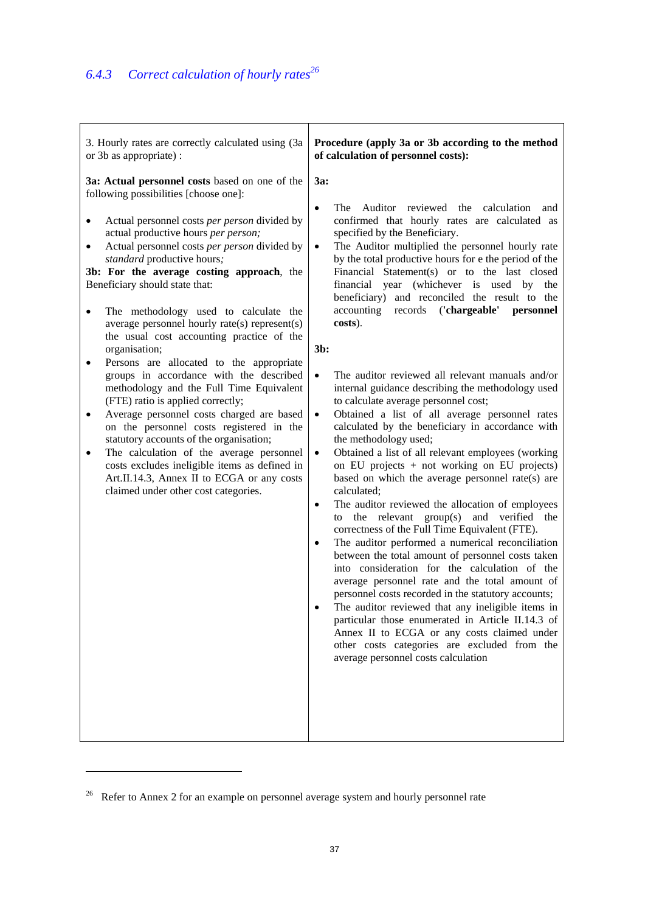### 6.4.3 *Correct calculation of hourly rates*[26]

| 3. Hourly rates are correctly calculated using (3a or 3b as appropriate) : | **Procedure (apply 3a or 3b according to the method of calculation of personnel costs):** |
|---|---|
| **3a: Actual personnel costs** based on one of the following possibilities [choose one]:<br><br>• Actual personnel costs *per person* divided by actual productive hours *per person;*<br>• Actual personnel costs *per person* divided by *standard* productive hours*;*<br><br>**3b: For the average costing approach**, the Beneficiary should state that:<br><br>• The methodology used to calculate the average personnel hourly rate(s) represent(s) the usual cost accounting practice of the organisation;<br>• Persons are allocated to the appropriate groups in accordance with the described methodology and the Full Time Equivalent (FTE) ratio is applied correctly;<br>• Average personnel costs charged are based on the personnel costs registered in the statutory accounts of the organisation;<br>• The calculation of the average personnel costs excludes ineligible items as defined in Art.II.14.3, Annex II to ECGA or any costs claimed under other cost categories. | **3a:**<br><br>• The Auditor reviewed the calculation and confirmed that hourly rates are calculated as specified by the Beneficiary.<br>• The Auditor multiplied the personnel hourly rate by the total productive hours for e the period of the Financial Statement(s) or to the last closed financial year (whichever is used by the beneficiary) and reconciled the result to the accounting records (**'chargeable' personnel costs**).<br><br>**3b:**<br><br>• The auditor reviewed all relevant manuals and/or internal guidance describing the methodology used to calculate average personnel cost;<br>• Obtained a list of all average personnel rates calculated by the beneficiary in accordance with the methodology used;<br>• Obtained a list of all relevant employees (working on EU projects + not working on EU projects) based on which the average personnel rate(s) are calculated;<br>• The auditor reviewed the allocation of employees to the relevant group(s) and verified the correctness of the Full Time Equivalent (FTE).<br>• The auditor performed a numerical reconciliation between the total amount of personnel costs taken into consideration for the calculation of the average personnel rate and the total amount of personnel costs recorded in the statutory accounts;<br>• The auditor reviewed that any ineligible items in particular those enumerated in Article II.14.3 of Annex II to ECGA or any costs claimed under other costs categories are excluded from the average personnel costs calculation |

[26] Refer to Annex 2 for an example on personnel average system and hourly personnel rate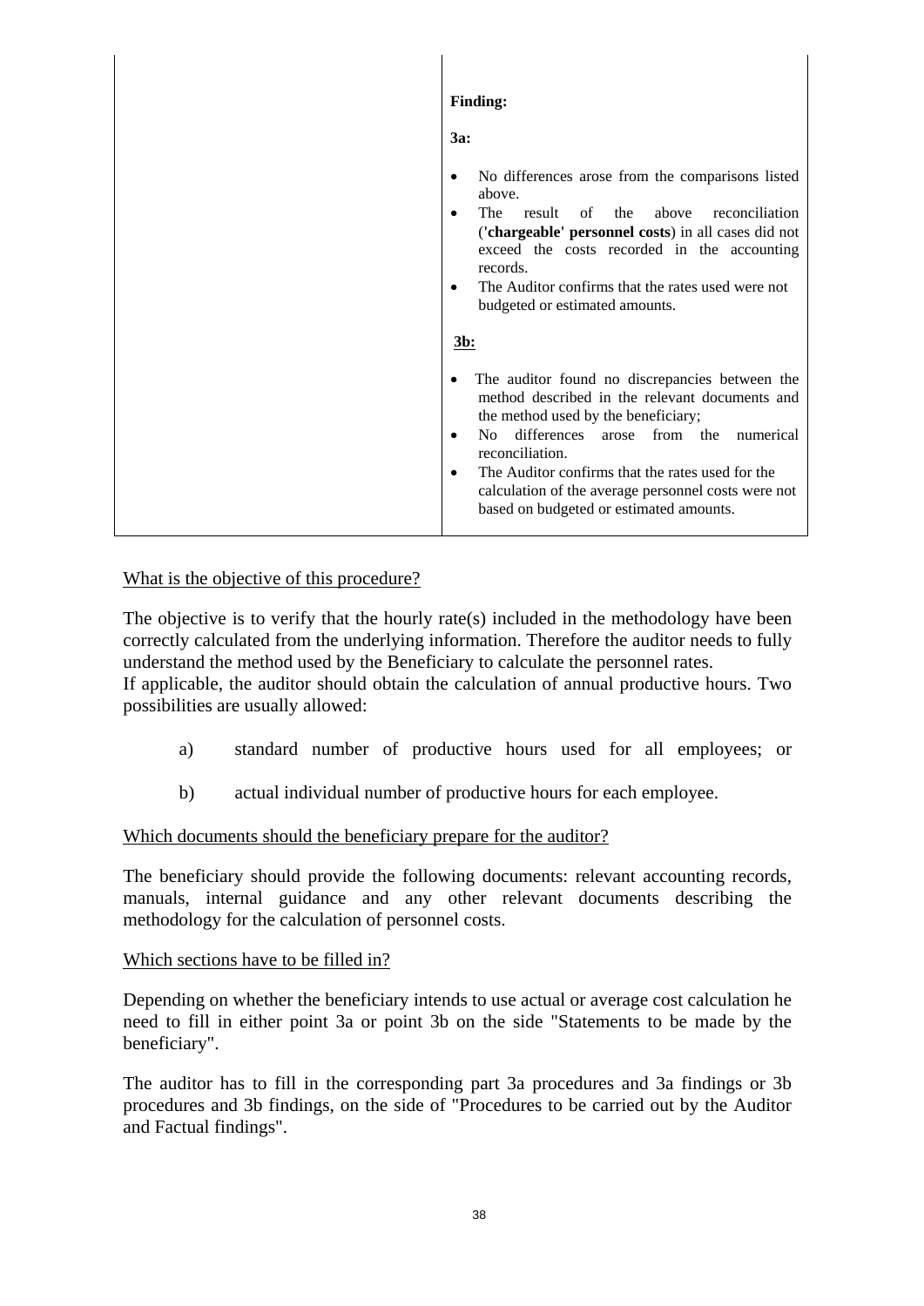| | **Finding:**<br><br>**3a:**<br><br>• No differences arose from the comparisons listed above.<br>• The result of the above reconciliation (**'chargeable' personnel costs**) in all cases did not exceed the costs recorded in the accounting records.<br>• The Auditor confirms that the rates used were not budgeted or estimated amounts.<br><br>**3b:**<br><br>• The auditor found no discrepancies between the method described in the relevant documents and the method used by the beneficiary;<br>• No differences arose from the numerical reconciliation.<br>• The Auditor confirms that the rates used for the calculation of the average personnel costs were not based on budgeted or estimated amounts. |
|---|---|

<u>What is the objective of this procedure?</u>

The objective is to verify that the hourly rate(s) included in the methodology have been correctly calculated from the underlying information. Therefore the auditor needs to fully understand the method used by the Beneficiary to calculate the personnel rates.
If applicable, the auditor should obtain the calculation of annual productive hours. Two possibilities are usually allowed:

a) standard number of productive hours used for all employees; or

b) actual individual number of productive hours for each employee.

<u>Which documents should the beneficiary prepare for the auditor?</u>

The beneficiary should provide the following documents: relevant accounting records, manuals, internal guidance and any other relevant documents describing the methodology for the calculation of personnel costs.

<u>Which sections have to be filled in?</u>

Depending on whether the beneficiary intends to use actual or average cost calculation he need to fill in either point 3a or point 3b on the side "Statements to be made by the beneficiary".

The auditor has to fill in the corresponding part 3a procedures and 3a findings or 3b procedures and 3b findings, on the side of "Procedures to be carried out by the Auditor and Factual findings".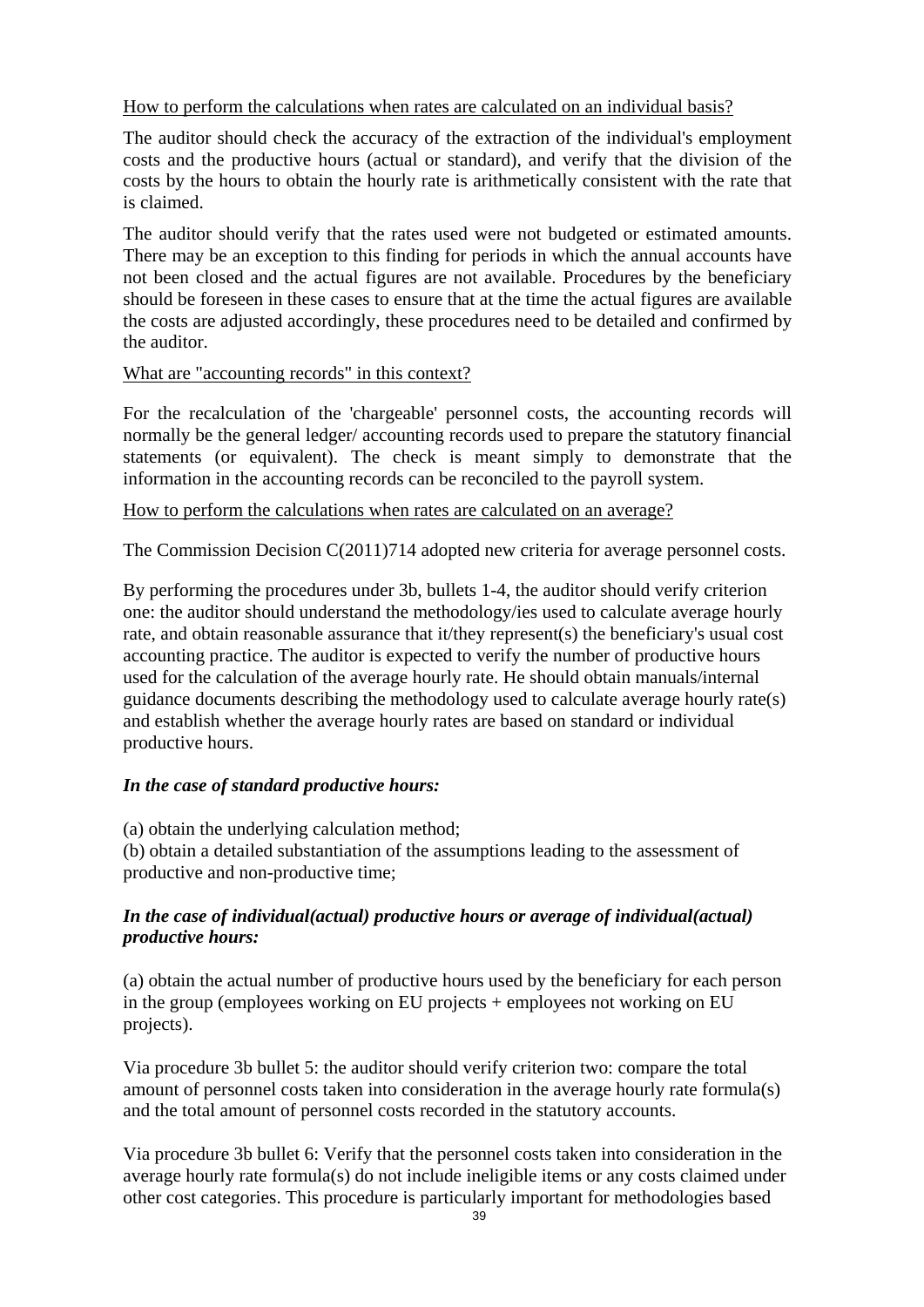How to perform the calculations when rates are calculated on an individual basis?

The auditor should check the accuracy of the extraction of the individual's employment costs and the productive hours (actual or standard), and verify that the division of the costs by the hours to obtain the hourly rate is arithmetically consistent with the rate that is claimed.

The auditor should verify that the rates used were not budgeted or estimated amounts. There may be an exception to this finding for periods in which the annual accounts have not been closed and the actual figures are not available. Procedures by the beneficiary should be foreseen in these cases to ensure that at the time the actual figures are available the costs are adjusted accordingly, these procedures need to be detailed and confirmed by the auditor.

What are "accounting records" in this context?

For the recalculation of the 'chargeable' personnel costs, the accounting records will normally be the general ledger/ accounting records used to prepare the statutory financial statements (or equivalent). The check is meant simply to demonstrate that the information in the accounting records can be reconciled to the payroll system.

How to perform the calculations when rates are calculated on an average?

The Commission Decision C(2011)714 adopted new criteria for average personnel costs.

By performing the procedures under 3b, bullets 1-4, the auditor should verify criterion one: the auditor should understand the methodology/ies used to calculate average hourly rate, and obtain reasonable assurance that it/they represent(s) the beneficiary's usual cost accounting practice. The auditor is expected to verify the number of productive hours used for the calculation of the average hourly rate. He should obtain manuals/internal guidance documents describing the methodology used to calculate average hourly rate(s) and establish whether the average hourly rates are based on standard or individual productive hours.

***In the case of standard productive hours:***

(a) obtain the underlying calculation method;
(b) obtain a detailed substantiation of the assumptions leading to the assessment of productive and non-productive time;

***In the case of individual(actual) productive hours or average of individual(actual) productive hours:***

(a) obtain the actual number of productive hours used by the beneficiary for each person in the group (employees working on EU projects + employees not working on EU projects).

Via procedure 3b bullet 5: the auditor should verify criterion two: compare the total amount of personnel costs taken into consideration in the average hourly rate formula(s) and the total amount of personnel costs recorded in the statutory accounts.

Via procedure 3b bullet 6: Verify that the personnel costs taken into consideration in the average hourly rate formula(s) do not include ineligible items or any costs claimed under other cost categories. This procedure is particularly important for methodologies based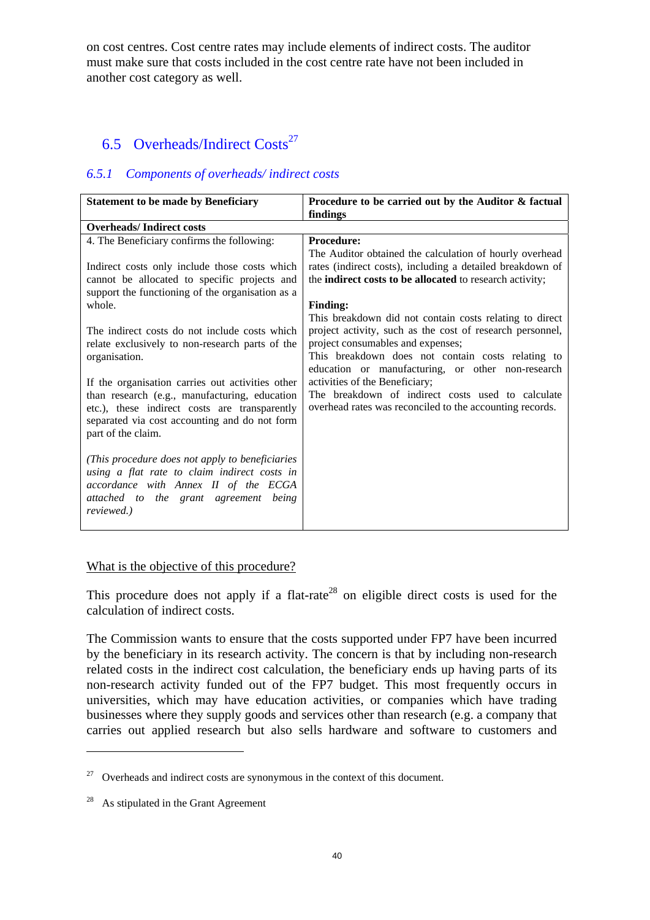on cost centres. Cost centre rates may include elements of indirect costs. The auditor must make sure that costs included in the cost centre rate have not been included in another cost category as well.

## 6.5 Overheads/Indirect Costs[27]

### *6.5.1 Components of overheads/ indirect costs*

| Statement to be made by Beneficiary | Procedure to be carried out by the Auditor & factual findings |
|---|---|
| **Overheads/ Indirect costs** | |
| 4. The Beneficiary confirms the following:<br><br>Indirect costs only include those costs which cannot be allocated to specific projects and support the functioning of the organisation as a whole.<br><br>The indirect costs do not include costs which relate exclusively to non-research parts of the organisation.<br><br>If the organisation carries out activities other than research (e.g., manufacturing, education etc.), these indirect costs are transparently separated via cost accounting and do not form part of the claim.<br><br>*(This procedure does not apply to beneficiaries using a flat rate to claim indirect costs in accordance with Annex II of the ECGA attached to the grant agreement being reviewed.)* | **Procedure:**<br>The Auditor obtained the calculation of hourly overhead rates (indirect costs), including a detailed breakdown of the **indirect costs to be allocated** to research activity;<br><br>**Finding:**<br>This breakdown did not contain costs relating to direct project activity, such as the cost of research personnel, project consumables and expenses;<br>This breakdown does not contain costs relating to education or manufacturing, or other non-research activities of the Beneficiary;<br>The breakdown of indirect costs used to calculate overhead rates was reconciled to the accounting records. |

<u>What is the objective of this procedure?</u>

This procedure does not apply if a flat-rate[28] on eligible direct costs is used for the calculation of indirect costs.

The Commission wants to ensure that the costs supported under FP7 have been incurred by the beneficiary in its research activity. The concern is that by including non-research related costs in the indirect cost calculation, the beneficiary ends up having parts of its non-research activity funded out of the FP7 budget. This most frequently occurs in universities, which may have education activities, or companies which have trading businesses where they supply goods and services other than research (e.g. a company that carries out applied research but also sells hardware and software to customers and

---

[27] Overheads and indirect costs are synonymous in the context of this document.

[28] As stipulated in the Grant Agreement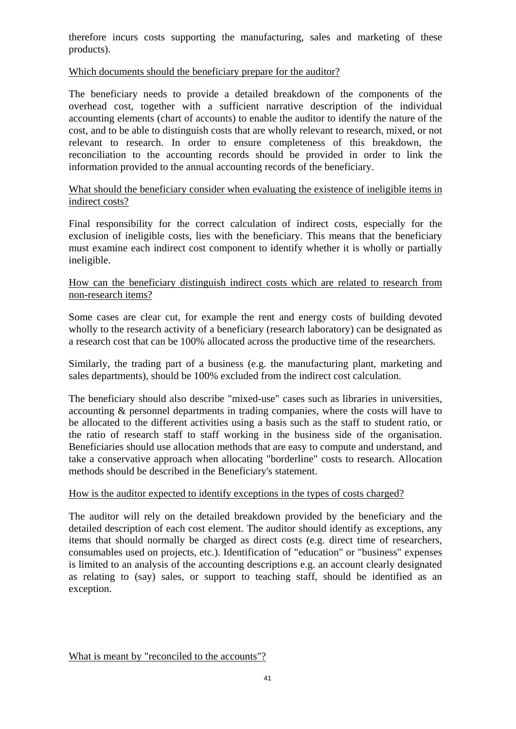therefore incurs costs supporting the manufacturing, sales and marketing of these products).

Which documents should the beneficiary prepare for the auditor?

The beneficiary needs to provide a detailed breakdown of the components of the overhead cost, together with a sufficient narrative description of the individual accounting elements (chart of accounts) to enable the auditor to identify the nature of the cost, and to be able to distinguish costs that are wholly relevant to research, mixed, or not relevant to research. In order to ensure completeness of this breakdown, the reconciliation to the accounting records should be provided in order to link the information provided to the annual accounting records of the beneficiary.

What should the beneficiary consider when evaluating the existence of ineligible items in indirect costs?

Final responsibility for the correct calculation of indirect costs, especially for the exclusion of ineligible costs, lies with the beneficiary. This means that the beneficiary must examine each indirect cost component to identify whether it is wholly or partially ineligible.

How can the beneficiary distinguish indirect costs which are related to research from non-research items?

Some cases are clear cut, for example the rent and energy costs of building devoted wholly to the research activity of a beneficiary (research laboratory) can be designated as a research cost that can be 100% allocated across the productive time of the researchers.

Similarly, the trading part of a business (e.g. the manufacturing plant, marketing and sales departments), should be 100% excluded from the indirect cost calculation.

The beneficiary should also describe "mixed-use" cases such as libraries in universities, accounting & personnel departments in trading companies, where the costs will have to be allocated to the different activities using a basis such as the staff to student ratio, or the ratio of research staff to staff working in the business side of the organisation. Beneficiaries should use allocation methods that are easy to compute and understand, and take a conservative approach when allocating "borderline" costs to research. Allocation methods should be described in the Beneficiary's statement.

How is the auditor expected to identify exceptions in the types of costs charged?

The auditor will rely on the detailed breakdown provided by the beneficiary and the detailed description of each cost element. The auditor should identify as exceptions, any items that should normally be charged as direct costs (e.g. direct time of researchers, consumables used on projects, etc.). Identification of "education" or "business" expenses is limited to an analysis of the accounting descriptions e.g. an account clearly designated as relating to (say) sales, or support to teaching staff, should be identified as an exception.

What is meant by "reconciled to the accounts"?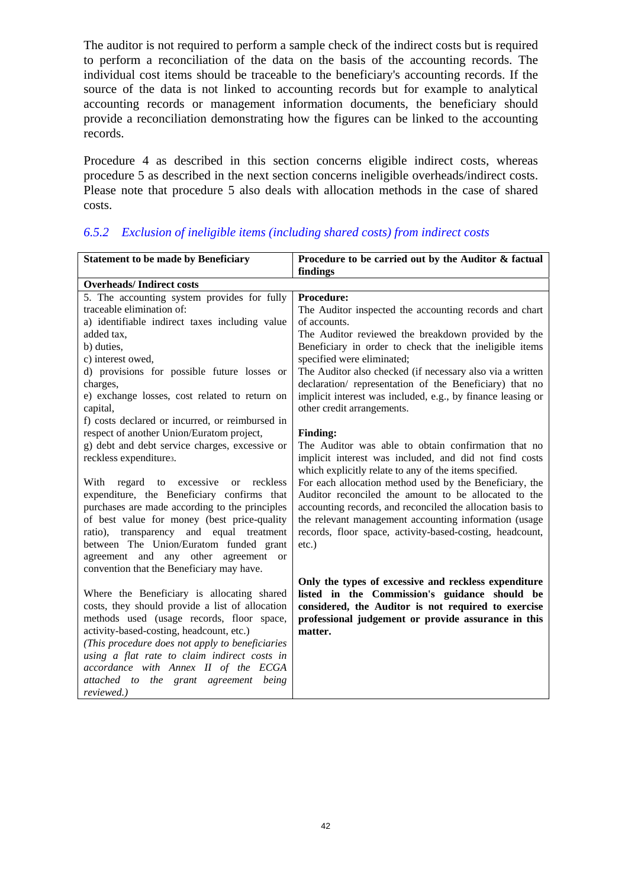The auditor is not required to perform a sample check of the indirect costs but is required to perform a reconciliation of the data on the basis of the accounting records. The individual cost items should be traceable to the beneficiary's accounting records. If the source of the data is not linked to accounting records but for example to analytical accounting records or management information documents, the beneficiary should provide a reconciliation demonstrating how the figures can be linked to the accounting records.

Procedure 4 as described in this section concerns eligible indirect costs, whereas procedure 5 as described in the next section concerns ineligible overheads/indirect costs. Please note that procedure 5 also deals with allocation methods in the case of shared costs.

### *6.5.2 Exclusion of ineligible items (including shared costs) from indirect costs*

| **Statement to be made by Beneficiary** | **Procedure to be carried out by the Auditor & factual findings** |
|---|---|
| **Overheads/ Indirect costs** | |
| 5. The accounting system provides for fully traceable elimination of:<br>a) identifiable indirect taxes including value added tax,<br>b) duties,<br>c) interest owed,<br>d) provisions for possible future losses or charges,<br>e) exchange losses, cost related to return on capital,<br>f) costs declared or incurred, or reimbursed in respect of another Union/Euratom project,<br>g) debt and debt service charges, excessive or reckless expenditure[3].<br><br>With regard to excessive or reckless expenditure, the Beneficiary confirms that purchases are made according to the principles of best value for money (best price-quality ratio), transparency and equal treatment between The Union/Euratom funded grant agreement and any other agreement or convention that the Beneficiary may have.<br><br>Where the Beneficiary is allocating shared costs, they should provide a list of allocation methods used (usage records, floor space, activity-based-costing, headcount, etc.)<br>*(This procedure does not apply to beneficiaries using a flat rate to claim indirect costs in accordance with Annex II of the ECGA attached to the grant agreement being reviewed.)* | **Procedure:**<br>The Auditor inspected the accounting records and chart of accounts.<br>The Auditor reviewed the breakdown provided by the Beneficiary in order to check that the ineligible items specified were eliminated;<br>The Auditor also checked (if necessary also via a written declaration/ representation of the Beneficiary) that no implicit interest was included, e.g., by finance leasing or other credit arrangements.<br><br>**Finding:**<br>The Auditor was able to obtain confirmation that no implicit interest was included, and did not find costs which explicitly relate to any of the items specified.<br>For each allocation method used by the Beneficiary, the Auditor reconciled the amount to be allocated to the accounting records, and reconciled the allocation basis to the relevant management accounting information (usage records, floor space, activity-based-costing, headcount, etc.)<br><br>**Only the types of excessive and reckless expenditure listed in the Commission's guidance should be considered, the Auditor is not required to exercise professional judgement or provide assurance in this matter.** |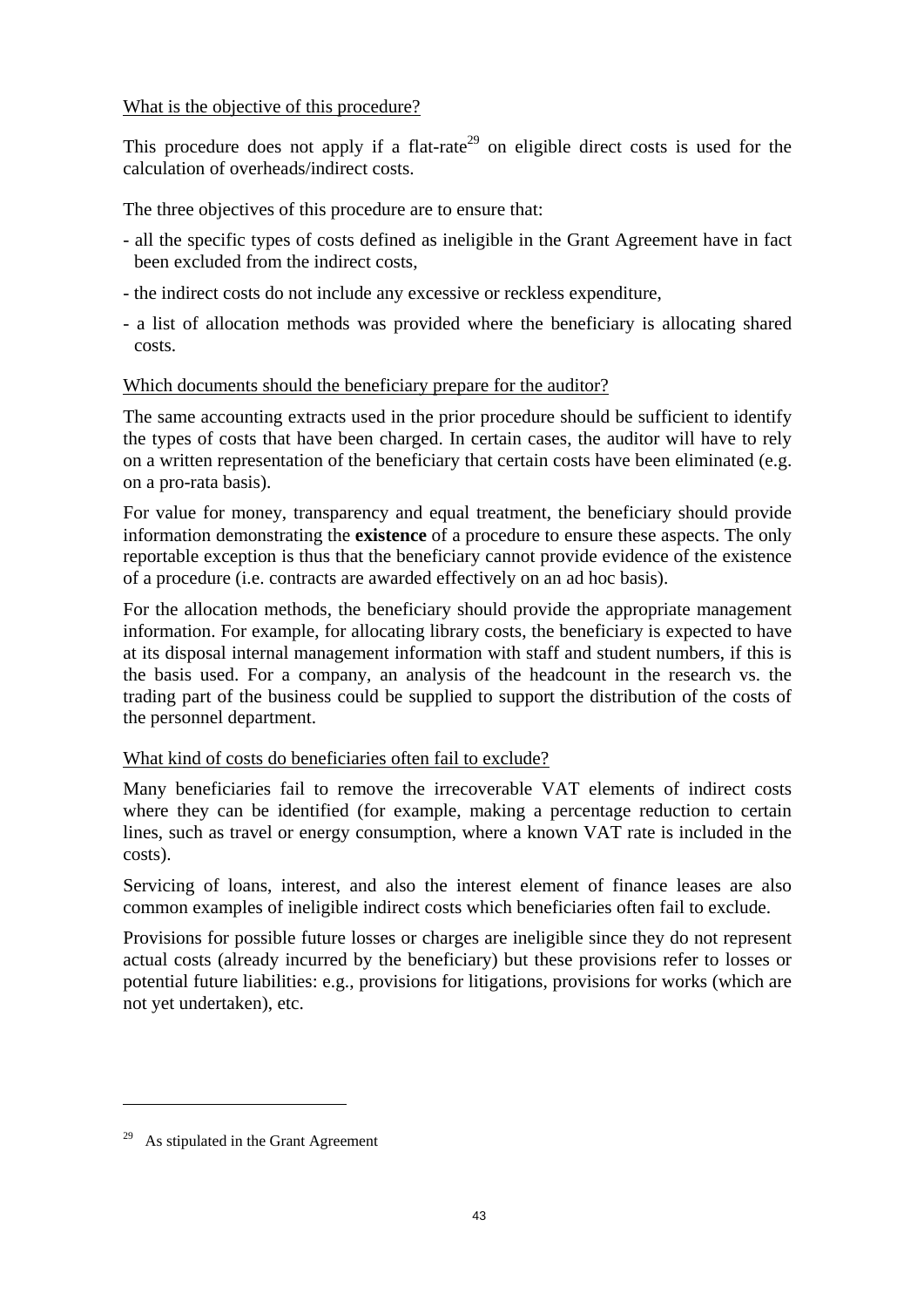What is the objective of this procedure?

This procedure does not apply if a flat-rate[29] on eligible direct costs is used for the calculation of overheads/indirect costs.

The three objectives of this procedure are to ensure that:

- all the specific types of costs defined as ineligible in the Grant Agreement have in fact been excluded from the indirect costs,
- the indirect costs do not include any excessive or reckless expenditure,
- a list of allocation methods was provided where the beneficiary is allocating shared costs.

Which documents should the beneficiary prepare for the auditor?

The same accounting extracts used in the prior procedure should be sufficient to identify the types of costs that have been charged. In certain cases, the auditor will have to rely on a written representation of the beneficiary that certain costs have been eliminated (e.g. on a pro-rata basis).

For value for money, transparency and equal treatment, the beneficiary should provide information demonstrating the **existence** of a procedure to ensure these aspects. The only reportable exception is thus that the beneficiary cannot provide evidence of the existence of a procedure (i.e. contracts are awarded effectively on an ad hoc basis).

For the allocation methods, the beneficiary should provide the appropriate management information. For example, for allocating library costs, the beneficiary is expected to have at its disposal internal management information with staff and student numbers, if this is the basis used. For a company, an analysis of the headcount in the research vs. the trading part of the business could be supplied to support the distribution of the costs of the personnel department.

What kind of costs do beneficiaries often fail to exclude?

Many beneficiaries fail to remove the irrecoverable VAT elements of indirect costs where they can be identified (for example, making a percentage reduction to certain lines, such as travel or energy consumption, where a known VAT rate is included in the costs).

Servicing of loans, interest, and also the interest element of finance leases are also common examples of ineligible indirect costs which beneficiaries often fail to exclude.

Provisions for possible future losses or charges are ineligible since they do not represent actual costs (already incurred by the beneficiary) but these provisions refer to losses or potential future liabilities: e.g., provisions for litigations, provisions for works (which are not yet undertaken), etc.

[29] As stipulated in the Grant Agreement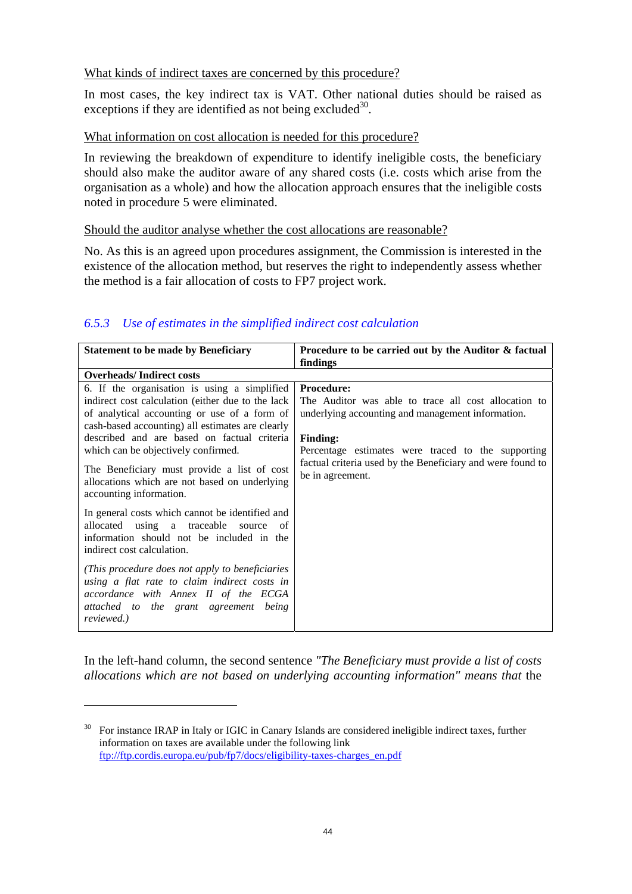<u>What kinds of indirect taxes are concerned by this procedure?</u>

In most cases, the key indirect tax is VAT. Other national duties should be raised as exceptions if they are identified as not being excluded[30].

<u>What information on cost allocation is needed for this procedure?</u>

In reviewing the breakdown of expenditure to identify ineligible costs, the beneficiary should also make the auditor aware of any shared costs (i.e. costs which arise from the organisation as a whole) and how the allocation approach ensures that the ineligible costs noted in procedure 5 were eliminated.

<u>Should the auditor analyse whether the cost allocations are reasonable?</u>

No. As this is an agreed upon procedures assignment, the Commission is interested in the existence of the allocation method, but reserves the right to independently assess whether the method is a fair allocation of costs to FP7 project work.

### *6.5.3 Use of estimates in the simplified indirect cost calculation*

| **Statement to be made by Beneficiary** | **Procedure to be carried out by the Auditor & factual findings** |
|---|---|
| **Overheads/ Indirect costs** | |
| 6. If the organisation is using a simplified indirect cost calculation (either due to the lack of analytical accounting or use of a form of cash-based accounting) all estimates are clearly described and are based on factual criteria which can be objectively confirmed.<br><br>The Beneficiary must provide a list of cost allocations which are not based on underlying accounting information.<br><br>In general costs which cannot be identified and allocated using a traceable source of information should not be included in the indirect cost calculation.<br><br>*(This procedure does not apply to beneficiaries using a flat rate to claim indirect costs in accordance with Annex II of the ECGA attached to the grant agreement being reviewed.)* | **Procedure:**<br>The Auditor was able to trace all cost allocation to underlying accounting and management information.<br><br>**Finding:**<br>Percentage estimates were traced to the supporting factual criteria used by the Beneficiary and were found to be in agreement. |

In the left-hand column, the second sentence *"The Beneficiary must provide a list of costs allocations which are not based on underlying accounting information" means that* the

---

[30] For instance IRAP in Italy or IGIC in Canary Islands are considered ineligible indirect taxes, further information on taxes are available under the following link ftp://ftp.cordis.europa.eu/pub/fp7/docs/eligibility-taxes-charges_en.pdf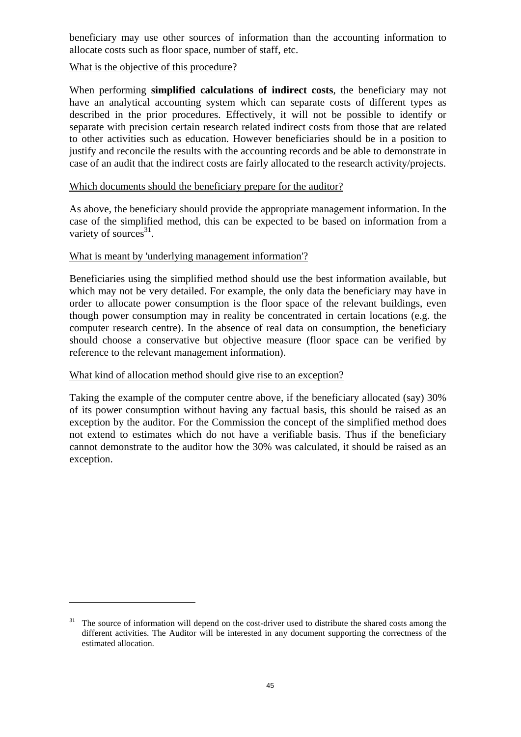beneficiary may use other sources of information than the accounting information to allocate costs such as floor space, number of staff, etc.

What is the objective of this procedure?

When performing **simplified calculations of indirect costs**, the beneficiary may not have an analytical accounting system which can separate costs of different types as described in the prior procedures. Effectively, it will not be possible to identify or separate with precision certain research related indirect costs from those that are related to other activities such as education. However beneficiaries should be in a position to justify and reconcile the results with the accounting records and be able to demonstrate in case of an audit that the indirect costs are fairly allocated to the research activity/projects.

Which documents should the beneficiary prepare for the auditor?

As above, the beneficiary should provide the appropriate management information. In the case of the simplified method, this can be expected to be based on information from a variety of sources[31].

What is meant by 'underlying management information'?

Beneficiaries using the simplified method should use the best information available, but which may not be very detailed. For example, the only data the beneficiary may have in order to allocate power consumption is the floor space of the relevant buildings, even though power consumption may in reality be concentrated in certain locations (e.g. the computer research centre). In the absence of real data on consumption, the beneficiary should choose a conservative but objective measure (floor space can be verified by reference to the relevant management information).

What kind of allocation method should give rise to an exception?

Taking the example of the computer centre above, if the beneficiary allocated (say) 30% of its power consumption without having any factual basis, this should be raised as an exception by the auditor. For the Commission the concept of the simplified method does not extend to estimates which do not have a verifiable basis. Thus if the beneficiary cannot demonstrate to the auditor how the 30% was calculated, it should be raised as an exception.

---

[31] The source of information will depend on the cost-driver used to distribute the shared costs among the different activities. The Auditor will be interested in any document supporting the correctness of the estimated allocation.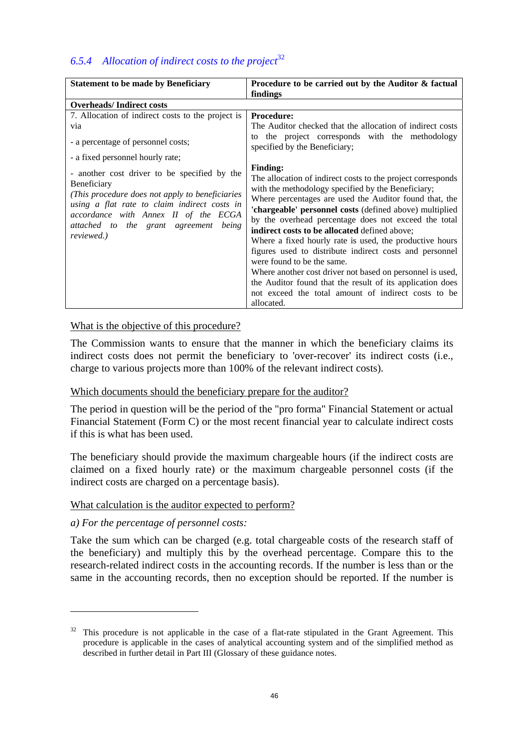### *6.5.4 Allocation of indirect costs to the project*[32]

| Statement to be made by Beneficiary | Procedure to be carried out by the Auditor & factual findings |
|---|---|
| **Overheads/ Indirect costs** | |
| 7. Allocation of indirect costs to the project is via<br><br>- a percentage of personnel costs;<br><br>- a fixed personnel hourly rate;<br><br>- another cost driver to be specified by the Beneficiary<br>*(This procedure does not apply to beneficiaries using a flat rate to claim indirect costs in accordance with Annex II of the ECGA attached to the grant agreement being reviewed.)* | **Procedure:**<br>The Auditor checked that the allocation of indirect costs to the project corresponds with the methodology specified by the Beneficiary;<br><br>**Finding:**<br>The allocation of indirect costs to the project corresponds with the methodology specified by the Beneficiary;<br>Where percentages are used the Auditor found that, the **'chargeable' personnel costs** (defined above) multiplied by the overhead percentage does not exceed the total **indirect costs to be allocated** defined above;<br>Where a fixed hourly rate is used, the productive hours figures used to distribute indirect costs and personnel were found to be the same.<br>Where another cost driver not based on personnel is used, the Auditor found that the result of its application does not exceed the total amount of indirect costs to be allocated. |

<u>What is the objective of this procedure?</u>

The Commission wants to ensure that the manner in which the beneficiary claims its indirect costs does not permit the beneficiary to 'over-recover' its indirect costs (i.e., charge to various projects more than 100% of the relevant indirect costs).

<u>Which documents should the beneficiary prepare for the auditor?</u>

The period in question will be the period of the "pro forma" Financial Statement or actual Financial Statement (Form C) or the most recent financial year to calculate indirect costs if this is what has been used.

The beneficiary should provide the maximum chargeable hours (if the indirect costs are claimed on a fixed hourly rate) or the maximum chargeable personnel costs (if the indirect costs are charged on a percentage basis).

<u>What calculation is the auditor expected to perform?</u>

*a) For the percentage of personnel costs:*

Take the sum which can be charged (e.g. total chargeable costs of the research staff of the beneficiary) and multiply this by the overhead percentage. Compare this to the research-related indirect costs in the accounting records. If the number is less than or the same in the accounting records, then no exception should be reported. If the number is

---

[32] This procedure is not applicable in the case of a flat-rate stipulated in the Grant Agreement. This procedure is applicable in the cases of analytical accounting system and of the simplified method as described in further detail in Part III (Glossary of these guidance notes.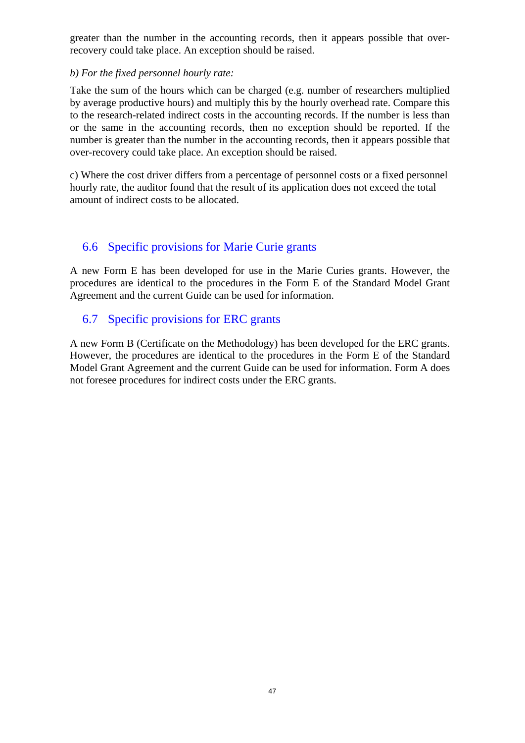greater than the number in the accounting records, then it appears possible that over-recovery could take place. An exception should be raised.

*b) For the fixed personnel hourly rate:*

Take the sum of the hours which can be charged (e.g. number of researchers multiplied by average productive hours) and multiply this by the hourly overhead rate. Compare this to the research-related indirect costs in the accounting records. If the number is less than or the same in the accounting records, then no exception should be reported. If the number is greater than the number in the accounting records, then it appears possible that over-recovery could take place. An exception should be raised.

c) Where the cost driver differs from a percentage of personnel costs or a fixed personnel hourly rate, the auditor found that the result of its application does not exceed the total amount of indirect costs to be allocated.

## 6.6 Specific provisions for Marie Curie grants

A new Form E has been developed for use in the Marie Curies grants. However, the procedures are identical to the procedures in the Form E of the Standard Model Grant Agreement and the current Guide can be used for information.

## 6.7 Specific provisions for ERC grants

A new Form B (Certificate on the Methodology) has been developed for the ERC grants. However, the procedures are identical to the procedures in the Form E of the Standard Model Grant Agreement and the current Guide can be used for information. Form A does not foresee procedures for indirect costs under the ERC grants.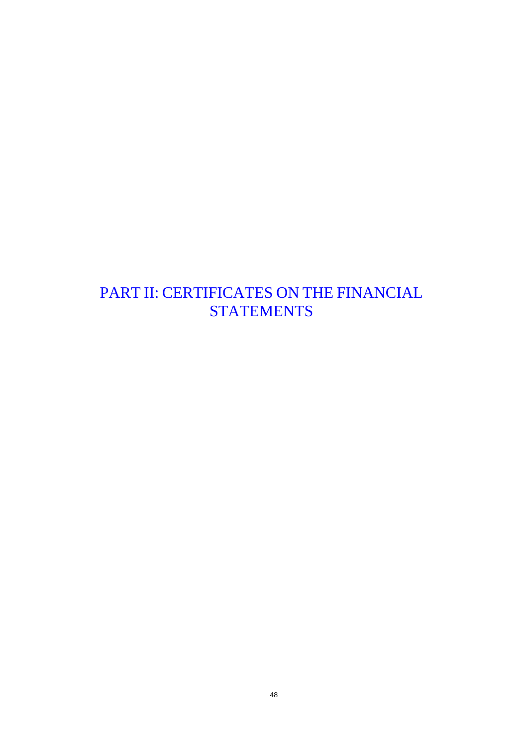# PART II: CERTIFICATES ON THE FINANCIAL STATEMENTS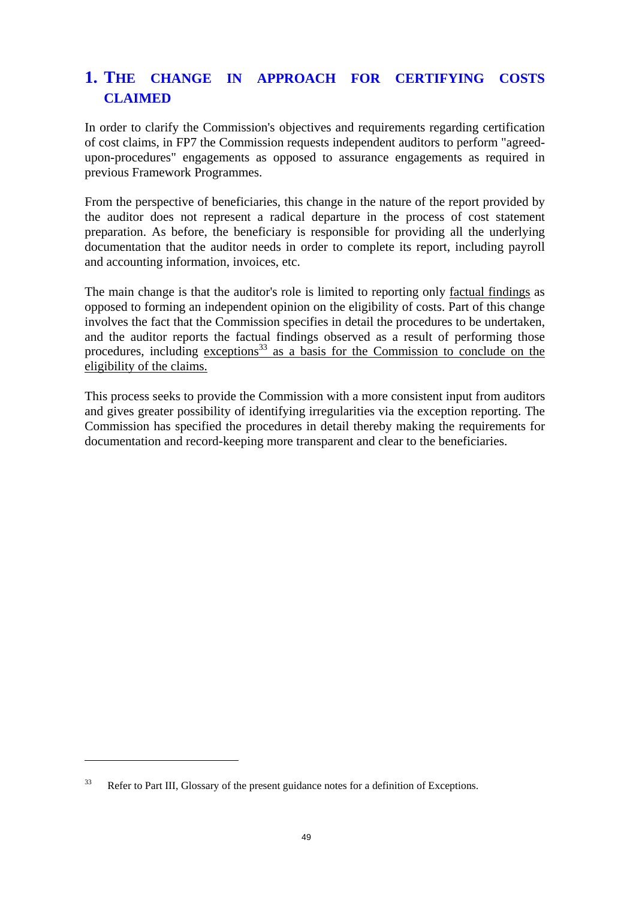# 1. THE CHANGE IN APPROACH FOR CERTIFYING COSTS CLAIMED

In order to clarify the Commission's objectives and requirements regarding certification of cost claims, in FP7 the Commission requests independent auditors to perform "agreed-upon-procedures" engagements as opposed to assurance engagements as required in previous Framework Programmes.

From the perspective of beneficiaries, this change in the nature of the report provided by the auditor does not represent a radical departure in the process of cost statement preparation. As before, the beneficiary is responsible for providing all the underlying documentation that the auditor needs in order to complete its report, including payroll and accounting information, invoices, etc.

The main change is that the auditor's role is limited to reporting only factual findings as opposed to forming an independent opinion on the eligibility of costs. Part of this change involves the fact that the Commission specifies in detail the procedures to be undertaken, and the auditor reports the factual findings observed as a result of performing those procedures, including exceptions[33] as a basis for the Commission to conclude on the eligibility of the claims.

This process seeks to provide the Commission with a more consistent input from auditors and gives greater possibility of identifying irregularities via the exception reporting. The Commission has specified the procedures in detail thereby making the requirements for documentation and record-keeping more transparent and clear to the beneficiaries.

---

[33] Refer to Part III, Glossary of the present guidance notes for a definition of Exceptions.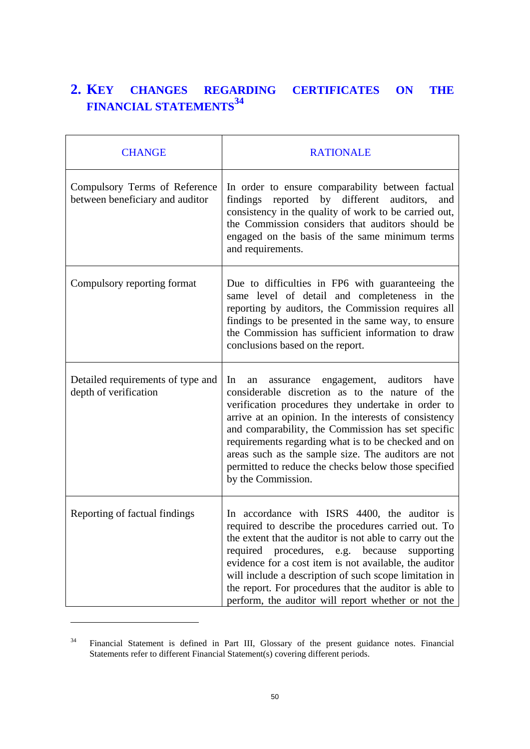## 2. KEY CHANGES REGARDING CERTIFICATES ON THE FINANCIAL STATEMENTS[34]

| CHANGE | RATIONALE |
| --- | --- |
| Compulsory Terms of Reference between beneficiary and auditor | In order to ensure comparability between factual findings reported by different auditors, and consistency in the quality of work to be carried out, the Commission considers that auditors should be engaged on the basis of the same minimum terms and requirements. |
| Compulsory reporting format | Due to difficulties in FP6 with guaranteeing the same level of detail and completeness in the reporting by auditors, the Commission requires all findings to be presented in the same way, to ensure the Commission has sufficient information to draw conclusions based on the report. |
| Detailed requirements of type and depth of verification | In an assurance engagement, auditors have considerable discretion as to the nature of the verification procedures they undertake in order to arrive at an opinion. In the interests of consistency and comparability, the Commission has set specific requirements regarding what is to be checked and on areas such as the sample size. The auditors are not permitted to reduce the checks below those specified by the Commission. |
| Reporting of factual findings | In accordance with ISRS 4400, the auditor is required to describe the procedures carried out. To the extent that the auditor is not able to carry out the required procedures, e.g. because supporting evidence for a cost item is not available, the auditor will include a description of such scope limitation in the report. For procedures that the auditor is able to perform, the auditor will report whether or not the |

[34] Financial Statement is defined in Part III, Glossary of the present guidance notes. Financial Statements refer to different Financial Statement(s) covering different periods.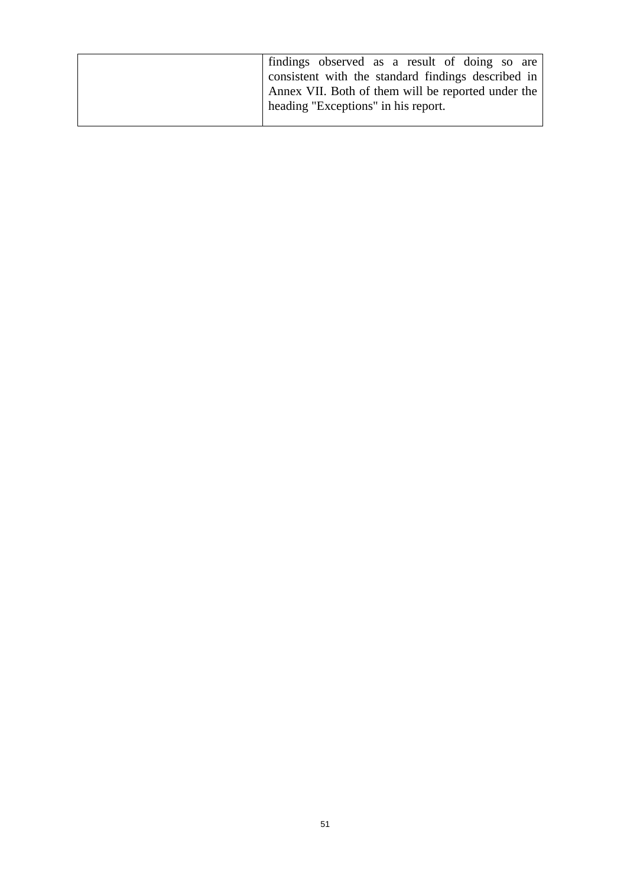| | |
|---|---|
| | findings observed as a result of doing so are consistent with the standard findings described in Annex VII. Both of them will be reported under the heading "Exceptions" in his report. |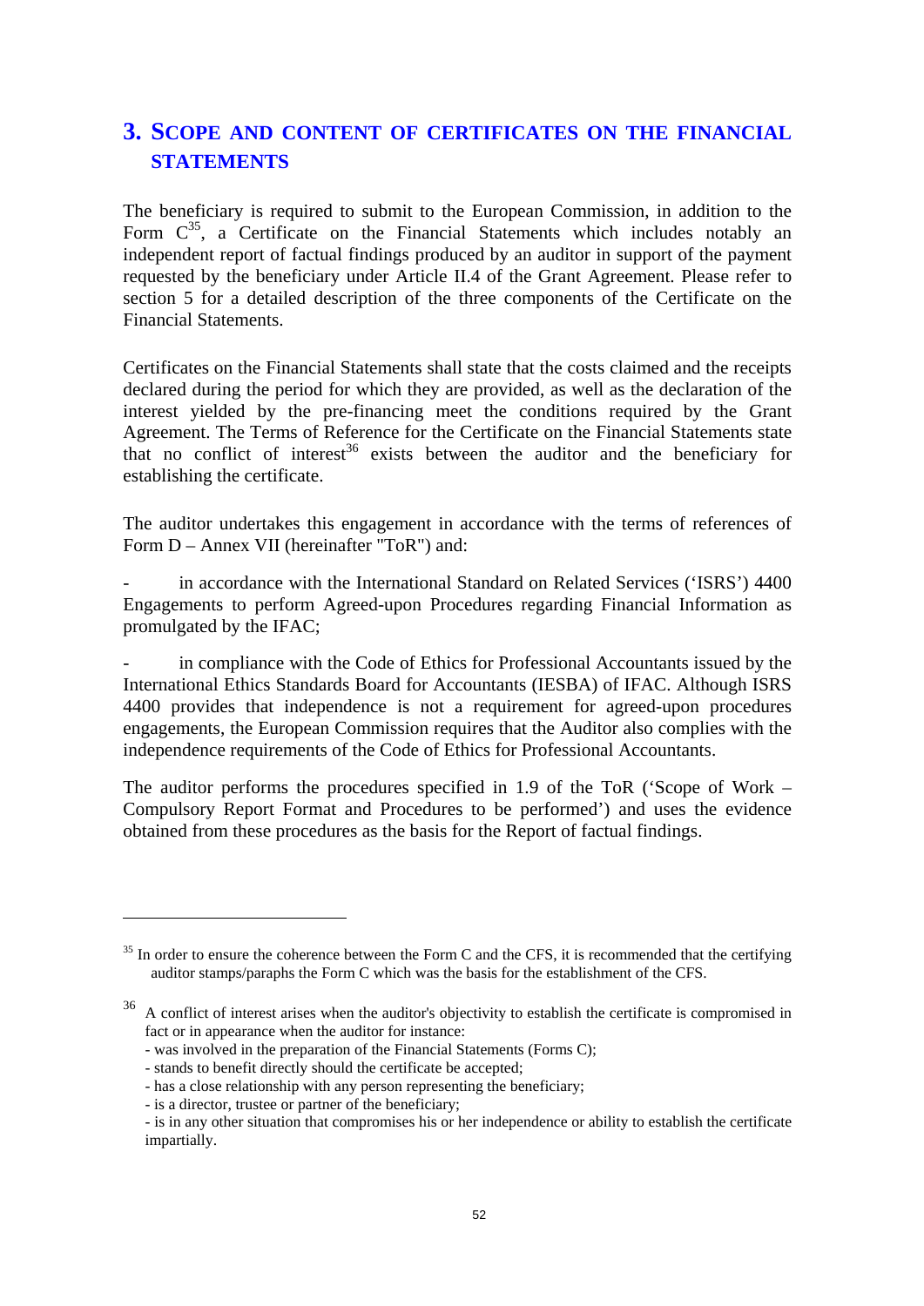## 3. Scope and content of certificates on the financial statements

The beneficiary is required to submit to the European Commission, in addition to the Form C[35], a Certificate on the Financial Statements which includes notably an independent report of factual findings produced by an auditor in support of the payment requested by the beneficiary under Article II.4 of the Grant Agreement. Please refer to section 5 for a detailed description of the three components of the Certificate on the Financial Statements.

Certificates on the Financial Statements shall state that the costs claimed and the receipts declared during the period for which they are provided, as well as the declaration of the interest yielded by the pre-financing meet the conditions required by the Grant Agreement. The Terms of Reference for the Certificate on the Financial Statements state that no conflict of interest[36] exists between the auditor and the beneficiary for establishing the certificate.

The auditor undertakes this engagement in accordance with the terms of references of Form D – Annex VII (hereinafter "ToR") and:

- in accordance with the International Standard on Related Services ('ISRS') 4400 Engagements to perform Agreed-upon Procedures regarding Financial Information as promulgated by the IFAC;

- in compliance with the Code of Ethics for Professional Accountants issued by the International Ethics Standards Board for Accountants (IESBA) of IFAC. Although ISRS 4400 provides that independence is not a requirement for agreed-upon procedures engagements, the European Commission requires that the Auditor also complies with the independence requirements of the Code of Ethics for Professional Accountants.

The auditor performs the procedures specified in 1.9 of the ToR ('Scope of Work – Compulsory Report Format and Procedures to be performed') and uses the evidence obtained from these procedures as the basis for the Report of factual findings.

---

[35] In order to ensure the coherence between the Form C and the CFS, it is recommended that the certifying auditor stamps/paraphs the Form C which was the basis for the establishment of the CFS.

[36] A conflict of interest arises when the auditor's objectivity to establish the certificate is compromised in fact or in appearance when the auditor for instance:
- was involved in the preparation of the Financial Statements (Forms C);
- stands to benefit directly should the certificate be accepted;
- has a close relationship with any person representing the beneficiary;
- is a director, trustee or partner of the beneficiary;
- is in any other situation that compromises his or her independence or ability to establish the certificate impartially.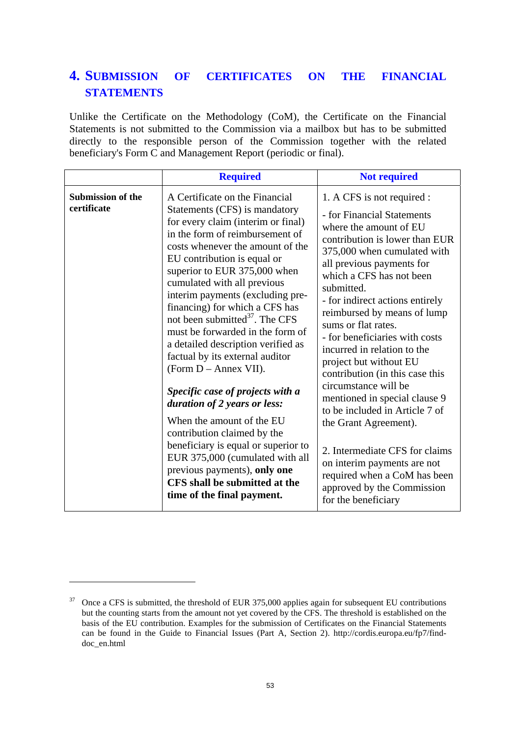## 4. SUBMISSION OF CERTIFICATES ON THE FINANCIAL STATEMENTS

Unlike the Certificate on the Methodology (CoM), the Certificate on the Financial Statements is not submitted to the Commission via a mailbox but has to be submitted directly to the responsible person of the Commission together with the related beneficiary's Form C and Management Report (periodic or final).

| | Required | Not required |
|---|---|---|
| **Submission of the certificate** | A Certificate on the Financial Statements (CFS) is mandatory for every claim (interim or final) in the form of reimbursement of costs whenever the amount of the EU contribution is equal or superior to EUR 375,000 when cumulated with all previous interim payments (excluding pre-financing) for which a CFS has not been submitted[37]. The CFS must be forwarded in the form of a detailed description verified as factual by its external auditor (Form D – Annex VII).<br><br>***Specific case of projects with a duration of 2 years or less:***<br><br>When the amount of the EU contribution claimed by the beneficiary is equal or superior to EUR 375,000 (cumulated with all previous payments), **only one CFS shall be submitted at the time of the final payment.** | 1. A CFS is not required :<br><br>- for Financial Statements where the amount of EU contribution is lower than EUR 375,000 when cumulated with all previous payments for which a CFS has not been submitted.<br>- for indirect actions entirely reimbursed by means of lump sums or flat rates.<br>- for beneficiaries with costs incurred in relation to the project but without EU contribution (in this case this circumstance will be mentioned in special clause 9 to be included in Article 7 of the Grant Agreement).<br><br>2. Intermediate CFS for claims on interim payments are not required when a CoM has been approved by the Commission for the beneficiary |

[37] Once a CFS is submitted, the threshold of EUR 375,000 applies again for subsequent EU contributions but the counting starts from the amount not yet covered by the CFS. The threshold is established on the basis of the EU contribution. Examples for the submission of Certificates on the Financial Statements can be found in the Guide to Financial Issues (Part A, Section 2). http://cordis.europa.eu/fp7/find-doc_en.html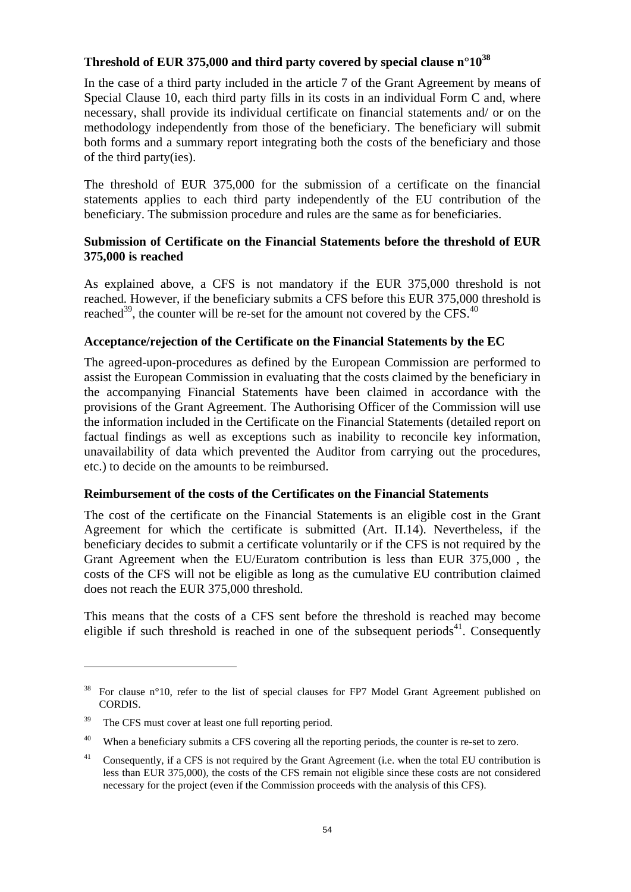### Threshold of EUR 375,000 and third party covered by special clause n°10[38]

In the case of a third party included in the article 7 of the Grant Agreement by means of Special Clause 10, each third party fills in its costs in an individual Form C and, where necessary, shall provide its individual certificate on financial statements and/ or on the methodology independently from those of the beneficiary. The beneficiary will submit both forms and a summary report integrating both the costs of the beneficiary and those of the third party(ies).

The threshold of EUR 375,000 for the submission of a certificate on the financial statements applies to each third party independently of the EU contribution of the beneficiary. The submission procedure and rules are the same as for beneficiaries.

### Submission of Certificate on the Financial Statements before the threshold of EUR 375,000 is reached

As explained above, a CFS is not mandatory if the EUR 375,000 threshold is not reached. However, if the beneficiary submits a CFS before this EUR 375,000 threshold is reached[39], the counter will be re-set for the amount not covered by the CFS.[40]

### Acceptance/rejection of the Certificate on the Financial Statements by the EC

The agreed-upon-procedures as defined by the European Commission are performed to assist the European Commission in evaluating that the costs claimed by the beneficiary in the accompanying Financial Statements have been claimed in accordance with the provisions of the Grant Agreement. The Authorising Officer of the Commission will use the information included in the Certificate on the Financial Statements (detailed report on factual findings as well as exceptions such as inability to reconcile key information, unavailability of data which prevented the Auditor from carrying out the procedures, etc.) to decide on the amounts to be reimbursed.

### Reimbursement of the costs of the Certificates on the Financial Statements

The cost of the certificate on the Financial Statements is an eligible cost in the Grant Agreement for which the certificate is submitted (Art. II.14). Nevertheless, if the beneficiary decides to submit a certificate voluntarily or if the CFS is not required by the Grant Agreement when the EU/Euratom contribution is less than EUR 375,000 , the costs of the CFS will not be eligible as long as the cumulative EU contribution claimed does not reach the EUR 375,000 threshold.

This means that the costs of a CFS sent before the threshold is reached may become eligible if such threshold is reached in one of the subsequent periods[41]. Consequently

---

[38] For clause n°10, refer to the list of special clauses for FP7 Model Grant Agreement published on CORDIS.

[39] The CFS must cover at least one full reporting period.

[40] When a beneficiary submits a CFS covering all the reporting periods, the counter is re-set to zero.

[41] Consequently, if a CFS is not required by the Grant Agreement (i.e. when the total EU contribution is less than EUR 375,000), the costs of the CFS remain not eligible since these costs are not considered necessary for the project (even if the Commission proceeds with the analysis of this CFS).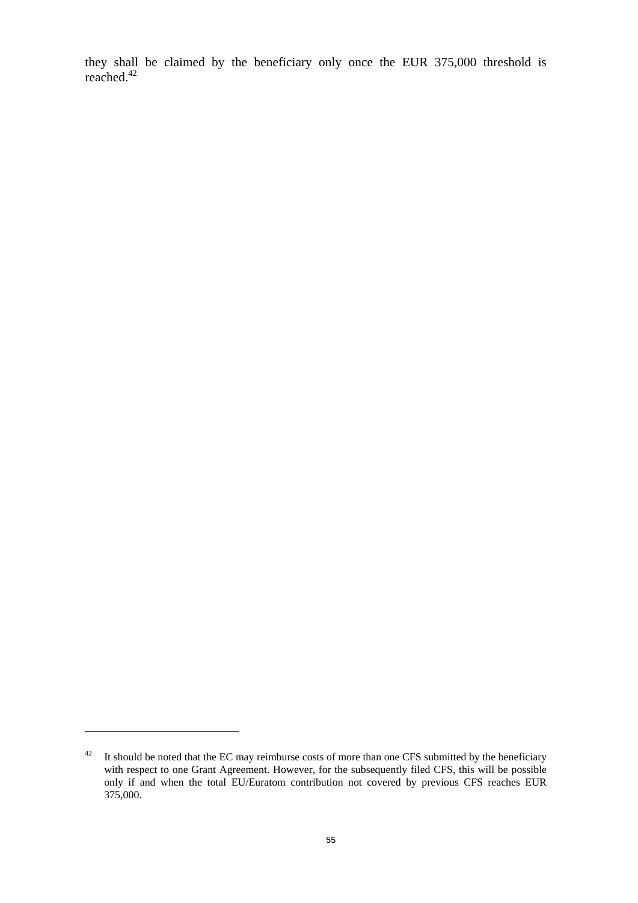they shall be claimed by the beneficiary only once the EUR 375,000 threshold is reached.[42]

[42] It should be noted that the EC may reimburse costs of more than one CFS submitted by the beneficiary with respect to one Grant Agreement. However, for the subsequently filed CFS, this will be possible only if and when the total EU/Euratom contribution not covered by previous CFS reaches EUR 375,000.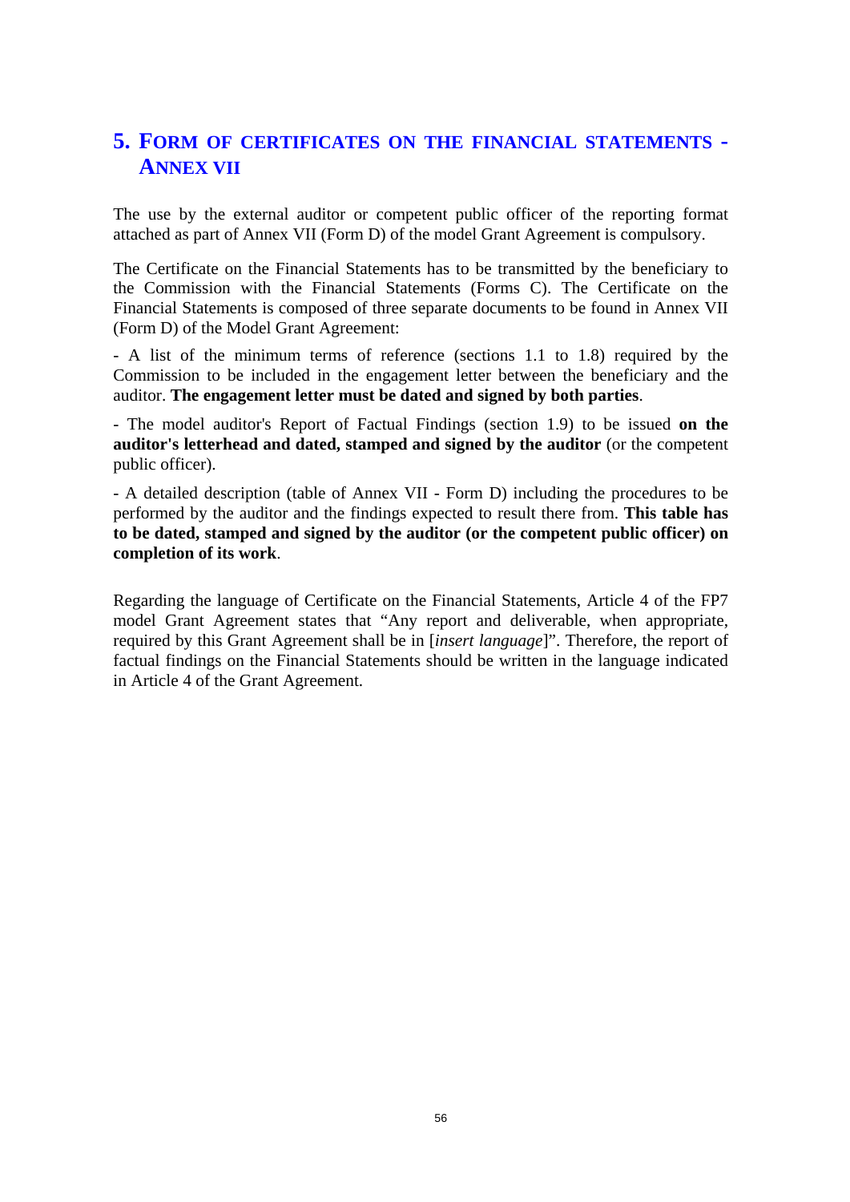## 5. Form of certificates on the financial statements - Annex VII

The use by the external auditor or competent public officer of the reporting format attached as part of Annex VII (Form D) of the model Grant Agreement is compulsory.

The Certificate on the Financial Statements has to be transmitted by the beneficiary to the Commission with the Financial Statements (Forms C). The Certificate on the Financial Statements is composed of three separate documents to be found in Annex VII (Form D) of the Model Grant Agreement:

- A list of the minimum terms of reference (sections 1.1 to 1.8) required by the Commission to be included in the engagement letter between the beneficiary and the auditor. **The engagement letter must be dated and signed by both parties**.

- The model auditor's Report of Factual Findings (section 1.9) to be issued **on the auditor's letterhead and dated, stamped and signed by the auditor** (or the competent public officer).

- A detailed description (table of Annex VII - Form D) including the procedures to be performed by the auditor and the findings expected to result there from. **This table has to be dated, stamped and signed by the auditor (or the competent public officer) on completion of its work**.

Regarding the language of Certificate on the Financial Statements, Article 4 of the FP7 model Grant Agreement states that "Any report and deliverable, when appropriate, required by this Grant Agreement shall be in [*insert language*]". Therefore, the report of factual findings on the Financial Statements should be written in the language indicated in Article 4 of the Grant Agreement.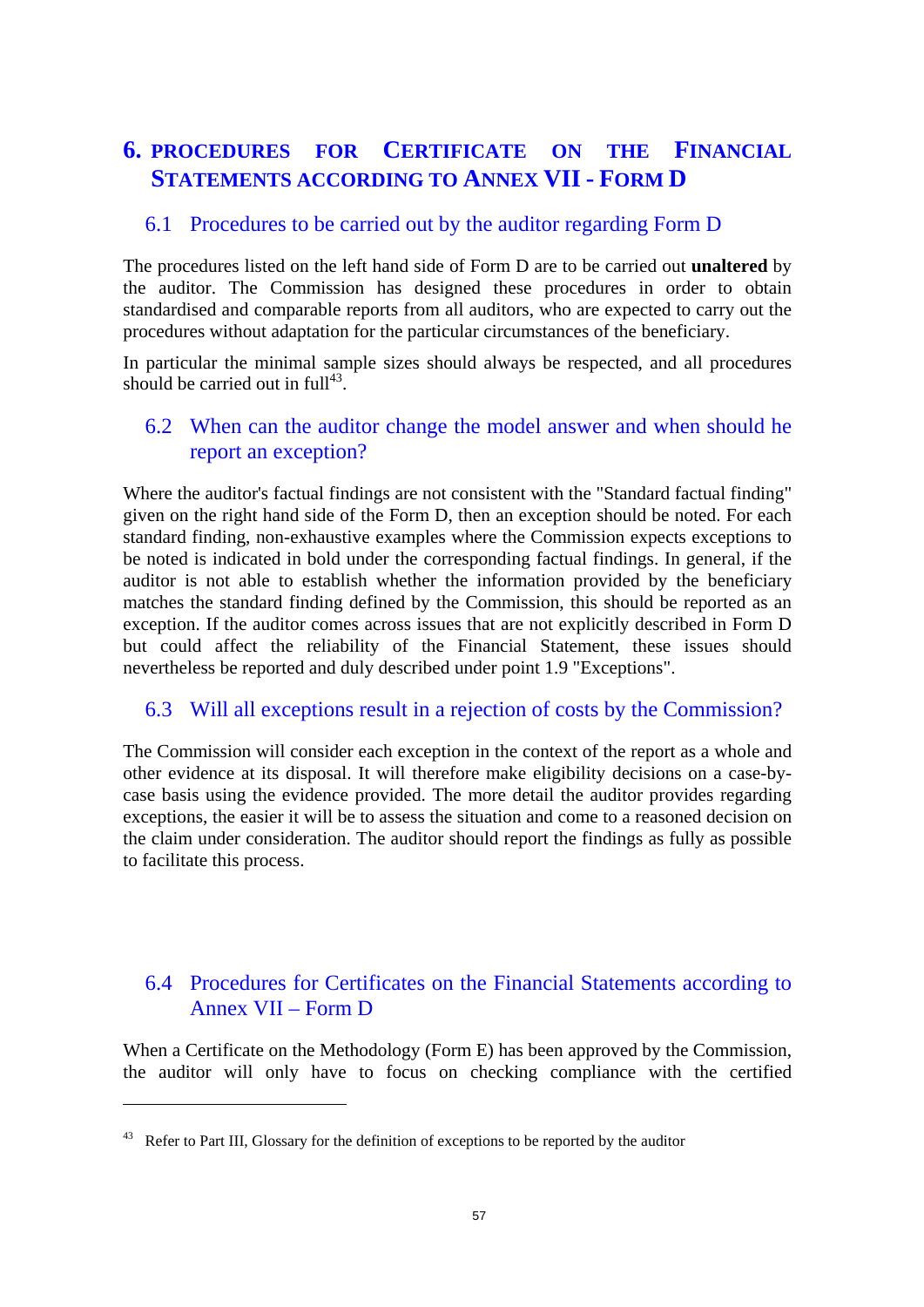# 6. PROCEDURES FOR CERTIFICATE ON THE FINANCIAL STATEMENTS ACCORDING TO ANNEX VII - FORM D

## 6.1 Procedures to be carried out by the auditor regarding Form D

The procedures listed on the left hand side of Form D are to be carried out **unaltered** by the auditor. The Commission has designed these procedures in order to obtain standardised and comparable reports from all auditors, who are expected to carry out the procedures without adaptation for the particular circumstances of the beneficiary.

In particular the minimal sample sizes should always be respected, and all procedures should be carried out in full[43].

## 6.2 When can the auditor change the model answer and when should he report an exception?

Where the auditor's factual findings are not consistent with the "Standard factual finding" given on the right hand side of the Form D, then an exception should be noted. For each standard finding, non-exhaustive examples where the Commission expects exceptions to be noted is indicated in bold under the corresponding factual findings. In general, if the auditor is not able to establish whether the information provided by the beneficiary matches the standard finding defined by the Commission, this should be reported as an exception. If the auditor comes across issues that are not explicitly described in Form D but could affect the reliability of the Financial Statement, these issues should nevertheless be reported and duly described under point 1.9 "Exceptions".

## 6.3 Will all exceptions result in a rejection of costs by the Commission?

The Commission will consider each exception in the context of the report as a whole and other evidence at its disposal. It will therefore make eligibility decisions on a case-by-case basis using the evidence provided. The more detail the auditor provides regarding exceptions, the easier it will be to assess the situation and come to a reasoned decision on the claim under consideration. The auditor should report the findings as fully as possible to facilitate this process.

## 6.4 Procedures for Certificates on the Financial Statements according to Annex VII – Form D

When a Certificate on the Methodology (Form E) has been approved by the Commission, the auditor will only have to focus on checking compliance with the certified

[43] Refer to Part III, Glossary for the definition of exceptions to be reported by the auditor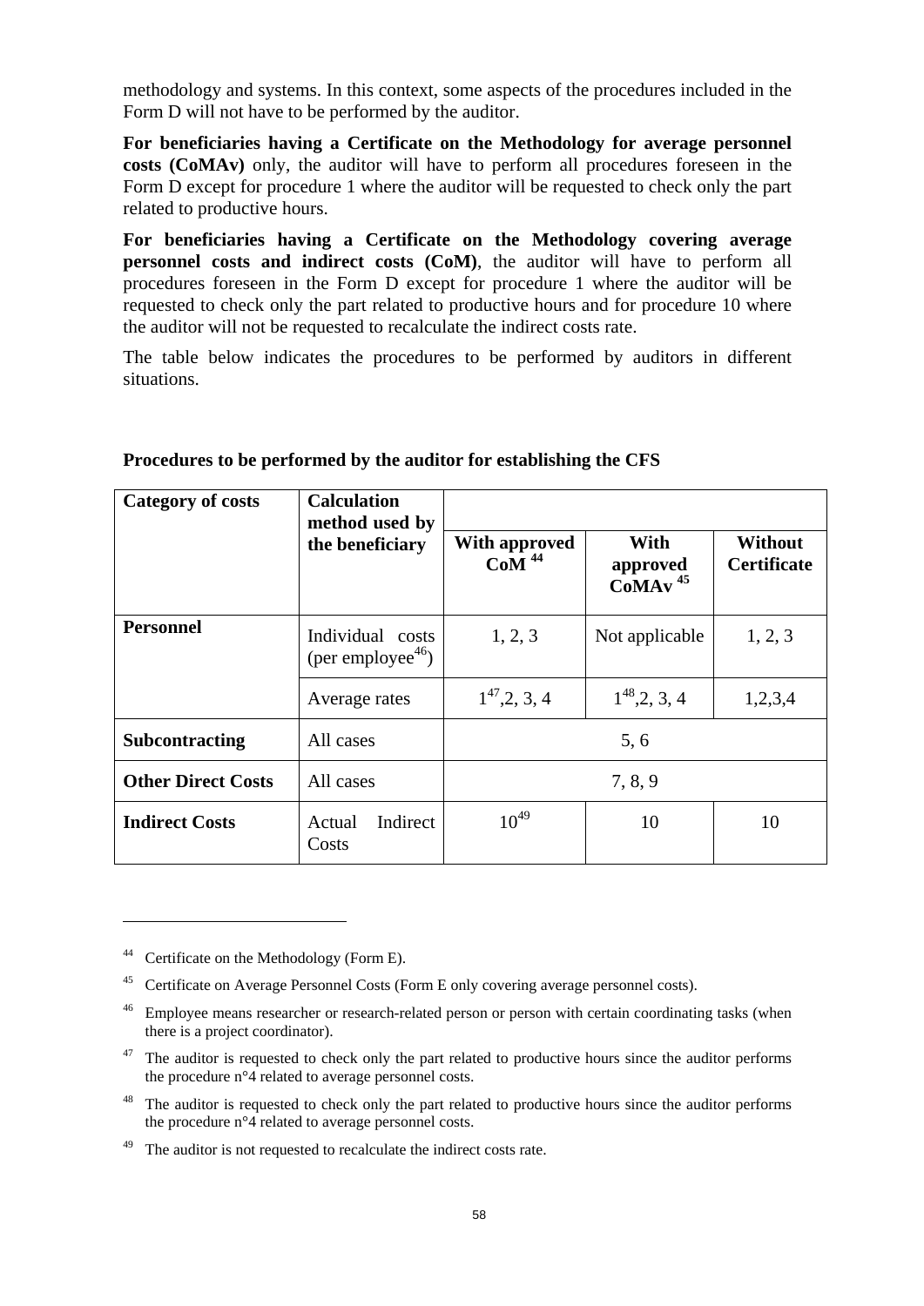methodology and systems. In this context, some aspects of the procedures included in the Form D will not have to be performed by the auditor.

**For beneficiaries having a Certificate on the Methodology for average personnel costs (CoMAv)** only, the auditor will have to perform all procedures foreseen in the Form D except for procedure 1 where the auditor will be requested to check only the part related to productive hours.

**For beneficiaries having a Certificate on the Methodology covering average personnel costs and indirect costs (CoM)**, the auditor will have to perform all procedures foreseen in the Form D except for procedure 1 where the auditor will be requested to check only the part related to productive hours and for procedure 10 where the auditor will not be requested to recalculate the indirect costs rate.

The table below indicates the procedures to be performed by auditors in different situations.

**Procedures to be performed by the auditor for establishing the CFS**

| **Category of costs** | **Calculation method used by the beneficiary** | **With approved CoM** [44] | **With approved CoMAv** [45] | **Without Certificate** |
|---|---|---|---|---|
| **Personnel** | Individual costs (per employee[46]) | 1, 2, 3 | Not applicable | 1, 2, 3 |
| | Average rates | 1[47],2, 3, 4 | 1[48],2, 3, 4 | 1,2,3,4 |
| **Subcontracting** | All cases | 5, 6 | | |
| **Other Direct Costs** | All cases | 7, 8, 9 | | |
| **Indirect Costs** | Actual Indirect Costs | 10[49] | 10 | 10 |

[44] Certificate on the Methodology (Form E).

[45] Certificate on Average Personnel Costs (Form E only covering average personnel costs).

[46] Employee means researcher or research-related person or person with certain coordinating tasks (when there is a project coordinator).

[47] The auditor is requested to check only the part related to productive hours since the auditor performs the procedure n°4 related to average personnel costs.

[48] The auditor is requested to check only the part related to productive hours since the auditor performs the procedure n°4 related to average personnel costs.

[49] The auditor is not requested to recalculate the indirect costs rate.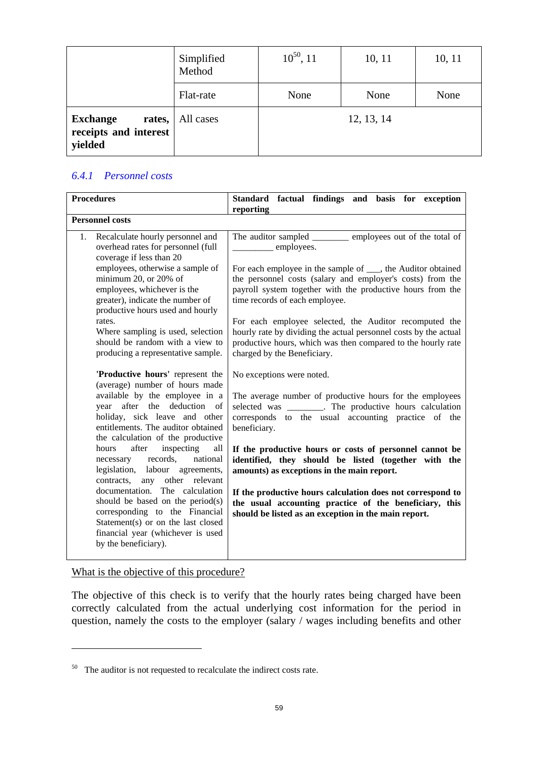| | | | | |
|---|---|---|---|---|
| | Simplified Method | 10[50], 11 | 10, 11 | 10, 11 |
| | Flat-rate | None | None | None |
| **Exchange rates, receipts and interest yielded** | All cases | 12, 13, 14 | | |

### 6.4.1 *Personnel costs*

| **Procedures** | **Standard factual findings and basis for exception reporting** |
|---|---|
| **Personnel costs** | |
| 1. Recalculate hourly personnel and overhead rates for personnel (full coverage if less than 20 employees, otherwise a sample of minimum 20, or 20% of employees, whichever is the greater), indicate the number of productive hours used and hourly rates.<br>Where sampling is used, selection should be random with a view to producing a representative sample.<br><br>**'Productive hours'** represent the (average) number of hours made available by the employee in a year after the deduction of holiday, sick leave and other entitlements. The auditor obtained the calculation of the productive hours after inspecting all necessary records, national legislation, labour agreements, contracts, any other relevant documentation. The calculation should be based on the period(s) corresponding to the Financial Statement(s) or on the last closed financial year (whichever is used by the beneficiary). | The auditor sampled ________ employees out of the total of _________ employees.<br><br>For each employee in the sample of ___, the Auditor obtained the personnel costs (salary and employer's costs) from the payroll system together with the productive hours from the time records of each employee.<br><br>For each employee selected, the Auditor recomputed the hourly rate by dividing the actual personnel costs by the actual productive hours, which was then compared to the hourly rate charged by the Beneficiary.<br><br>No exceptions were noted.<br><br>The average number of productive hours for the employees selected was ________. The productive hours calculation corresponds to the usual accounting practice of the beneficiary.<br><br>**If the productive hours or costs of personnel cannot be identified, they should be listed (together with the amounts) as exceptions in the main report.**<br><br>**If the productive hours calculation does not correspond to the usual accounting practice of the beneficiary, this should be listed as an exception in the main report.** |

What is the objective of this procedure?

The objective of this check is to verify that the hourly rates being charged have been correctly calculated from the actual underlying cost information for the period in question, namely the costs to the employer (salary / wages including benefits and other

[50] The auditor is not requested to recalculate the indirect costs rate.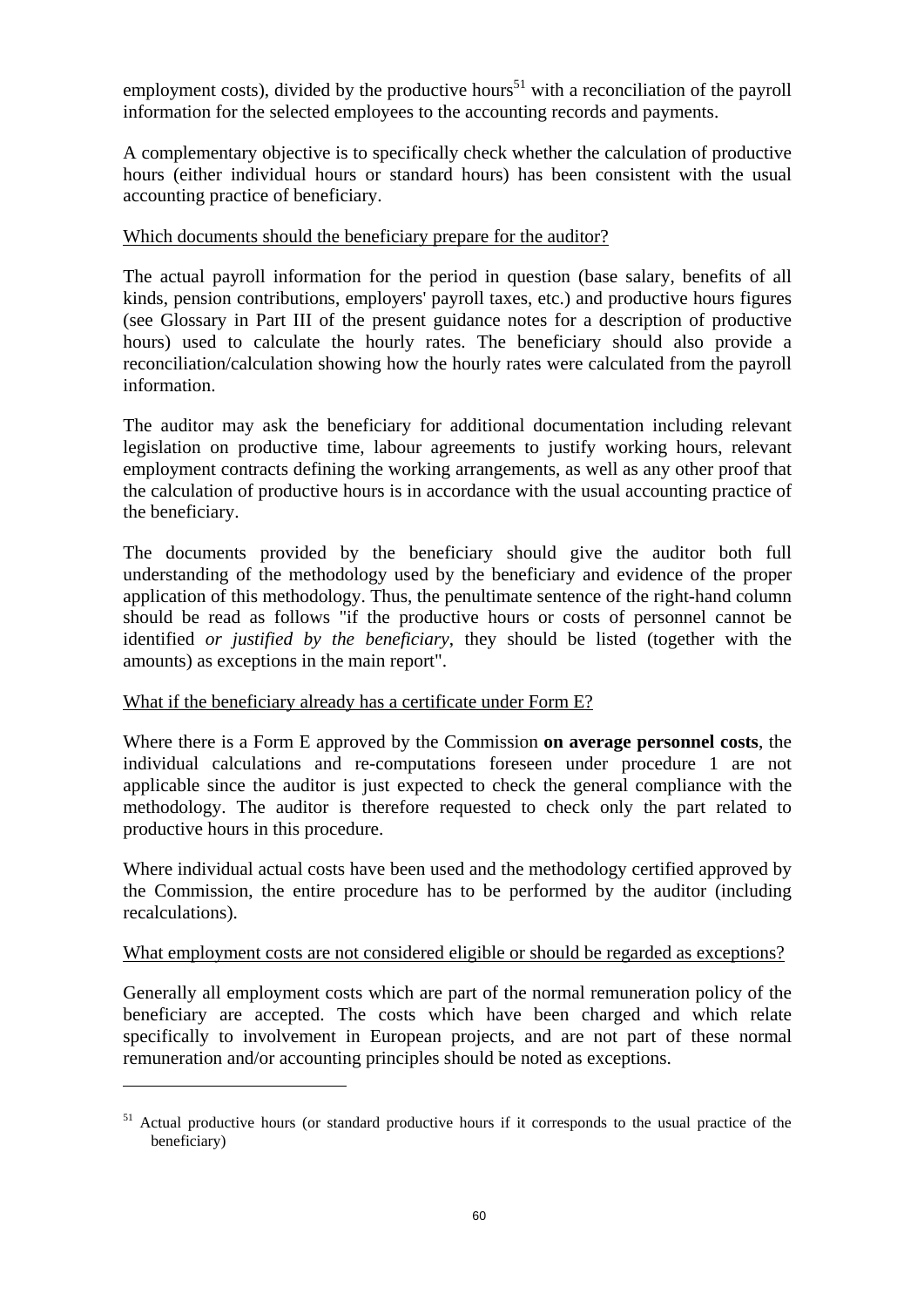employment costs), divided by the productive hours[51] with a reconciliation of the payroll information for the selected employees to the accounting records and payments.

A complementary objective is to specifically check whether the calculation of productive hours (either individual hours or standard hours) has been consistent with the usual accounting practice of beneficiary.

<u>Which documents should the beneficiary prepare for the auditor?</u>

The actual payroll information for the period in question (base salary, benefits of all kinds, pension contributions, employers' payroll taxes, etc.) and productive hours figures (see Glossary in Part III of the present guidance notes for a description of productive hours) used to calculate the hourly rates. The beneficiary should also provide a reconciliation/calculation showing how the hourly rates were calculated from the payroll information.

The auditor may ask the beneficiary for additional documentation including relevant legislation on productive time, labour agreements to justify working hours, relevant employment contracts defining the working arrangements, as well as any other proof that the calculation of productive hours is in accordance with the usual accounting practice of the beneficiary.

The documents provided by the beneficiary should give the auditor both full understanding of the methodology used by the beneficiary and evidence of the proper application of this methodology. Thus, the penultimate sentence of the right-hand column should be read as follows "if the productive hours or costs of personnel cannot be identified *or justified by the beneficiary*, they should be listed (together with the amounts) as exceptions in the main report".

<u>What if the beneficiary already has a certificate under Form E?</u>

Where there is a Form E approved by the Commission **on average personnel costs**, the individual calculations and re-computations foreseen under procedure 1 are not applicable since the auditor is just expected to check the general compliance with the methodology. The auditor is therefore requested to check only the part related to productive hours in this procedure.

Where individual actual costs have been used and the methodology certified approved by the Commission, the entire procedure has to be performed by the auditor (including recalculations).

<u>What employment costs are not considered eligible or should be regarded as exceptions?</u>

Generally all employment costs which are part of the normal remuneration policy of the beneficiary are accepted. The costs which have been charged and which relate specifically to involvement in European projects, and are not part of these normal remuneration and/or accounting principles should be noted as exceptions.

---

[51] Actual productive hours (or standard productive hours if it corresponds to the usual practice of the beneficiary)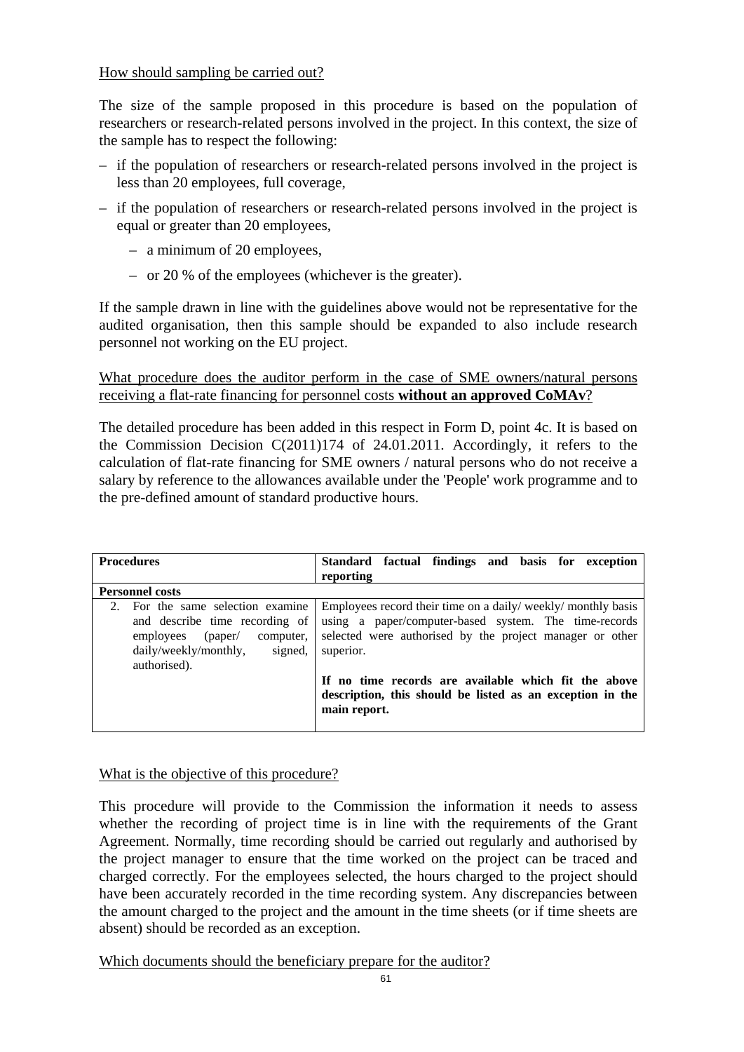How should sampling be carried out?

The size of the sample proposed in this procedure is based on the population of researchers or research-related persons involved in the project. In this context, the size of the sample has to respect the following:

– if the population of researchers or research-related persons involved in the project is less than 20 employees, full coverage,

– if the population of researchers or research-related persons involved in the project is equal or greater than 20 employees,

  – a minimum of 20 employees,

  – or 20 % of the employees (whichever is the greater).

If the sample drawn in line with the guidelines above would not be representative for the audited organisation, then this sample should be expanded to also include research personnel not working on the EU project.

What procedure does the auditor perform in the case of SME owners/natural persons receiving a flat-rate financing for personnel costs **without an approved CoMAv**?

The detailed procedure has been added in this respect in Form D, point 4c. It is based on the Commission Decision C(2011)174 of 24.01.2011. Accordingly, it refers to the calculation of flat-rate financing for SME owners / natural persons who do not receive a salary by reference to the allowances available under the 'People' work programme and to the pre-defined amount of standard productive hours.

| **Procedures** | **Standard factual findings and basis for exception reporting** |
|---|---|
| **Personnel costs** | |
| 2. For the same selection examine and describe time recording of employees (paper/ computer, daily/weekly/monthly, signed, authorised). | Employees record their time on a daily/ weekly/ monthly basis using a paper/computer-based system. The time-records selected were authorised by the project manager or other superior.<br><br>**If no time records are available which fit the above description, this should be listed as an exception in the main report.** |

What is the objective of this procedure?

This procedure will provide to the Commission the information it needs to assess whether the recording of project time is in line with the requirements of the Grant Agreement. Normally, time recording should be carried out regularly and authorised by the project manager to ensure that the time worked on the project can be traced and charged correctly. For the employees selected, the hours charged to the project should have been accurately recorded in the time recording system. Any discrepancies between the amount charged to the project and the amount in the time sheets (or if time sheets are absent) should be recorded as an exception.

Which documents should the beneficiary prepare for the auditor?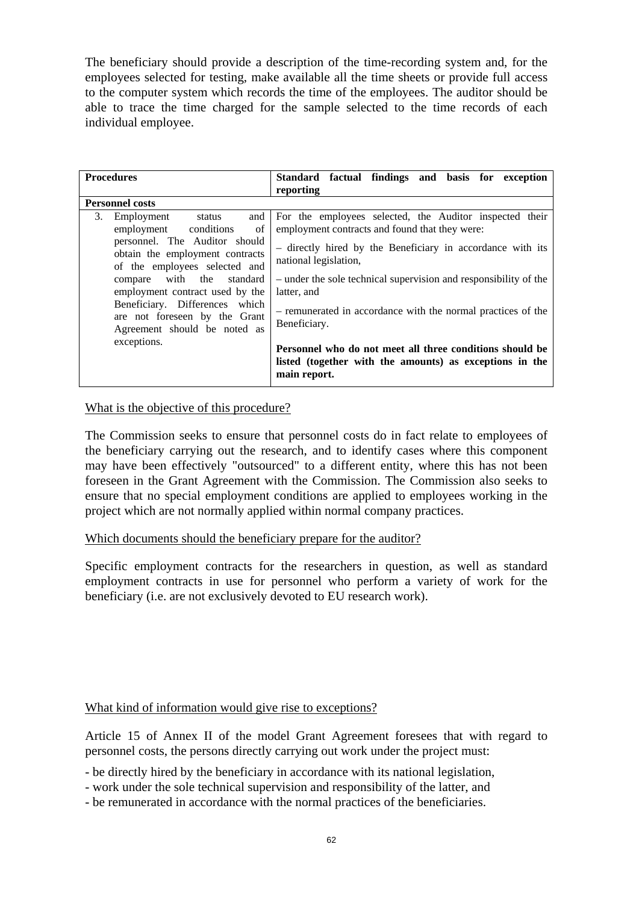The beneficiary should provide a description of the time-recording system and, for the employees selected for testing, make available all the time sheets or provide full access to the computer system which records the time of the employees. The auditor should be able to trace the time charged for the sample selected to the time records of each individual employee.

| Procedures | Standard factual findings and basis for exception reporting |
|---|---|
| **Personnel costs** | |
| 3. Employment status and employment conditions of personnel. The Auditor should obtain the employment contracts of the employees selected and compare with the standard employment contract used by the Beneficiary. Differences which are not foreseen by the Grant Agreement should be noted as exceptions. | For the employees selected, the Auditor inspected their employment contracts and found that they were:<br><br>– directly hired by the Beneficiary in accordance with its national legislation,<br><br>– under the sole technical supervision and responsibility of the latter, and<br><br>– remunerated in accordance with the normal practices of the Beneficiary.<br><br>**Personnel who do not meet all three conditions should be listed (together with the amounts) as exceptions in the main report.** |

What is the objective of this procedure?

The Commission seeks to ensure that personnel costs do in fact relate to employees of the beneficiary carrying out the research, and to identify cases where this component may have been effectively "outsourced" to a different entity, where this has not been foreseen in the Grant Agreement with the Commission. The Commission also seeks to ensure that no special employment conditions are applied to employees working in the project which are not normally applied within normal company practices.

Which documents should the beneficiary prepare for the auditor?

Specific employment contracts for the researchers in question, as well as standard employment contracts in use for personnel who perform a variety of work for the beneficiary (i.e. are not exclusively devoted to EU research work).

What kind of information would give rise to exceptions?

Article 15 of Annex II of the model Grant Agreement foresees that with regard to personnel costs, the persons directly carrying out work under the project must:

- be directly hired by the beneficiary in accordance with its national legislation,
- work under the sole technical supervision and responsibility of the latter, and
- be remunerated in accordance with the normal practices of the beneficiaries.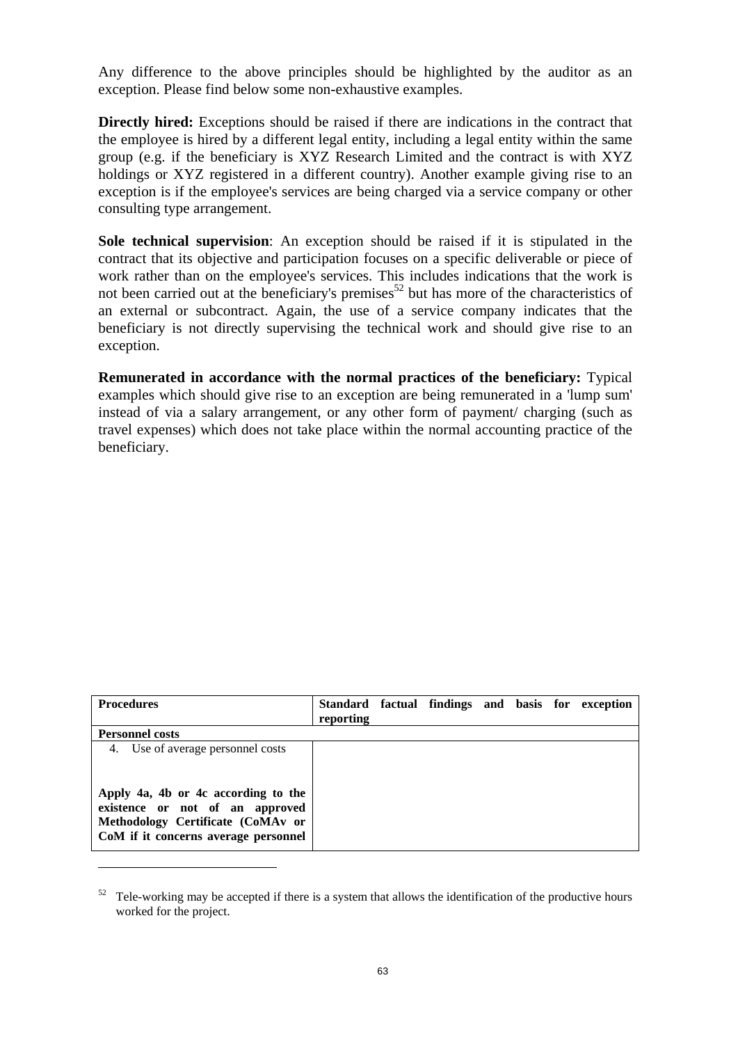Any difference to the above principles should be highlighted by the auditor as an exception. Please find below some non-exhaustive examples.

**Directly hired:** Exceptions should be raised if there are indications in the contract that the employee is hired by a different legal entity, including a legal entity within the same group (e.g. if the beneficiary is XYZ Research Limited and the contract is with XYZ holdings or XYZ registered in a different country). Another example giving rise to an exception is if the employee's services are being charged via a service company or other consulting type arrangement.

**Sole technical supervision**: An exception should be raised if it is stipulated in the contract that its objective and participation focuses on a specific deliverable or piece of work rather than on the employee's services. This includes indications that the work is not been carried out at the beneficiary's premises[52] but has more of the characteristics of an external or subcontract. Again, the use of a service company indicates that the beneficiary is not directly supervising the technical work and should give rise to an exception.

**Remunerated in accordance with the normal practices of the beneficiary:** Typical examples which should give rise to an exception are being remunerated in a 'lump sum' instead of via a salary arrangement, or any other form of payment/ charging (such as travel expenses) which does not take place within the normal accounting practice of the beneficiary.

| **Procedures** | **Standard factual findings and basis for exception reporting** |
|---|---|
| **Personnel costs** | |
| 4. Use of average personnel costs<br><br>**Apply 4a, 4b or 4c according to the existence or not of an approved Methodology Certificate (CoMAv or CoM if it concerns average personnel** | |

[52] Tele-working may be accepted if there is a system that allows the identification of the productive hours worked for the project.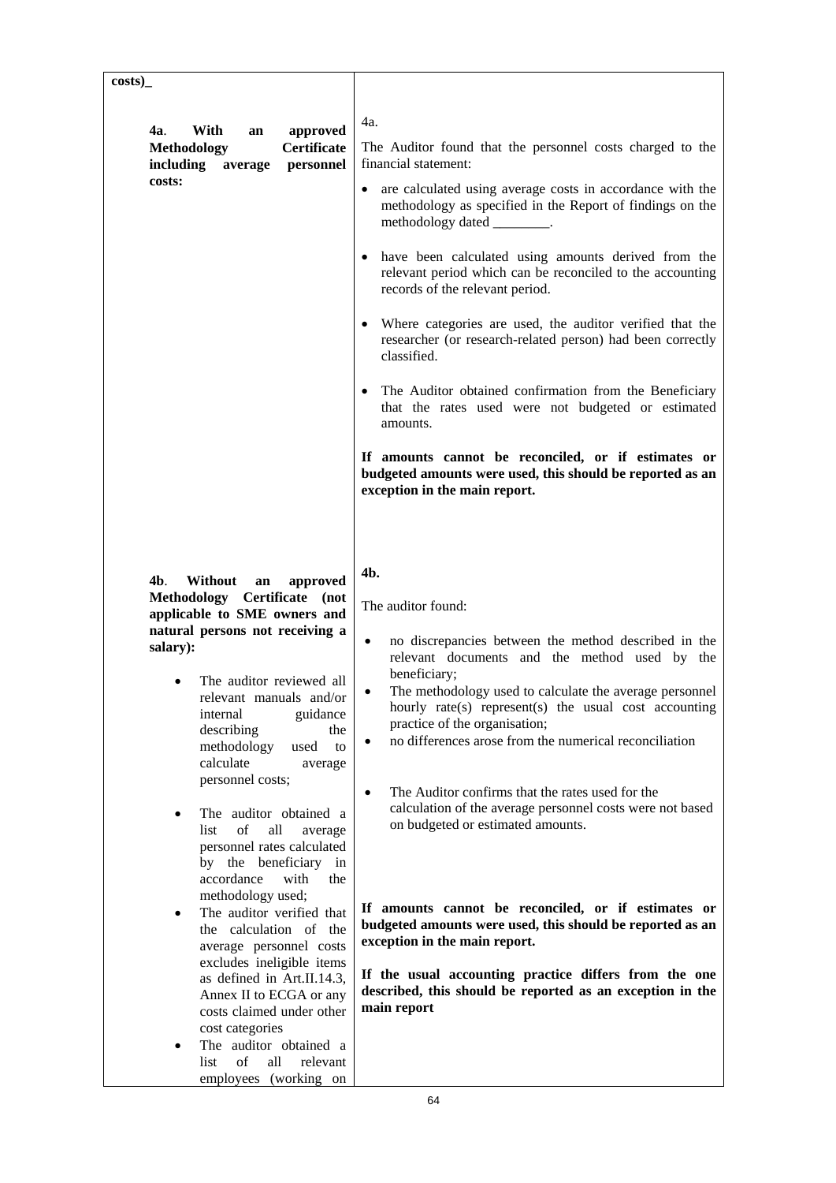| **costs)_** | |
|---|---|
| **4a**. **With an approved Methodology Certificate including average personnel costs:** | 4a.<br><br>The Auditor found that the personnel costs charged to the financial statement:<br><br>• are calculated using average costs in accordance with the methodology as specified in the Report of findings on the methodology dated ________.<br><br>• have been calculated using amounts derived from the relevant period which can be reconciled to the accounting records of the relevant period.<br><br>• Where categories are used, the auditor verified that the researcher (or research-related person) had been correctly classified.<br><br>• The Auditor obtained confirmation from the Beneficiary that the rates used were not budgeted or estimated amounts.<br><br>**If amounts cannot be reconciled, or if estimates or budgeted amounts were used, this should be reported as an exception in the main report.** |
| **4b**. **Without an approved Methodology Certificate (not applicable to SME owners and natural persons not receiving a salary):**<br><br>• The auditor reviewed all relevant manuals and/or internal guidance describing the methodology used to calculate average personnel costs;<br><br>• The auditor obtained a list of all average personnel rates calculated by the beneficiary in accordance with the methodology used;<br>• The auditor verified that the calculation of the average personnel costs excludes ineligible items as defined in Art.II.14.3, Annex II to ECGA or any costs claimed under other cost categories<br>• The auditor obtained a list of all relevant employees (working on | **4b.**<br><br>The auditor found:<br><br>• no discrepancies between the method described in the relevant documents and the method used by the beneficiary;<br>• The methodology used to calculate the average personnel hourly rate(s) represent(s) the usual cost accounting practice of the organisation;<br>• no differences arose from the numerical reconciliation<br><br>• The Auditor confirms that the rates used for the calculation of the average personnel costs were not based on budgeted or estimated amounts.<br><br>**If amounts cannot be reconciled, or if estimates or budgeted amounts were used, this should be reported as an exception in the main report.**<br><br>**If the usual accounting practice differs from the one described, this should be reported as an exception in the main report** |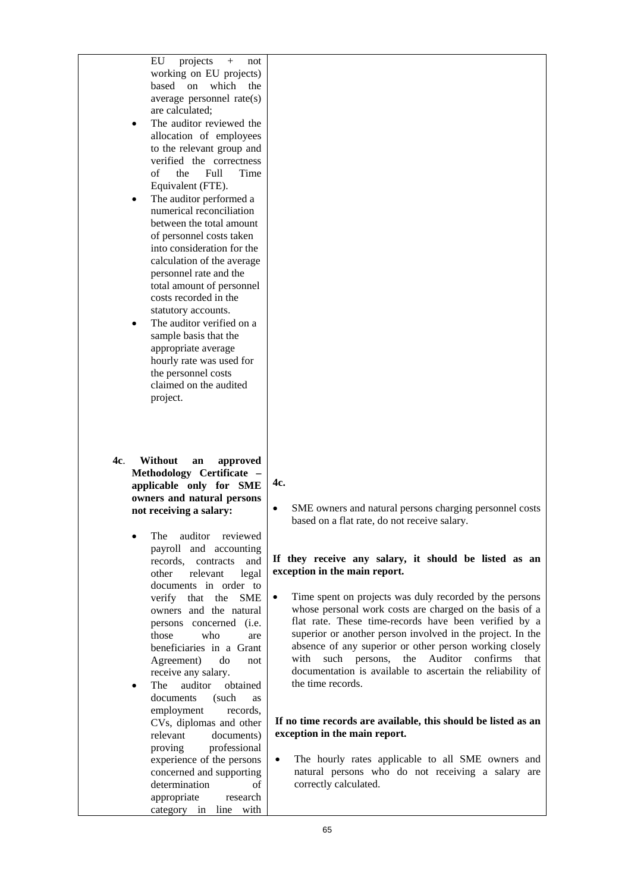| | |
|---|---|
| EU projects + not working on EU projects) based on which the average personnel rate(s) are calculated;<br>• The auditor reviewed the allocation of employees to the relevant group and verified the correctness of the Full Time Equivalent (FTE).<br>• The auditor performed a numerical reconciliation between the total amount of personnel costs taken into consideration for the calculation of the average personnel rate and the total amount of personnel costs recorded in the statutory accounts.<br>• The auditor verified on a sample basis that the appropriate average hourly rate was used for the personnel costs claimed on the audited project. | |
| **4c. Without an approved Methodology Certificate – applicable only for SME owners and natural persons not receiving a salary:**<br>• The auditor reviewed payroll and accounting records, contracts and other relevant legal documents in order to verify that the SME owners and the natural persons concerned (i.e. those who are beneficiaries in a Grant Agreement) do not receive any salary.<br>• The auditor obtained documents (such as employment records, CVs, diplomas and other relevant documents) proving professional experience of the persons concerned and supporting determination of appropriate research category in line with | **4c.**<br>• SME owners and natural persons charging personnel costs based on a flat rate, do not receive salary.<br>**If they receive any salary, it should be listed as an exception in the main report.**<br>• Time spent on projects was duly recorded by the persons whose personal work costs are charged on the basis of a flat rate. These time-records have been verified by a superior or another person involved in the project. In the absence of any superior or other person working closely with such persons, the Auditor confirms that documentation is available to ascertain the reliability of the time records.<br>**If no time records are available, this should be listed as an exception in the main report.**<br>• The hourly rates applicable to all SME owners and natural persons who do not receiving a salary are correctly calculated. |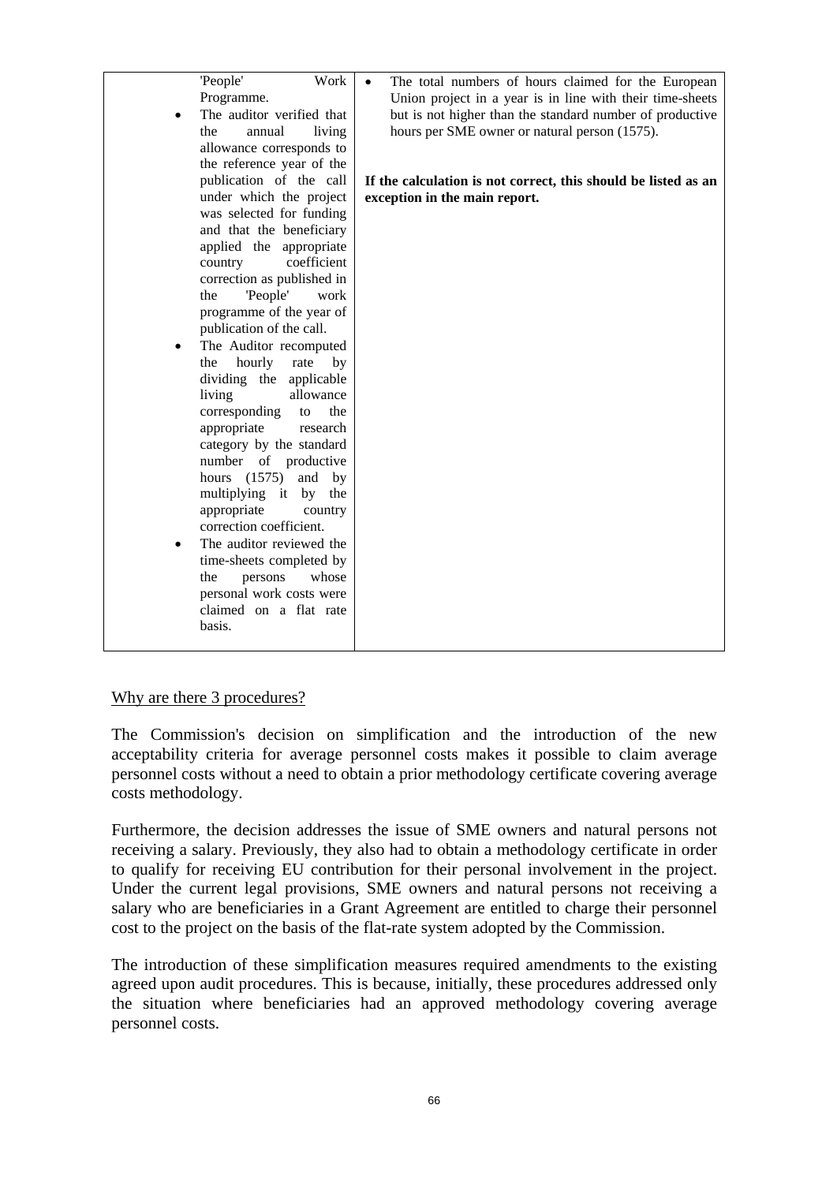| | |
|---|---|
| 'People' Work Programme.<br>• The auditor verified that the annual living allowance corresponds to the reference year of the publication of the call under which the project was selected for funding and that the beneficiary applied the appropriate country coefficient correction as published in the 'People' work programme of the year of publication of the call.<br>• The Auditor recomputed the hourly rate by dividing the applicable living allowance corresponding to the appropriate research category by the standard number of productive hours (1575) and by multiplying it by the appropriate country correction coefficient.<br>• The auditor reviewed the time-sheets completed by the persons whose personal work costs were claimed on a flat rate basis. | • The total numbers of hours claimed for the European Union project in a year is in line with their time-sheets but is not higher than the standard number of productive hours per SME owner or natural person (1575).<br><br>**If the calculation is not correct, this should be listed as an exception in the main report.** |

Why are there 3 procedures?

The Commission's decision on simplification and the introduction of the new acceptability criteria for average personnel costs makes it possible to claim average personnel costs without a need to obtain a prior methodology certificate covering average costs methodology.

Furthermore, the decision addresses the issue of SME owners and natural persons not receiving a salary. Previously, they also had to obtain a methodology certificate in order to qualify for receiving EU contribution for their personal involvement in the project. Under the current legal provisions, SME owners and natural persons not receiving a salary who are beneficiaries in a Grant Agreement are entitled to charge their personnel cost to the project on the basis of the flat-rate system adopted by the Commission.

The introduction of these simplification measures required amendments to the existing agreed upon audit procedures. This is because, initially, these procedures addressed only the situation where beneficiaries had an approved methodology covering average personnel costs.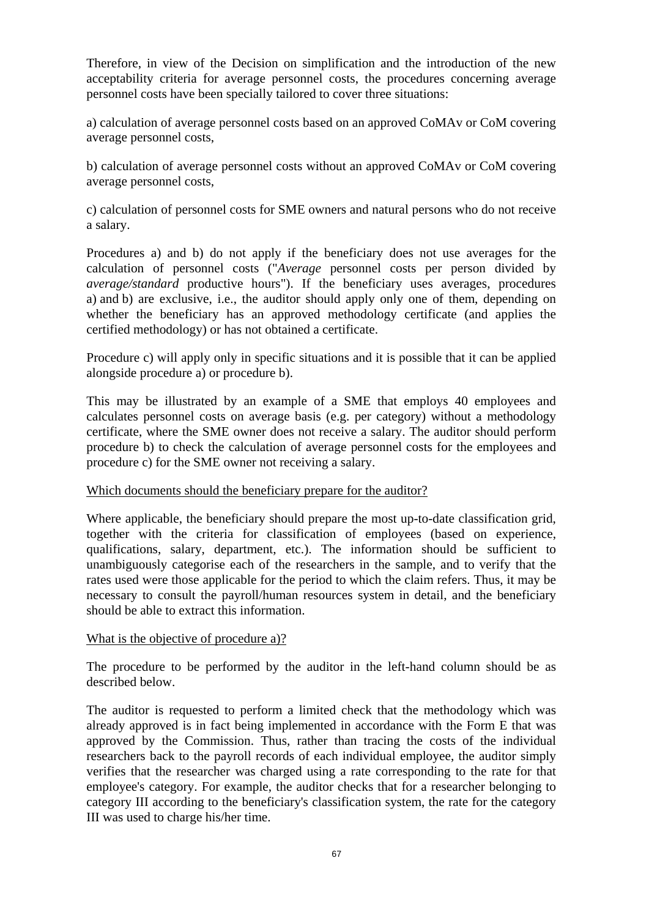Therefore, in view of the Decision on simplification and the introduction of the new acceptability criteria for average personnel costs, the procedures concerning average personnel costs have been specially tailored to cover three situations:

a) calculation of average personnel costs based on an approved CoMAv or CoM covering average personnel costs,

b) calculation of average personnel costs without an approved CoMAv or CoM covering average personnel costs,

c) calculation of personnel costs for SME owners and natural persons who do not receive a salary.

Procedures a) and b) do not apply if the beneficiary does not use averages for the calculation of personnel costs ("*Average* personnel costs per person divided by *average/standard* productive hours"). If the beneficiary uses averages, procedures a) and b) are exclusive, i.e., the auditor should apply only one of them, depending on whether the beneficiary has an approved methodology certificate (and applies the certified methodology) or has not obtained a certificate.

Procedure c) will apply only in specific situations and it is possible that it can be applied alongside procedure a) or procedure b).

This may be illustrated by an example of a SME that employs 40 employees and calculates personnel costs on average basis (e.g. per category) without a methodology certificate, where the SME owner does not receive a salary. The auditor should perform procedure b) to check the calculation of average personnel costs for the employees and procedure c) for the SME owner not receiving a salary.

<u>Which documents should the beneficiary prepare for the auditor?</u>

Where applicable, the beneficiary should prepare the most up-to-date classification grid, together with the criteria for classification of employees (based on experience, qualifications, salary, department, etc.). The information should be sufficient to unambiguously categorise each of the researchers in the sample, and to verify that the rates used were those applicable for the period to which the claim refers. Thus, it may be necessary to consult the payroll/human resources system in detail, and the beneficiary should be able to extract this information.

<u>What is the objective of procedure a)?</u>

The procedure to be performed by the auditor in the left-hand column should be as described below.

The auditor is requested to perform a limited check that the methodology which was already approved is in fact being implemented in accordance with the Form E that was approved by the Commission. Thus, rather than tracing the costs of the individual researchers back to the payroll records of each individual employee, the auditor simply verifies that the researcher was charged using a rate corresponding to the rate for that employee's category. For example, the auditor checks that for a researcher belonging to category III according to the beneficiary's classification system, the rate for the category III was used to charge his/her time.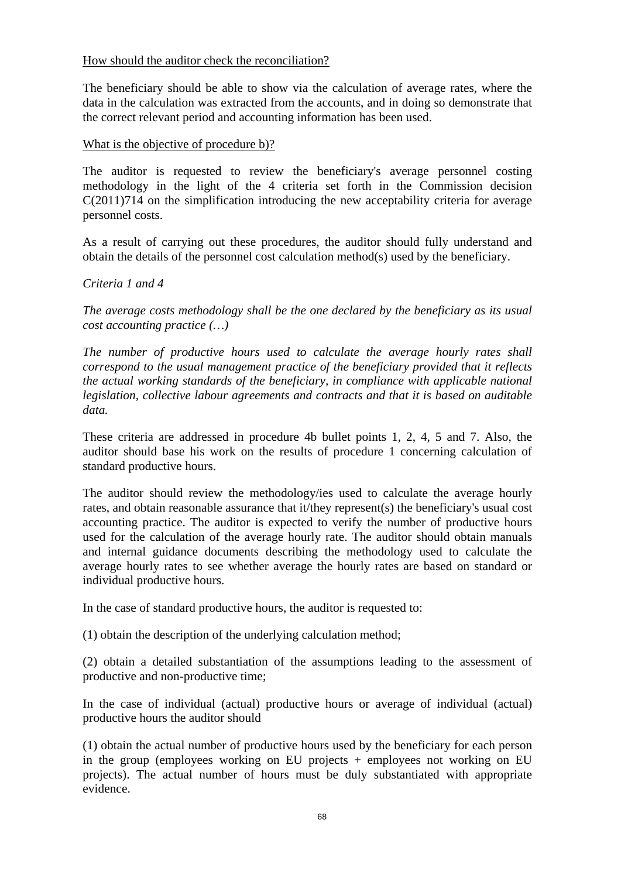<u>How should the auditor check the reconciliation?</u>

The beneficiary should be able to show via the calculation of average rates, where the data in the calculation was extracted from the accounts, and in doing so demonstrate that the correct relevant period and accounting information has been used.

<u>What is the objective of procedure b)?</u>

The auditor is requested to review the beneficiary's average personnel costing methodology in the light of the 4 criteria set forth in the Commission decision C(2011)714 on the simplification introducing the new acceptability criteria for average personnel costs.

As a result of carrying out these procedures, the auditor should fully understand and obtain the details of the personnel cost calculation method(s) used by the beneficiary.

*Criteria 1 and 4*

*The average costs methodology shall be the one declared by the beneficiary as its usual cost accounting practice (…)*

*The number of productive hours used to calculate the average hourly rates shall correspond to the usual management practice of the beneficiary provided that it reflects the actual working standards of the beneficiary, in compliance with applicable national legislation, collective labour agreements and contracts and that it is based on auditable data.*

These criteria are addressed in procedure 4b bullet points 1, 2, 4, 5 and 7. Also, the auditor should base his work on the results of procedure 1 concerning calculation of standard productive hours.

The auditor should review the methodology/ies used to calculate the average hourly rates, and obtain reasonable assurance that it/they represent(s) the beneficiary's usual cost accounting practice. The auditor is expected to verify the number of productive hours used for the calculation of the average hourly rate. The auditor should obtain manuals and internal guidance documents describing the methodology used to calculate the average hourly rates to see whether average the hourly rates are based on standard or individual productive hours.

In the case of standard productive hours, the auditor is requested to:

(1) obtain the description of the underlying calculation method;

(2) obtain a detailed substantiation of the assumptions leading to the assessment of productive and non-productive time;

In the case of individual (actual) productive hours or average of individual (actual) productive hours the auditor should

(1) obtain the actual number of productive hours used by the beneficiary for each person in the group (employees working on EU projects + employees not working on EU projects). The actual number of hours must be duly substantiated with appropriate evidence.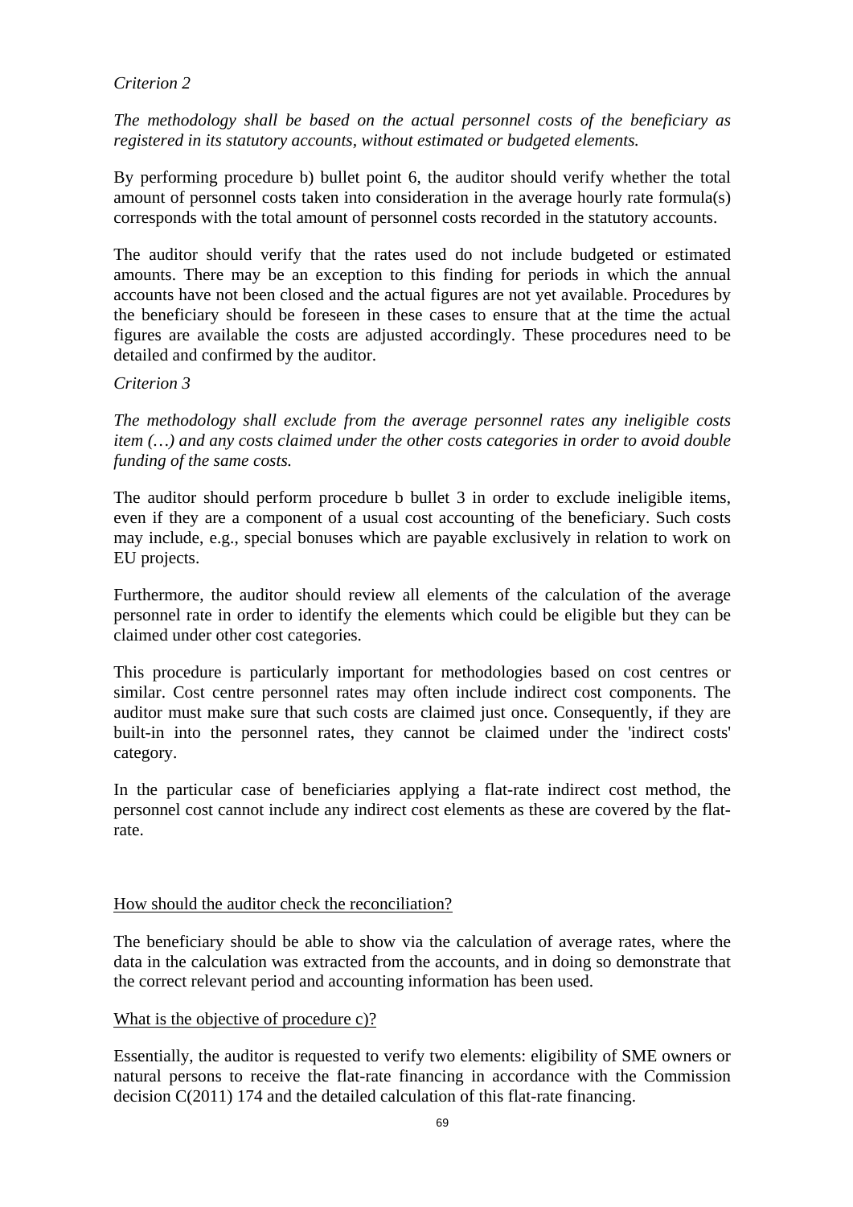*Criterion 2*

*The methodology shall be based on the actual personnel costs of the beneficiary as registered in its statutory accounts, without estimated or budgeted elements.*

By performing procedure b) bullet point 6, the auditor should verify whether the total amount of personnel costs taken into consideration in the average hourly rate formula(s) corresponds with the total amount of personnel costs recorded in the statutory accounts.

The auditor should verify that the rates used do not include budgeted or estimated amounts. There may be an exception to this finding for periods in which the annual accounts have not been closed and the actual figures are not yet available. Procedures by the beneficiary should be foreseen in these cases to ensure that at the time the actual figures are available the costs are adjusted accordingly. These procedures need to be detailed and confirmed by the auditor.

*Criterion 3*

*The methodology shall exclude from the average personnel rates any ineligible costs item (…) and any costs claimed under the other costs categories in order to avoid double funding of the same costs.*

The auditor should perform procedure b bullet 3 in order to exclude ineligible items, even if they are a component of a usual cost accounting of the beneficiary. Such costs may include, e.g., special bonuses which are payable exclusively in relation to work on EU projects.

Furthermore, the auditor should review all elements of the calculation of the average personnel rate in order to identify the elements which could be eligible but they can be claimed under other cost categories.

This procedure is particularly important for methodologies based on cost centres or similar. Cost centre personnel rates may often include indirect cost components. The auditor must make sure that such costs are claimed just once. Consequently, if they are built-in into the personnel rates, they cannot be claimed under the 'indirect costs' category.

In the particular case of beneficiaries applying a flat-rate indirect cost method, the personnel cost cannot include any indirect cost elements as these are covered by the flat-rate.

<u>How should the auditor check the reconciliation?</u>

The beneficiary should be able to show via the calculation of average rates, where the data in the calculation was extracted from the accounts, and in doing so demonstrate that the correct relevant period and accounting information has been used.

<u>What is the objective of procedure c)?</u>

Essentially, the auditor is requested to verify two elements: eligibility of SME owners or natural persons to receive the flat-rate financing in accordance with the Commission decision C(2011) 174 and the detailed calculation of this flat-rate financing.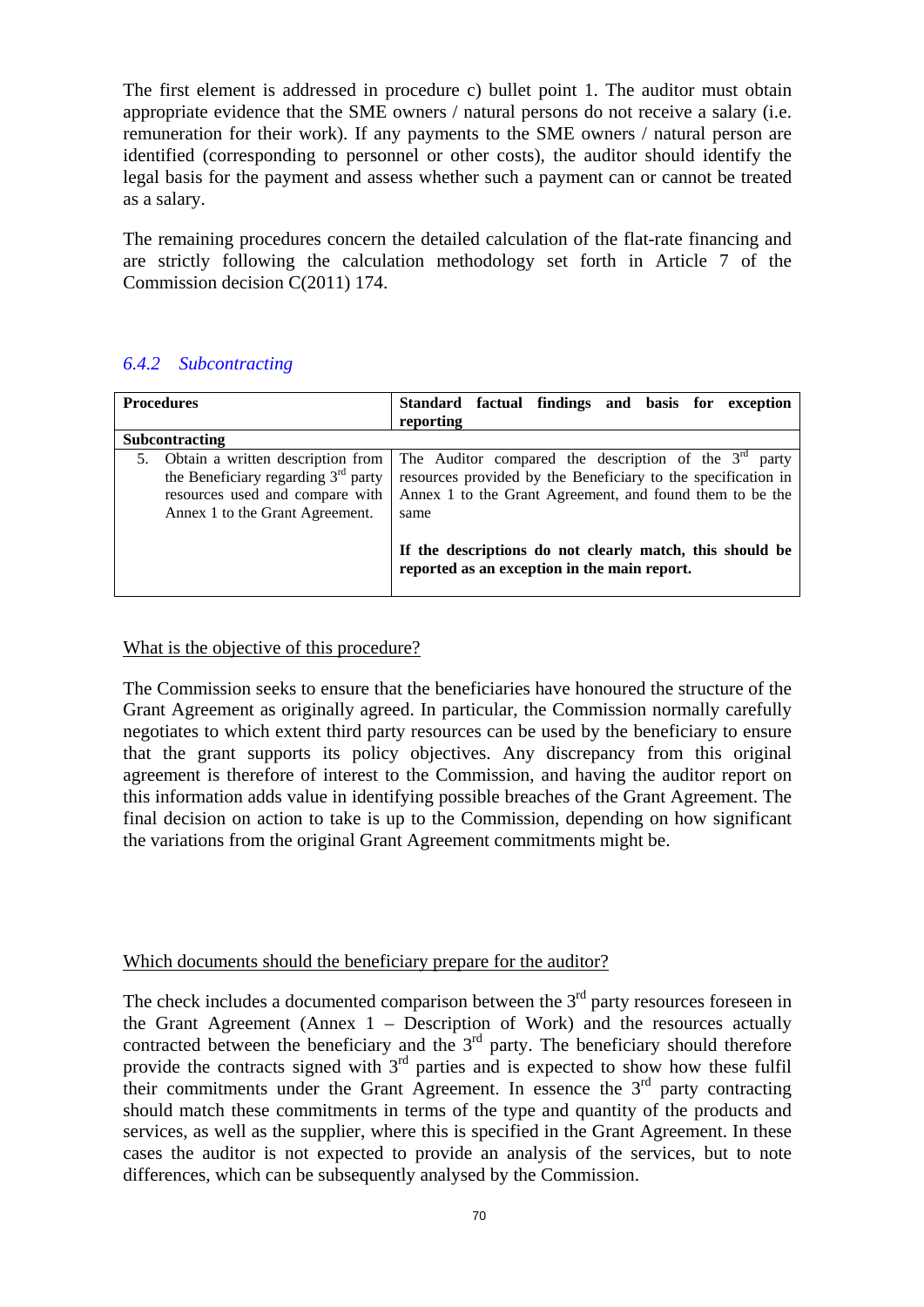The first element is addressed in procedure c) bullet point 1. The auditor must obtain appropriate evidence that the SME owners / natural persons do not receive a salary (i.e. remuneration for their work). If any payments to the SME owners / natural person are identified (corresponding to personnel or other costs), the auditor should identify the legal basis for the payment and assess whether such a payment can or cannot be treated as a salary.

The remaining procedures concern the detailed calculation of the flat-rate financing and are strictly following the calculation methodology set forth in Article 7 of the Commission decision C(2011) 174.

### *6.4.2 Subcontracting*

| **Procedures** | **Standard factual findings and basis for exception reporting** |
|---|---|
| **Subcontracting** | |
| 5. Obtain a written description from the Beneficiary regarding 3rd party resources used and compare with Annex 1 to the Grant Agreement. | The Auditor compared the description of the 3rd party resources provided by the Beneficiary to the specification in Annex 1 to the Grant Agreement, and found them to be the same<br><br>**If the descriptions do not clearly match, this should be reported as an exception in the main report.** |

<u>What is the objective of this procedure?</u>

The Commission seeks to ensure that the beneficiaries have honoured the structure of the Grant Agreement as originally agreed. In particular, the Commission normally carefully negotiates to which extent third party resources can be used by the beneficiary to ensure that the grant supports its policy objectives. Any discrepancy from this original agreement is therefore of interest to the Commission, and having the auditor report on this information adds value in identifying possible breaches of the Grant Agreement. The final decision on action to take is up to the Commission, depending on how significant the variations from the original Grant Agreement commitments might be.

<u>Which documents should the beneficiary prepare for the auditor?</u>

The check includes a documented comparison between the 3rd party resources foreseen in the Grant Agreement (Annex 1 – Description of Work) and the resources actually contracted between the beneficiary and the 3rd party. The beneficiary should therefore provide the contracts signed with 3rd parties and is expected to show how these fulfil their commitments under the Grant Agreement. In essence the 3rd party contracting should match these commitments in terms of the type and quantity of the products and services, as well as the supplier, where this is specified in the Grant Agreement. In these cases the auditor is not expected to provide an analysis of the services, but to note differences, which can be subsequently analysed by the Commission.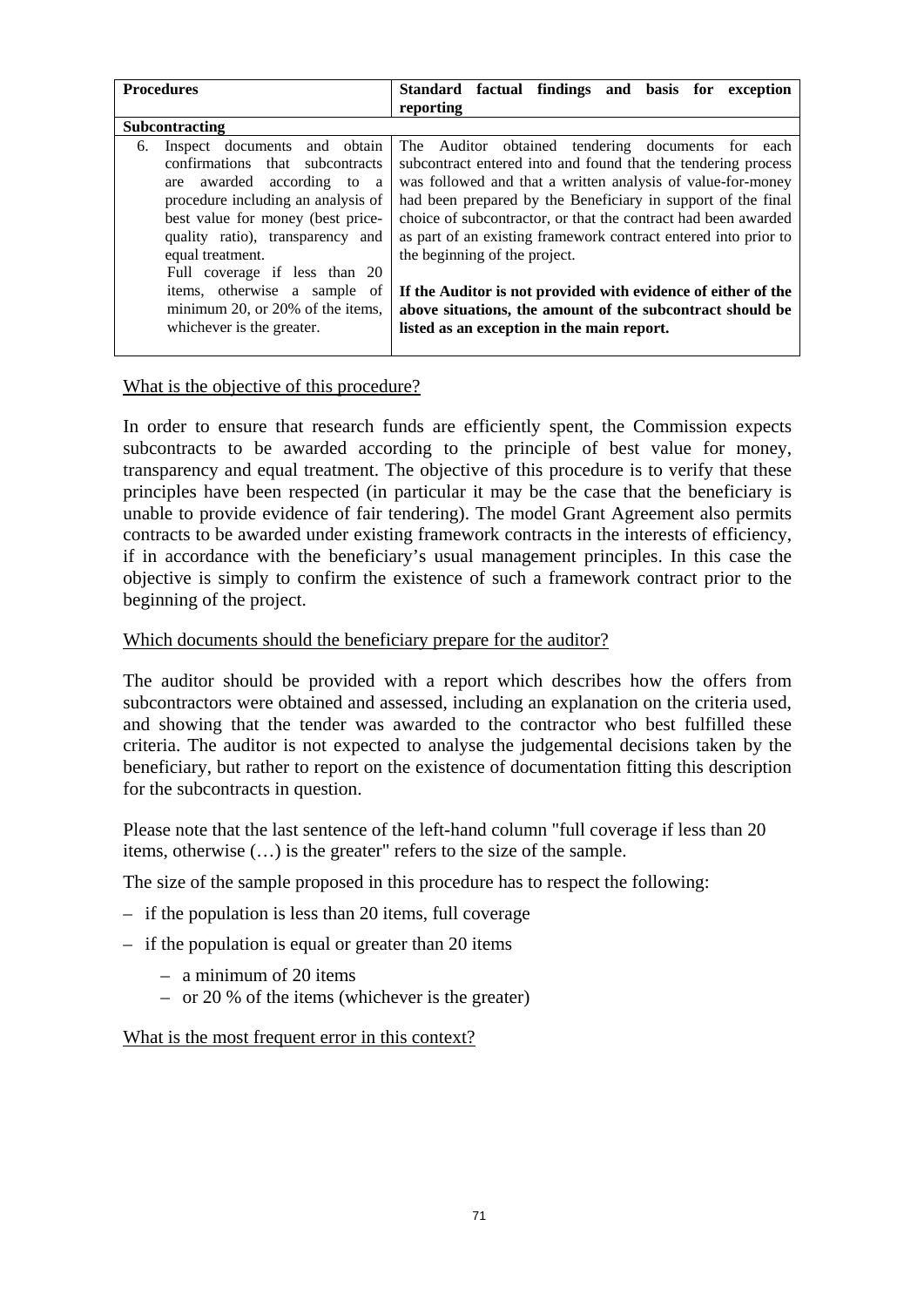| **Procedures** | **Standard factual findings and basis for exception reporting** |
|---|---|
| **Subcontracting** | |
| 6. Inspect documents and obtain confirmations that subcontracts are awarded according to a procedure including an analysis of best value for money (best price-quality ratio), transparency and equal treatment. Full coverage if less than 20 items, otherwise a sample of minimum 20, or 20% of the items, whichever is the greater. | The Auditor obtained tendering documents for each subcontract entered into and found that the tendering process was followed and that a written analysis of value-for-money had been prepared by the Beneficiary in support of the final choice of subcontractor, or that the contract had been awarded as part of an existing framework contract entered into prior to the beginning of the project. **If the Auditor is not provided with evidence of either of the above situations, the amount of the subcontract should be listed as an exception in the main report.** |

<u>What is the objective of this procedure?</u>

In order to ensure that research funds are efficiently spent, the Commission expects subcontracts to be awarded according to the principle of best value for money, transparency and equal treatment. The objective of this procedure is to verify that these principles have been respected (in particular it may be the case that the beneficiary is unable to provide evidence of fair tendering). The model Grant Agreement also permits contracts to be awarded under existing framework contracts in the interests of efficiency, if in accordance with the beneficiary's usual management principles. In this case the objective is simply to confirm the existence of such a framework contract prior to the beginning of the project.

<u>Which documents should the beneficiary prepare for the auditor?</u>

The auditor should be provided with a report which describes how the offers from subcontractors were obtained and assessed, including an explanation on the criteria used, and showing that the tender was awarded to the contractor who best fulfilled these criteria. The auditor is not expected to analyse the judgemental decisions taken by the beneficiary, but rather to report on the existence of documentation fitting this description for the subcontracts in question.

Please note that the last sentence of the left-hand column "full coverage if less than 20 items, otherwise (…) is the greater" refers to the size of the sample.

The size of the sample proposed in this procedure has to respect the following:

– if the population is less than 20 items, full coverage

– if the population is equal or greater than 20 items

  – a minimum of 20 items
  – or 20 % of the items (whichever is the greater)

<u>What is the most frequent error in this context?</u>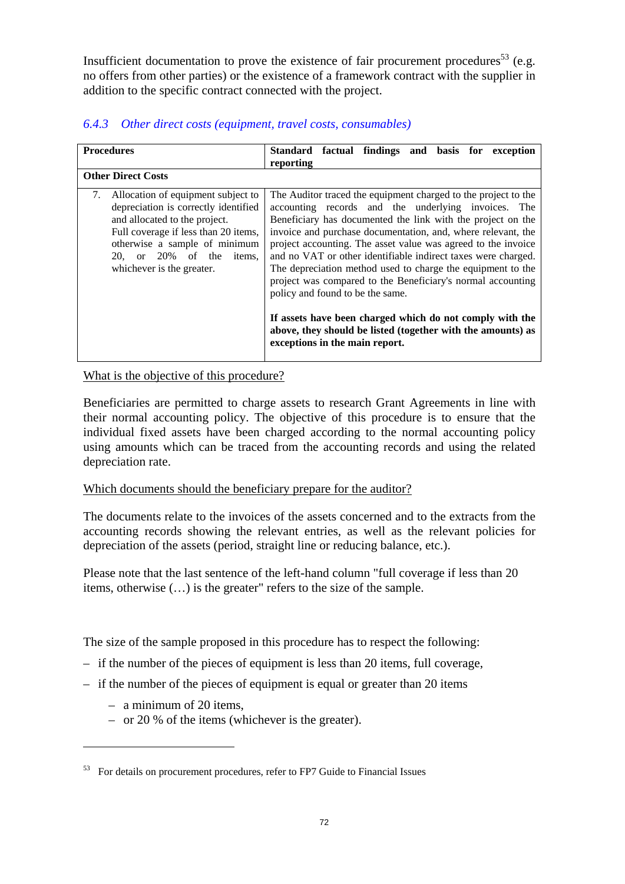Insufficient documentation to prove the existence of fair procurement procedures[53] (e.g. no offers from other parties) or the existence of a framework contract with the supplier in addition to the specific contract connected with the project.

### *6.4.3 Other direct costs (equipment, travel costs, consumables)*

| **Procedures** | **Standard factual findings and basis for exception reporting** |
|---|---|
| **Other Direct Costs** | |
| 7. Allocation of equipment subject to depreciation is correctly identified and allocated to the project. Full coverage if less than 20 items, otherwise a sample of minimum 20, or 20% of the items, whichever is the greater. | The Auditor traced the equipment charged to the project to the accounting records and the underlying invoices. The Beneficiary has documented the link with the project on the invoice and purchase documentation, and, where relevant, the project accounting. The asset value was agreed to the invoice and no VAT or other identifiable indirect taxes were charged. The depreciation method used to charge the equipment to the project was compared to the Beneficiary's normal accounting policy and found to be the same.<br><br>**If assets have been charged which do not comply with the above, they should be listed (together with the amounts) as exceptions in the main report.** |

What is the objective of this procedure?

Beneficiaries are permitted to charge assets to research Grant Agreements in line with their normal accounting policy. The objective of this procedure is to ensure that the individual fixed assets have been charged according to the normal accounting policy using amounts which can be traced from the accounting records and using the related depreciation rate.

Which documents should the beneficiary prepare for the auditor?

The documents relate to the invoices of the assets concerned and to the extracts from the accounting records showing the relevant entries, as well as the relevant policies for depreciation of the assets (period, straight line or reducing balance, etc.).

Please note that the last sentence of the left-hand column "full coverage if less than 20 items, otherwise (…) is the greater" refers to the size of the sample.

The size of the sample proposed in this procedure has to respect the following:

- if the number of the pieces of equipment is less than 20 items, full coverage,
- if the number of the pieces of equipment is equal or greater than 20 items
  - a minimum of 20 items,
  - or 20 % of the items (whichever is the greater).

[53] For details on procurement procedures, refer to FP7 Guide to Financial Issues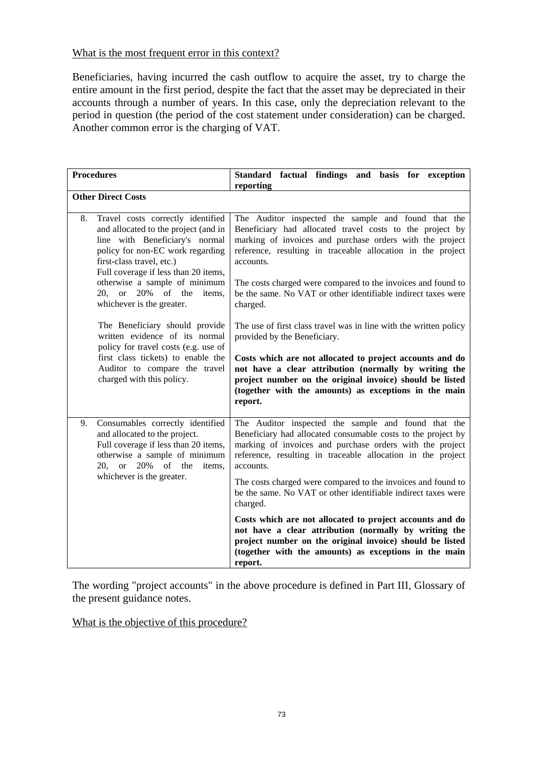What is the most frequent error in this context?

Beneficiaries, having incurred the cash outflow to acquire the asset, try to charge the entire amount in the first period, despite the fact that the asset may be depreciated in their accounts through a number of years. In this case, only the depreciation relevant to the period in question (the period of the cost statement under consideration) can be charged. Another common error is the charging of VAT.

| **Procedures** | **Standard factual findings and basis for exception reporting** |
|---|---|
| **Other Direct Costs** | |
| 8. Travel costs correctly identified and allocated to the project (and in line with Beneficiary's normal policy for non-EC work regarding first-class travel, etc.)<br>Full coverage if less than 20 items, otherwise a sample of minimum 20, or 20% of the items, whichever is the greater.<br><br>The Beneficiary should provide written evidence of its normal policy for travel costs (e.g. use of first class tickets) to enable the Auditor to compare the travel charged with this policy. | The Auditor inspected the sample and found that the Beneficiary had allocated travel costs to the project by marking of invoices and purchase orders with the project reference, resulting in traceable allocation in the project accounts.<br><br>The costs charged were compared to the invoices and found to be the same. No VAT or other identifiable indirect taxes were charged.<br><br>The use of first class travel was in line with the written policy provided by the Beneficiary.<br><br>**Costs which are not allocated to project accounts and do not have a clear attribution (normally by writing the project number on the original invoice) should be listed (together with the amounts) as exceptions in the main report.** |
| 9. Consumables correctly identified and allocated to the project.<br>Full coverage if less than 20 items, otherwise a sample of minimum 20, or 20% of the items, whichever is the greater. | The Auditor inspected the sample and found that the Beneficiary had allocated consumable costs to the project by marking of invoices and purchase orders with the project reference, resulting in traceable allocation in the project accounts.<br><br>The costs charged were compared to the invoices and found to be the same. No VAT or other identifiable indirect taxes were charged.<br><br>**Costs which are not allocated to project accounts and do not have a clear attribution (normally by writing the project number on the original invoice) should be listed (together with the amounts) as exceptions in the main report.** |

The wording "project accounts" in the above procedure is defined in Part III, Glossary of the present guidance notes.

What is the objective of this procedure?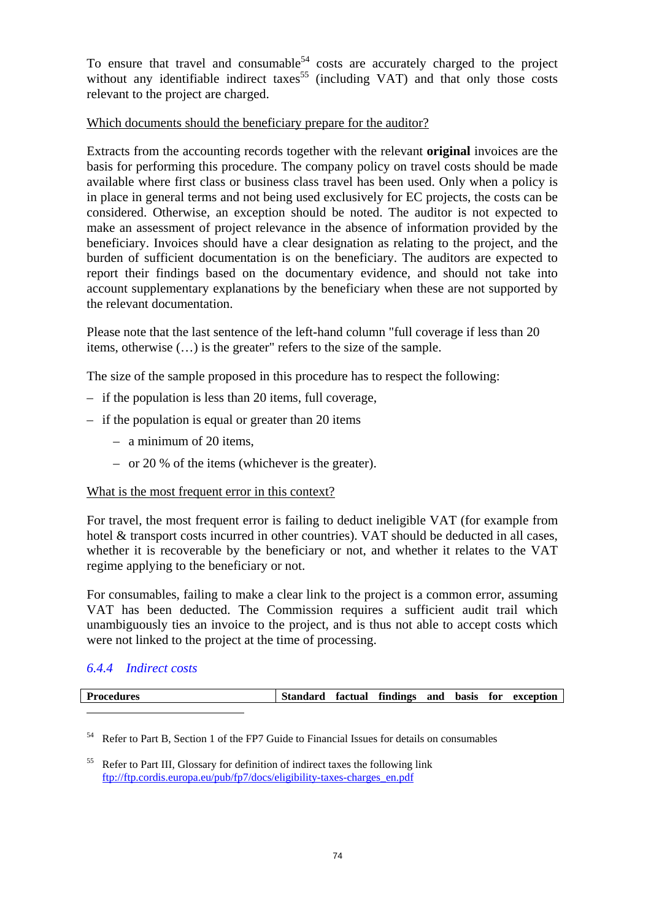To ensure that travel and consumable[54] costs are accurately charged to the project without any identifiable indirect taxes[55] (including VAT) and that only those costs relevant to the project are charged.

Which documents should the beneficiary prepare for the auditor?

Extracts from the accounting records together with the relevant **original** invoices are the basis for performing this procedure. The company policy on travel costs should be made available where first class or business class travel has been used. Only when a policy is in place in general terms and not being used exclusively for EC projects, the costs can be considered. Otherwise, an exception should be noted. The auditor is not expected to make an assessment of project relevance in the absence of information provided by the beneficiary. Invoices should have a clear designation as relating to the project, and the burden of sufficient documentation is on the beneficiary. The auditors are expected to report their findings based on the documentary evidence, and should not take into account supplementary explanations by the beneficiary when these are not supported by the relevant documentation.

Please note that the last sentence of the left-hand column "full coverage if less than 20 items, otherwise (…) is the greater" refers to the size of the sample.

The size of the sample proposed in this procedure has to respect the following:

- if the population is less than 20 items, full coverage,
- if the population is equal or greater than 20 items
  - a minimum of 20 items,
  - or 20 % of the items (whichever is the greater).

What is the most frequent error in this context?

For travel, the most frequent error is failing to deduct ineligible VAT (for example from hotel & transport costs incurred in other countries). VAT should be deducted in all cases, whether it is recoverable by the beneficiary or not, and whether it relates to the VAT regime applying to the beneficiary or not.

For consumables, failing to make a clear link to the project is a common error, assuming VAT has been deducted. The Commission requires a sufficient audit trail which unambiguously ties an invoice to the project, and is thus not able to accept costs which were not linked to the project at the time of processing.

### 6.4.4 Indirect costs

| Procedures | Standard factual findings and basis for exception |
|---|---|

[54] Refer to Part B, Section 1 of the FP7 Guide to Financial Issues for details on consumables

[55] Refer to Part III, Glossary for definition of indirect taxes the following link ftp://ftp.cordis.europa.eu/pub/fp7/docs/eligibility-taxes-charges_en.pdf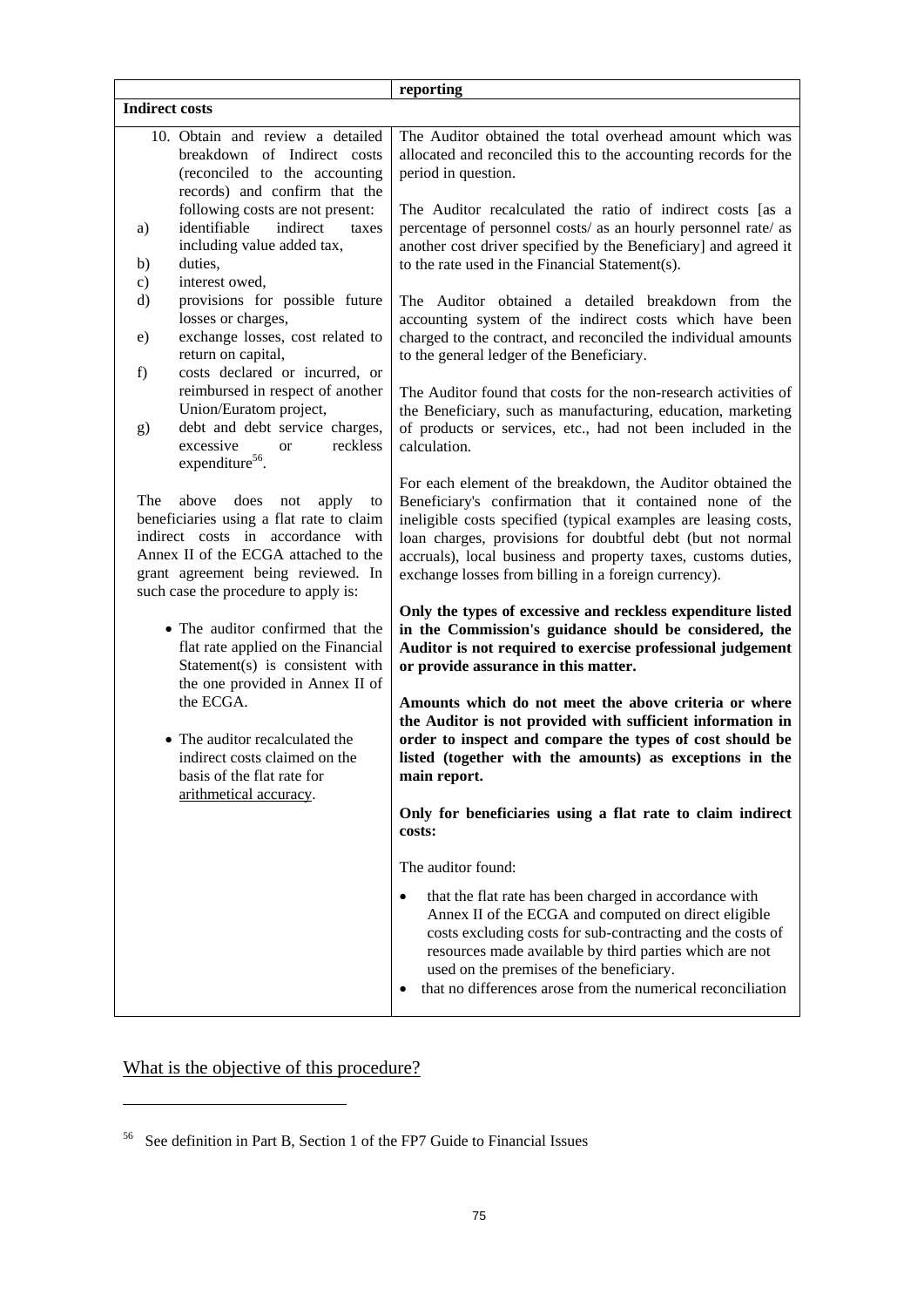| | reporting |
|---|---|
| **Indirect costs** | |
| 10. Obtain and review a detailed breakdown of Indirect costs (reconciled to the accounting records) and confirm that the following costs are not present:<br>a) identifiable indirect taxes including value added tax,<br>b) duties,<br>c) interest owed,<br>d) provisions for possible future losses or charges,<br>e) exchange losses, cost related to return on capital,<br>f) costs declared or incurred, or reimbursed in respect of another Union/Euratom project,<br>g) debt and debt service charges, excessive or reckless expenditure[56].<br><br>The above does not apply to beneficiaries using a flat rate to claim indirect costs in accordance with Annex II of the ECGA attached to the grant agreement being reviewed. In such case the procedure to apply is:<br><br>• The auditor confirmed that the flat rate applied on the Financial Statement(s) is consistent with the one provided in Annex II of the ECGA.<br><br>• The auditor recalculated the indirect costs claimed on the basis of the flat rate for arithmetical accuracy. | The Auditor obtained the total overhead amount which was allocated and reconciled this to the accounting records for the period in question.<br><br>The Auditor recalculated the ratio of indirect costs [as a percentage of personnel costs/ as an hourly personnel rate/ as another cost driver specified by the Beneficiary] and agreed it to the rate used in the Financial Statement(s).<br><br>The Auditor obtained a detailed breakdown from the accounting system of the indirect costs which have been charged to the contract, and reconciled the individual amounts to the general ledger of the Beneficiary.<br><br>The Auditor found that costs for the non-research activities of the Beneficiary, such as manufacturing, education, marketing of products or services, etc., had not been included in the calculation.<br><br>For each element of the breakdown, the Auditor obtained the Beneficiary's confirmation that it contained none of the ineligible costs specified (typical examples are leasing costs, loan charges, provisions for doubtful debt (but not normal accruals), local business and property taxes, customs duties, exchange losses from billing in a foreign currency).<br><br>**Only the types of excessive and reckless expenditure listed in the Commission's guidance should be considered, the Auditor is not required to exercise professional judgement or provide assurance in this matter.**<br><br>**Amounts which do not meet the above criteria or where the Auditor is not provided with sufficient information in order to inspect and compare the types of cost should be listed (together with the amounts) as exceptions in the main report.**<br><br>**Only for beneficiaries using a flat rate to claim indirect costs:**<br><br>The auditor found:<br><br>• that the flat rate has been charged in accordance with Annex II of the ECGA and computed on direct eligible costs excluding costs for sub-contracting and the costs of resources made available by third parties which are not used on the premises of the beneficiary.<br>• that no differences arose from the numerical reconciliation |

What is the objective of this procedure?

[56] See definition in Part B, Section 1 of the FP7 Guide to Financial Issues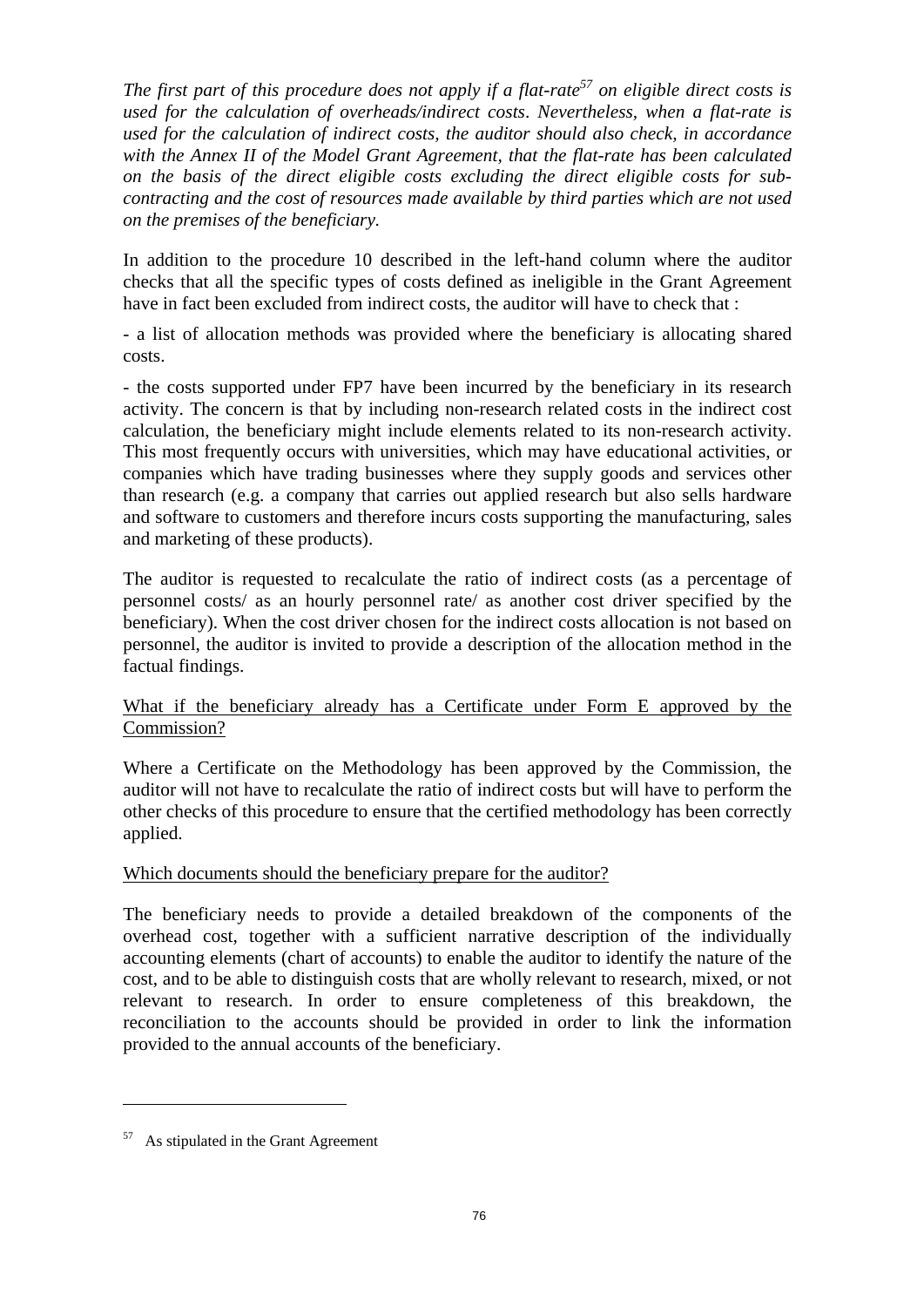*The first part of this procedure does not apply if a flat-rate[57] on eligible direct costs is used for the calculation of overheads/indirect costs. Nevertheless, when a flat-rate is used for the calculation of indirect costs, the auditor should also check, in accordance with the Annex II of the Model Grant Agreement, that the flat-rate has been calculated on the basis of the direct eligible costs excluding the direct eligible costs for sub-contracting and the cost of resources made available by third parties which are not used on the premises of the beneficiary.*

In addition to the procedure 10 described in the left-hand column where the auditor checks that all the specific types of costs defined as ineligible in the Grant Agreement have in fact been excluded from indirect costs, the auditor will have to check that :

- a list of allocation methods was provided where the beneficiary is allocating shared costs.

- the costs supported under FP7 have been incurred by the beneficiary in its research activity. The concern is that by including non-research related costs in the indirect cost calculation, the beneficiary might include elements related to its non-research activity. This most frequently occurs with universities, which may have educational activities, or companies which have trading businesses where they supply goods and services other than research (e.g. a company that carries out applied research but also sells hardware and software to customers and therefore incurs costs supporting the manufacturing, sales and marketing of these products).

The auditor is requested to recalculate the ratio of indirect costs (as a percentage of personnel costs/ as an hourly personnel rate/ as another cost driver specified by the beneficiary). When the cost driver chosen for the indirect costs allocation is not based on personnel, the auditor is invited to provide a description of the allocation method in the factual findings.

<u>What if the beneficiary already has a Certificate under Form E approved by the Commission?</u>

Where a Certificate on the Methodology has been approved by the Commission, the auditor will not have to recalculate the ratio of indirect costs but will have to perform the other checks of this procedure to ensure that the certified methodology has been correctly applied.

<u>Which documents should the beneficiary prepare for the auditor?</u>

The beneficiary needs to provide a detailed breakdown of the components of the overhead cost, together with a sufficient narrative description of the individually accounting elements (chart of accounts) to enable the auditor to identify the nature of the cost, and to be able to distinguish costs that are wholly relevant to research, mixed, or not relevant to research. In order to ensure completeness of this breakdown, the reconciliation to the accounts should be provided in order to link the information provided to the annual accounts of the beneficiary.

---

[57] As stipulated in the Grant Agreement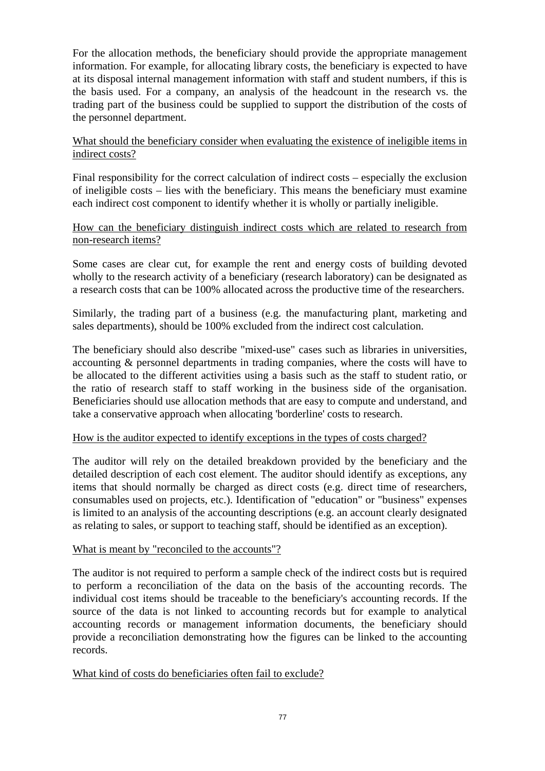For the allocation methods, the beneficiary should provide the appropriate management information. For example, for allocating library costs, the beneficiary is expected to have at its disposal internal management information with staff and student numbers, if this is the basis used. For a company, an analysis of the headcount in the research vs. the trading part of the business could be supplied to support the distribution of the costs of the personnel department.

<u>What should the beneficiary consider when evaluating the existence of ineligible items in indirect costs?</u>

Final responsibility for the correct calculation of indirect costs – especially the exclusion of ineligible costs – lies with the beneficiary. This means the beneficiary must examine each indirect cost component to identify whether it is wholly or partially ineligible.

<u>How can the beneficiary distinguish indirect costs which are related to research from non-research items?</u>

Some cases are clear cut, for example the rent and energy costs of building devoted wholly to the research activity of a beneficiary (research laboratory) can be designated as a research costs that can be 100% allocated across the productive time of the researchers.

Similarly, the trading part of a business (e.g. the manufacturing plant, marketing and sales departments), should be 100% excluded from the indirect cost calculation.

The beneficiary should also describe "mixed-use" cases such as libraries in universities, accounting & personnel departments in trading companies, where the costs will have to be allocated to the different activities using a basis such as the staff to student ratio, or the ratio of research staff to staff working in the business side of the organisation. Beneficiaries should use allocation methods that are easy to compute and understand, and take a conservative approach when allocating 'borderline' costs to research.

<u>How is the auditor expected to identify exceptions in the types of costs charged?</u>

The auditor will rely on the detailed breakdown provided by the beneficiary and the detailed description of each cost element. The auditor should identify as exceptions, any items that should normally be charged as direct costs (e.g. direct time of researchers, consumables used on projects, etc.). Identification of "education" or "business" expenses is limited to an analysis of the accounting descriptions (e.g. an account clearly designated as relating to sales, or support to teaching staff, should be identified as an exception).

<u>What is meant by "reconciled to the accounts"?</u>

The auditor is not required to perform a sample check of the indirect costs but is required to perform a reconciliation of the data on the basis of the accounting records. The individual cost items should be traceable to the beneficiary's accounting records. If the source of the data is not linked to accounting records but for example to analytical accounting records or management information documents, the beneficiary should provide a reconciliation demonstrating how the figures can be linked to the accounting records.

<u>What kind of costs do beneficiaries often fail to exclude?</u>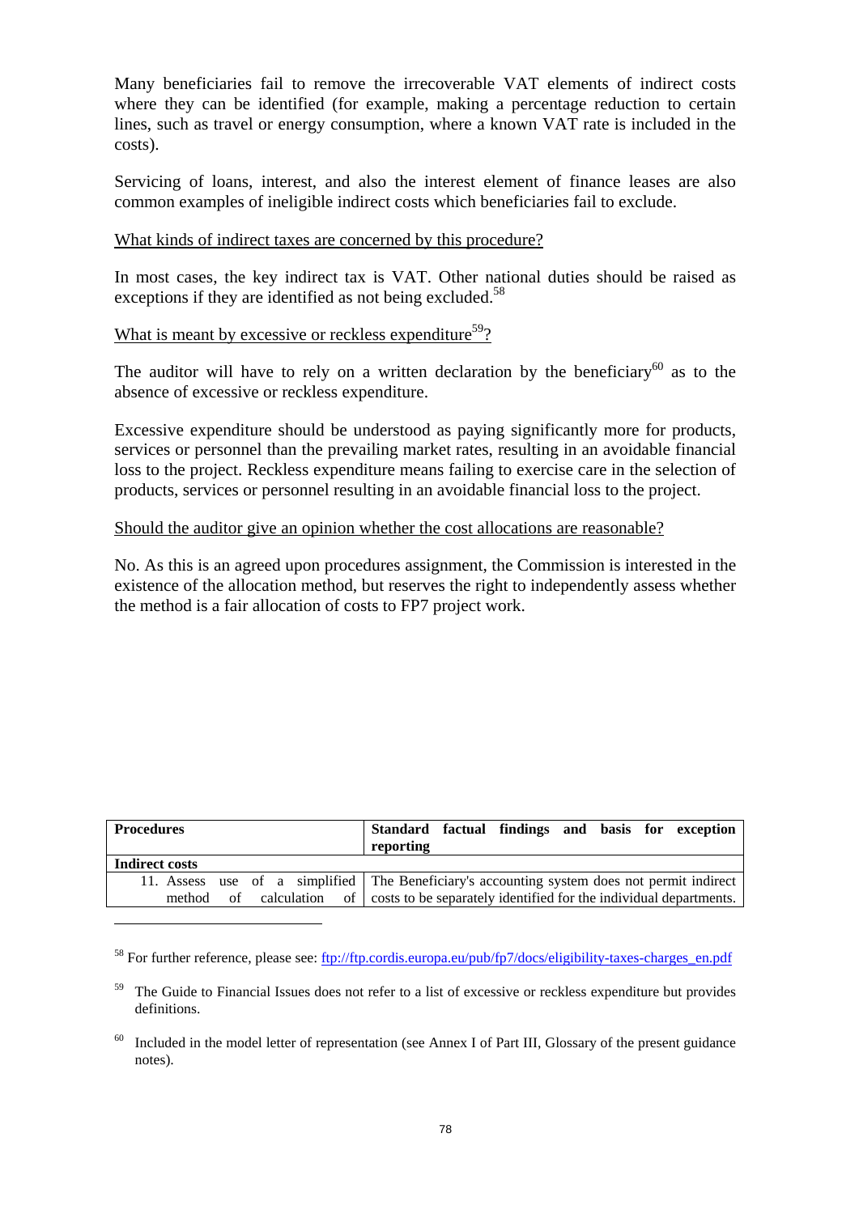Many beneficiaries fail to remove the irrecoverable VAT elements of indirect costs where they can be identified (for example, making a percentage reduction to certain lines, such as travel or energy consumption, where a known VAT rate is included in the costs).

Servicing of loans, interest, and also the interest element of finance leases are also common examples of ineligible indirect costs which beneficiaries fail to exclude.

<u>What kinds of indirect taxes are concerned by this procedure?</u>

In most cases, the key indirect tax is VAT. Other national duties should be raised as exceptions if they are identified as not being excluded.[58]

<u>What is meant by excessive or reckless expenditure[59]?</u>

The auditor will have to rely on a written declaration by the beneficiary[60] as to the absence of excessive or reckless expenditure.

Excessive expenditure should be understood as paying significantly more for products, services or personnel than the prevailing market rates, resulting in an avoidable financial loss to the project. Reckless expenditure means failing to exercise care in the selection of products, services or personnel resulting in an avoidable financial loss to the project.

<u>Should the auditor give an opinion whether the cost allocations are reasonable?</u>

No. As this is an agreed upon procedures assignment, the Commission is interested in the existence of the allocation method, but reserves the right to independently assess whether the method is a fair allocation of costs to FP7 project work.

| **Procedures** | **Standard factual findings and basis for exception reporting** |
|---|---|
| **Indirect costs** | |
| 11. Assess use of a simplified method of calculation of | The Beneficiary's accounting system does not permit indirect costs to be separately identified for the individual departments. |

[58] For further reference, please see: ftp://ftp.cordis.europa.eu/pub/fp7/docs/eligibility-taxes-charges_en.pdf

[59] The Guide to Financial Issues does not refer to a list of excessive or reckless expenditure but provides definitions.

[60] Included in the model letter of representation (see Annex I of Part III, Glossary of the present guidance notes).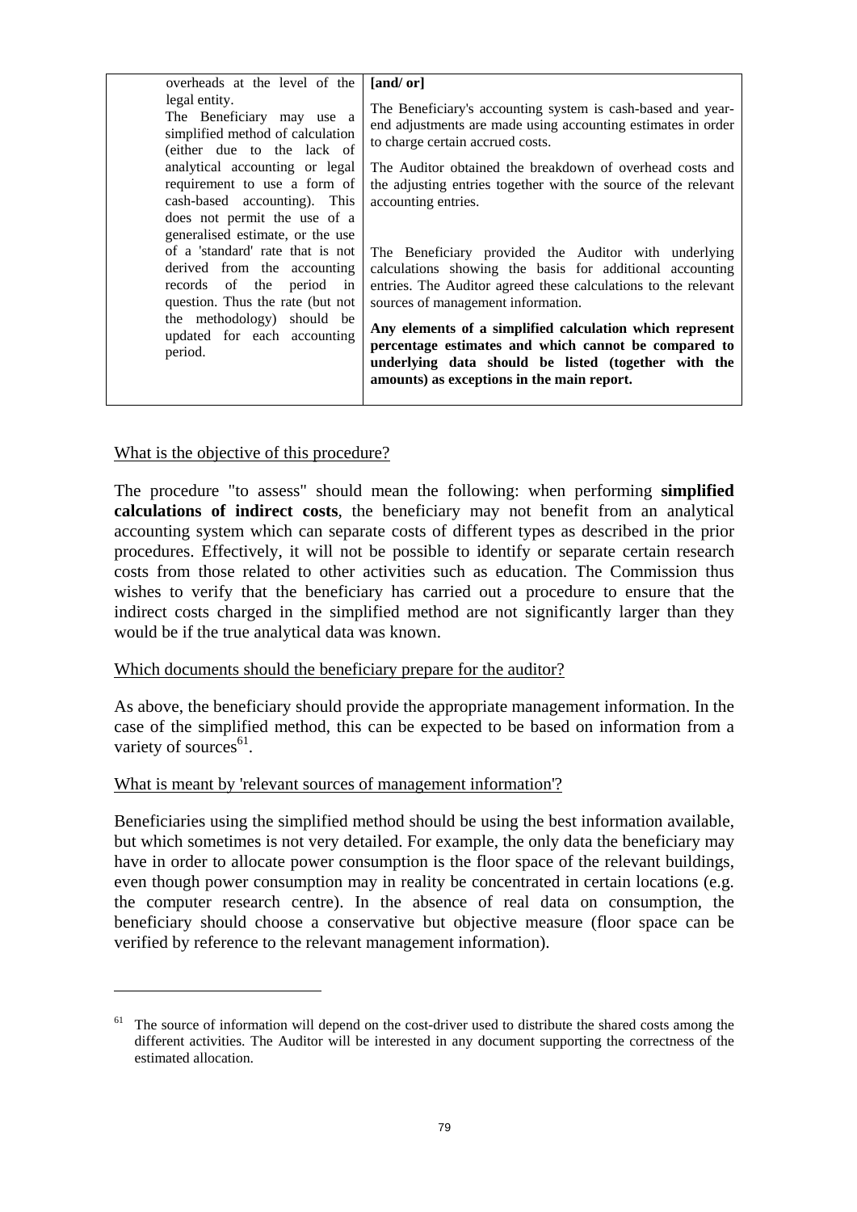| overheads at the level of the legal entity.<br>The Beneficiary may use a simplified method of calculation (either due to the lack of analytical accounting or legal requirement to use a form of cash-based accounting). This does not permit the use of a generalised estimate, or the use of a 'standard' rate that is not derived from the accounting records of the period in question. Thus the rate (but not the methodology) should be updated for each accounting period. | **[and/ or]**<br>The Beneficiary's accounting system is cash-based and year-end adjustments are made using accounting estimates in order to charge certain accrued costs.<br>The Auditor obtained the breakdown of overhead costs and the adjusting entries together with the source of the relevant accounting entries.<br>The Beneficiary provided the Auditor with underlying calculations showing the basis for additional accounting entries. The Auditor agreed these calculations to the relevant sources of management information.<br>**Any elements of a simplified calculation which represent percentage estimates and which cannot be compared to underlying data should be listed (together with the amounts) as exceptions in the main report.** |
|---|---|

<u>What is the objective of this procedure?</u>

The procedure "to assess" should mean the following: when performing **simplified calculations of indirect costs**, the beneficiary may not benefit from an analytical accounting system which can separate costs of different types as described in the prior procedures. Effectively, it will not be possible to identify or separate certain research costs from those related to other activities such as education. The Commission thus wishes to verify that the beneficiary has carried out a procedure to ensure that the indirect costs charged in the simplified method are not significantly larger than they would be if the true analytical data was known.

<u>Which documents should the beneficiary prepare for the auditor?</u>

As above, the beneficiary should provide the appropriate management information. In the case of the simplified method, this can be expected to be based on information from a variety of sources[61].

<u>What is meant by 'relevant sources of management information'?</u>

Beneficiaries using the simplified method should be using the best information available, but which sometimes is not very detailed. For example, the only data the beneficiary may have in order to allocate power consumption is the floor space of the relevant buildings, even though power consumption may in reality be concentrated in certain locations (e.g. the computer research centre). In the absence of real data on consumption, the beneficiary should choose a conservative but objective measure (floor space can be verified by reference to the relevant management information).

---

[61] The source of information will depend on the cost-driver used to distribute the shared costs among the different activities. The Auditor will be interested in any document supporting the correctness of the estimated allocation.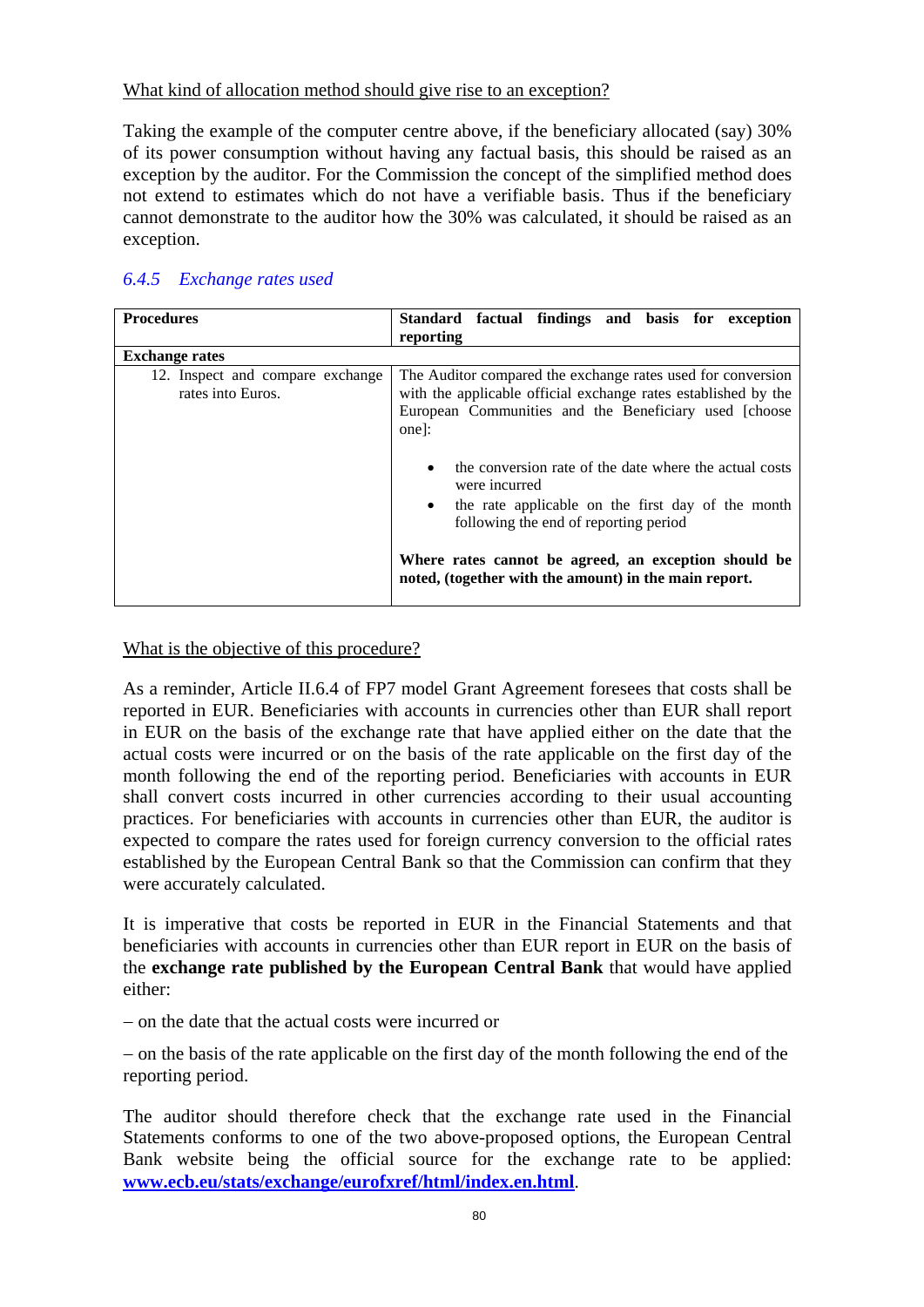What kind of allocation method should give rise to an exception?

Taking the example of the computer centre above, if the beneficiary allocated (say) 30% of its power consumption without having any factual basis, this should be raised as an exception by the auditor. For the Commission the concept of the simplified method does not extend to estimates which do not have a verifiable basis. Thus if the beneficiary cannot demonstrate to the auditor how the 30% was calculated, it should be raised as an exception.

### *6.4.5 Exchange rates used*

| **Procedures** | **Standard factual findings and basis for exception reporting** |
|---|---|
| **Exchange rates** | |
| 12. Inspect and compare exchange rates into Euros. | The Auditor compared the exchange rates used for conversion with the applicable official exchange rates established by the European Communities and the Beneficiary used [choose one]:<br><br>• the conversion rate of the date where the actual costs were incurred<br>• the rate applicable on the first day of the month following the end of reporting period<br><br>**Where rates cannot be agreed, an exception should be noted, (together with the amount) in the main report.** |

What is the objective of this procedure?

As a reminder, Article II.6.4 of FP7 model Grant Agreement foresees that costs shall be reported in EUR. Beneficiaries with accounts in currencies other than EUR shall report in EUR on the basis of the exchange rate that have applied either on the date that the actual costs were incurred or on the basis of the rate applicable on the first day of the month following the end of the reporting period. Beneficiaries with accounts in EUR shall convert costs incurred in other currencies according to their usual accounting practices. For beneficiaries with accounts in currencies other than EUR, the auditor is expected to compare the rates used for foreign currency conversion to the official rates established by the European Central Bank so that the Commission can confirm that they were accurately calculated.

It is imperative that costs be reported in EUR in the Financial Statements and that beneficiaries with accounts in currencies other than EUR report in EUR on the basis of the **exchange rate published by the European Central Bank** that would have applied either:

– on the date that the actual costs were incurred or

– on the basis of the rate applicable on the first day of the month following the end of the reporting period.

The auditor should therefore check that the exchange rate used in the Financial Statements conforms to one of the two above-proposed options, the European Central Bank website being the official source for the exchange rate to be applied: **www.ecb.eu/stats/exchange/eurofxref/html/index.en.html**.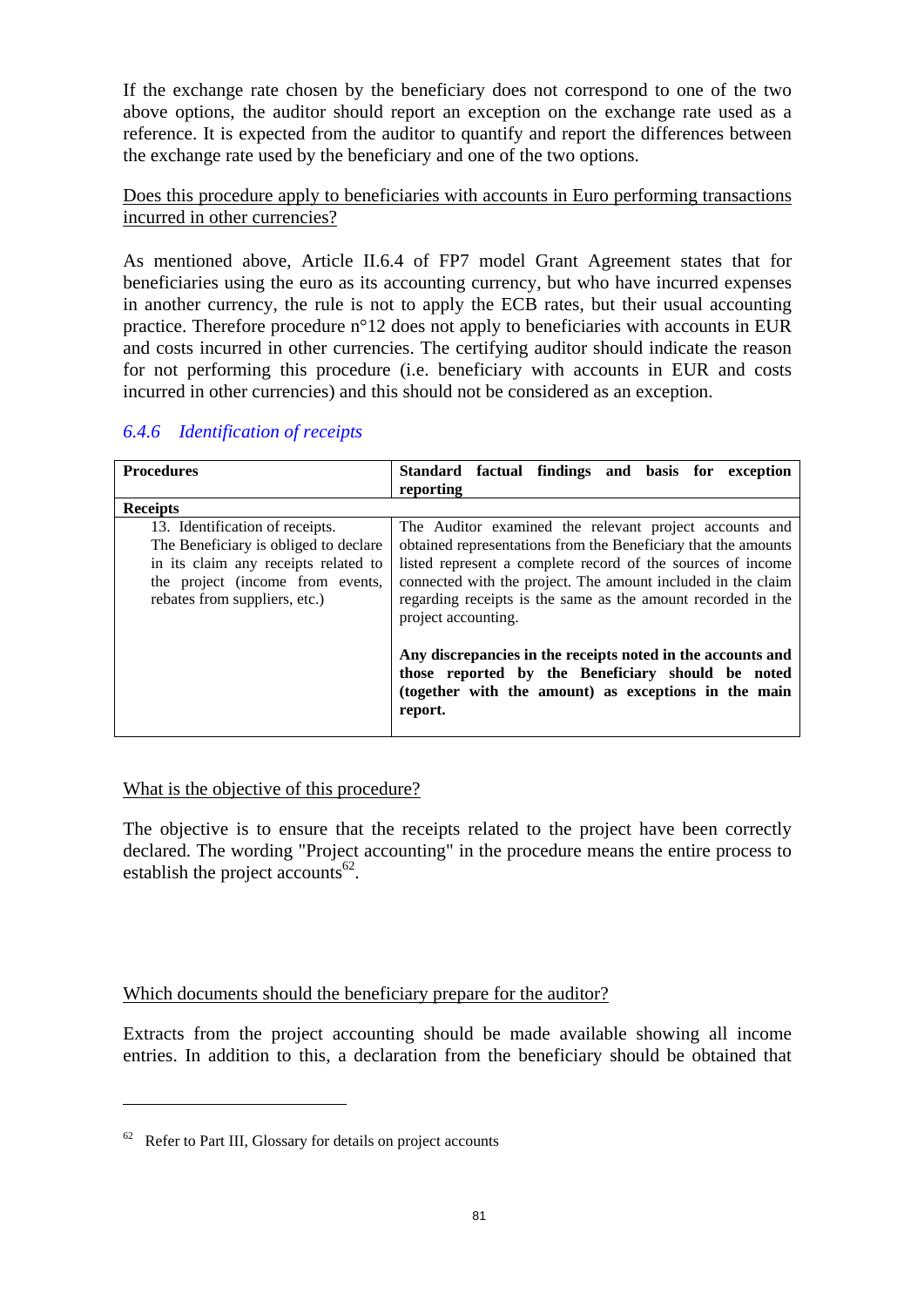If the exchange rate chosen by the beneficiary does not correspond to one of the two above options, the auditor should report an exception on the exchange rate used as a reference. It is expected from the auditor to quantify and report the differences between the exchange rate used by the beneficiary and one of the two options.

Does this procedure apply to beneficiaries with accounts in Euro performing transactions incurred in other currencies?

As mentioned above, Article II.6.4 of FP7 model Grant Agreement states that for beneficiaries using the euro as its accounting currency, but who have incurred expenses in another currency, the rule is not to apply the ECB rates, but their usual accounting practice. Therefore procedure n°12 does not apply to beneficiaries with accounts in EUR and costs incurred in other currencies. The certifying auditor should indicate the reason for not performing this procedure (i.e. beneficiary with accounts in EUR and costs incurred in other currencies) and this should not be considered as an exception.

### *6.4.6 Identification of receipts*

| **Procedures** | **Standard factual findings and basis for exception reporting** |
|---|---|
| **Receipts** | |
| 13. Identification of receipts. The Beneficiary is obliged to declare in its claim any receipts related to the project (income from events, rebates from suppliers, etc.) | The Auditor examined the relevant project accounts and obtained representations from the Beneficiary that the amounts listed represent a complete record of the sources of income connected with the project. The amount included in the claim regarding receipts is the same as the amount recorded in the project accounting.<br><br>**Any discrepancies in the receipts noted in the accounts and those reported by the Beneficiary should be noted (together with the amount) as exceptions in the main report.** |

What is the objective of this procedure?

The objective is to ensure that the receipts related to the project have been correctly declared. The wording "Project accounting" in the procedure means the entire process to establish the project accounts[62].

Which documents should the beneficiary prepare for the auditor?

Extracts from the project accounting should be made available showing all income entries. In addition to this, a declaration from the beneficiary should be obtained that

[62] Refer to Part III, Glossary for details on project accounts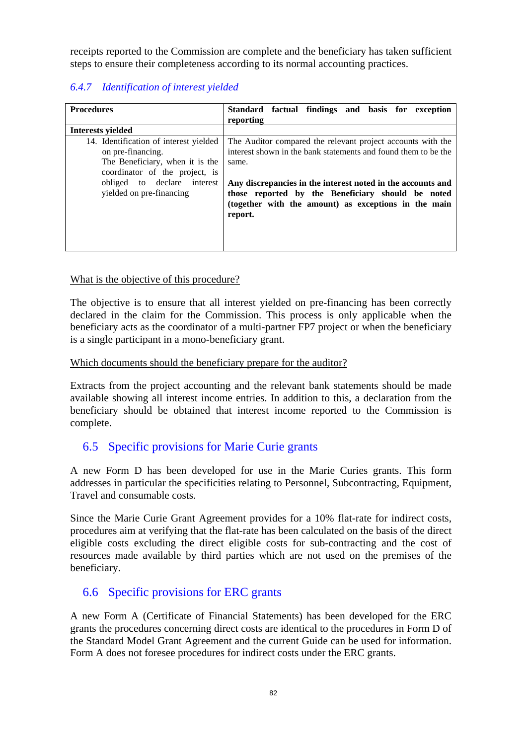receipts reported to the Commission are complete and the beneficiary has taken sufficient steps to ensure their completeness according to its normal accounting practices.

### *6.4.7 Identification of interest yielded*

| **Procedures** | **Standard factual findings and basis for exception reporting** |
|---|---|
| **Interests yielded** | |
| 14. Identification of interest yielded on pre-financing. The Beneficiary, when it is the coordinator of the project, is obliged to declare interest yielded on pre-financing | The Auditor compared the relevant project accounts with the interest shown in the bank statements and found them to be the same. **Any discrepancies in the interest noted in the accounts and those reported by the Beneficiary should be noted (together with the amount) as exceptions in the main report.** |

<u>What is the objective of this procedure?</u>

The objective is to ensure that all interest yielded on pre-financing has been correctly declared in the claim for the Commission. This process is only applicable when the beneficiary acts as the coordinator of a multi-partner FP7 project or when the beneficiary is a single participant in a mono-beneficiary grant.

<u>Which documents should the beneficiary prepare for the auditor?</u>

Extracts from the project accounting and the relevant bank statements should be made available showing all interest income entries. In addition to this, a declaration from the beneficiary should be obtained that interest income reported to the Commission is complete.

## 6.5 Specific provisions for Marie Curie grants

A new Form D has been developed for use in the Marie Curies grants. This form addresses in particular the specificities relating to Personnel, Subcontracting, Equipment, Travel and consumable costs.

Since the Marie Curie Grant Agreement provides for a 10% flat-rate for indirect costs, procedures aim at verifying that the flat-rate has been calculated on the basis of the direct eligible costs excluding the direct eligible costs for sub-contracting and the cost of resources made available by third parties which are not used on the premises of the beneficiary.

## 6.6 Specific provisions for ERC grants

A new Form A (Certificate of Financial Statements) has been developed for the ERC grants the procedures concerning direct costs are identical to the procedures in Form D of the Standard Model Grant Agreement and the current Guide can be used for information. Form A does not foresee procedures for indirect costs under the ERC grants.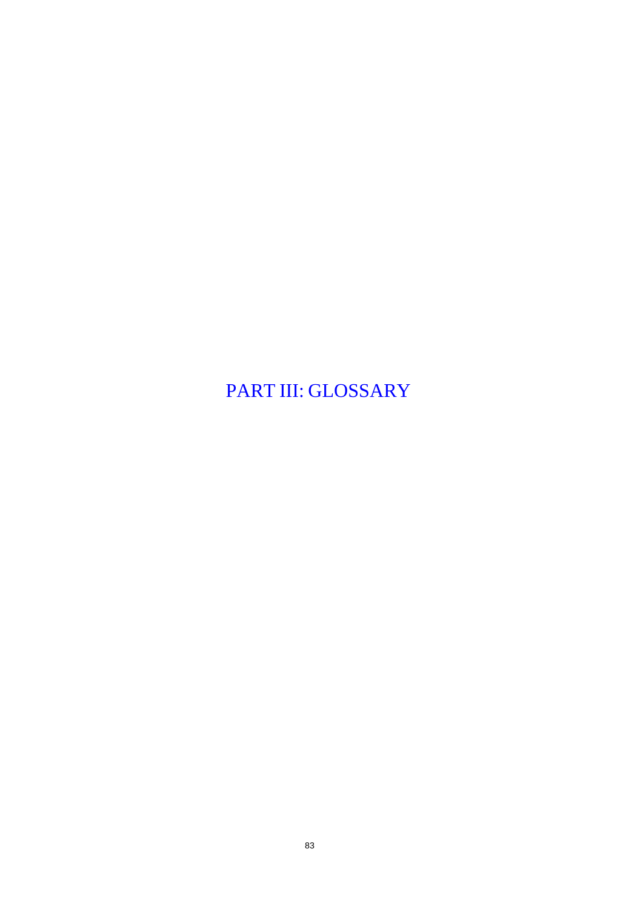# PART III: GLOSSARY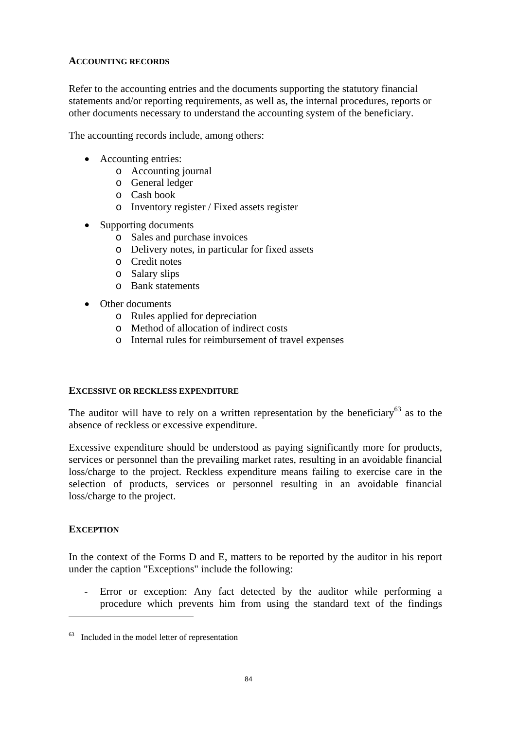**ACCOUNTING RECORDS**

Refer to the accounting entries and the documents supporting the statutory financial statements and/or reporting requirements, as well as, the internal procedures, reports or other documents necessary to understand the accounting system of the beneficiary.

The accounting records include, among others:

- Accounting entries:
  - Accounting journal
  - General ledger
  - Cash book
  - Inventory register / Fixed assets register
- Supporting documents
  - Sales and purchase invoices
  - Delivery notes, in particular for fixed assets
  - Credit notes
  - Salary slips
  - Bank statements
- Other documents
  - Rules applied for depreciation
  - Method of allocation of indirect costs
  - Internal rules for reimbursement of travel expenses

**EXCESSIVE OR RECKLESS EXPENDITURE**

The auditor will have to rely on a written representation by the beneficiary[63] as to the absence of reckless or excessive expenditure.

Excessive expenditure should be understood as paying significantly more for products, services or personnel than the prevailing market rates, resulting in an avoidable financial loss/charge to the project. Reckless expenditure means failing to exercise care in the selection of products, services or personnel resulting in an avoidable financial loss/charge to the project.

**EXCEPTION**

In the context of the Forms D and E, matters to be reported by the auditor in his report under the caption "Exceptions" include the following:

- Error or exception: Any fact detected by the auditor while performing a procedure which prevents him from using the standard text of the findings

[63] Included in the model letter of representation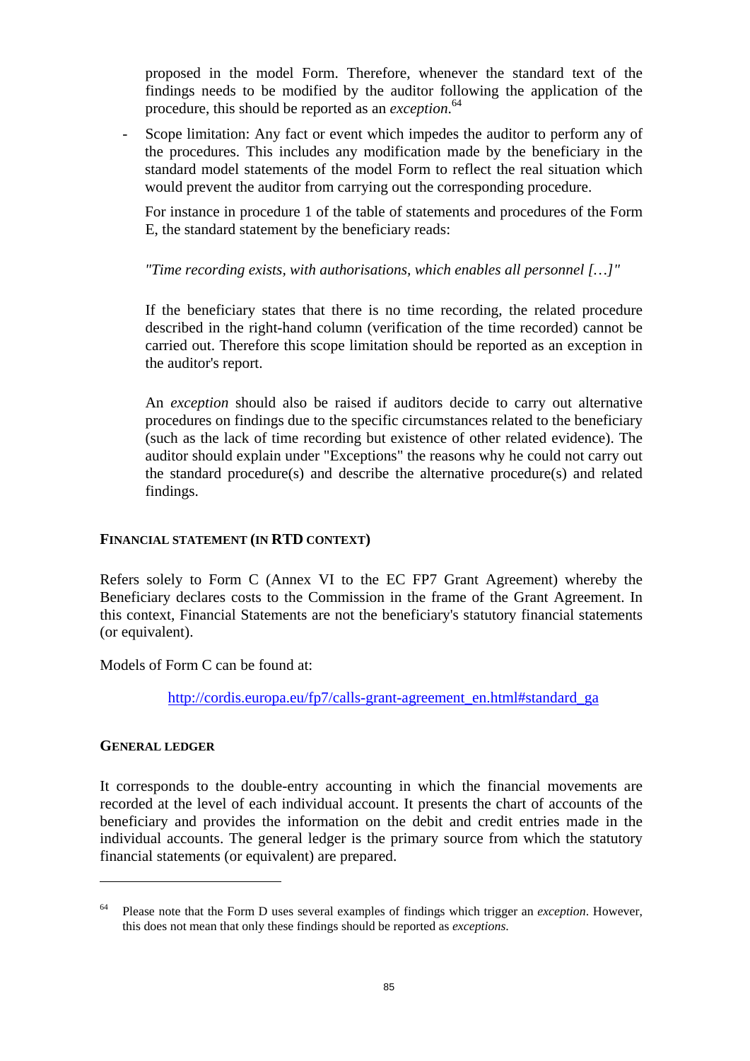proposed in the model Form. Therefore, whenever the standard text of the findings needs to be modified by the auditor following the application of the procedure, this should be reported as an *exception.*[64]

- Scope limitation: Any fact or event which impedes the auditor to perform any of the procedures. This includes any modification made by the beneficiary in the standard model statements of the model Form to reflect the real situation which would prevent the auditor from carrying out the corresponding procedure.

  For instance in procedure 1 of the table of statements and procedures of the Form E, the standard statement by the beneficiary reads:

  *"Time recording exists, with authorisations, which enables all personnel […]"*

  If the beneficiary states that there is no time recording, the related procedure described in the right-hand column (verification of the time recorded) cannot be carried out. Therefore this scope limitation should be reported as an exception in the auditor's report.

  An *exception* should also be raised if auditors decide to carry out alternative procedures on findings due to the specific circumstances related to the beneficiary (such as the lack of time recording but existence of other related evidence). The auditor should explain under "Exceptions" the reasons why he could not carry out the standard procedure(s) and describe the alternative procedure(s) and related findings.

#### FINANCIAL STATEMENT (IN RTD CONTEXT)

Refers solely to Form C (Annex VI to the EC FP7 Grant Agreement) whereby the Beneficiary declares costs to the Commission in the frame of the Grant Agreement. In this context, Financial Statements are not the beneficiary's statutory financial statements (or equivalent).

Models of Form C can be found at:

http://cordis.europa.eu/fp7/calls-grant-agreement_en.html#standard_ga

#### GENERAL LEDGER

It corresponds to the double-entry accounting in which the financial movements are recorded at the level of each individual account. It presents the chart of accounts of the beneficiary and provides the information on the debit and credit entries made in the individual accounts. The general ledger is the primary source from which the statutory financial statements (or equivalent) are prepared.

---

[64] Please note that the Form D uses several examples of findings which trigger an *exception*. However, this does not mean that only these findings should be reported as *exceptions*.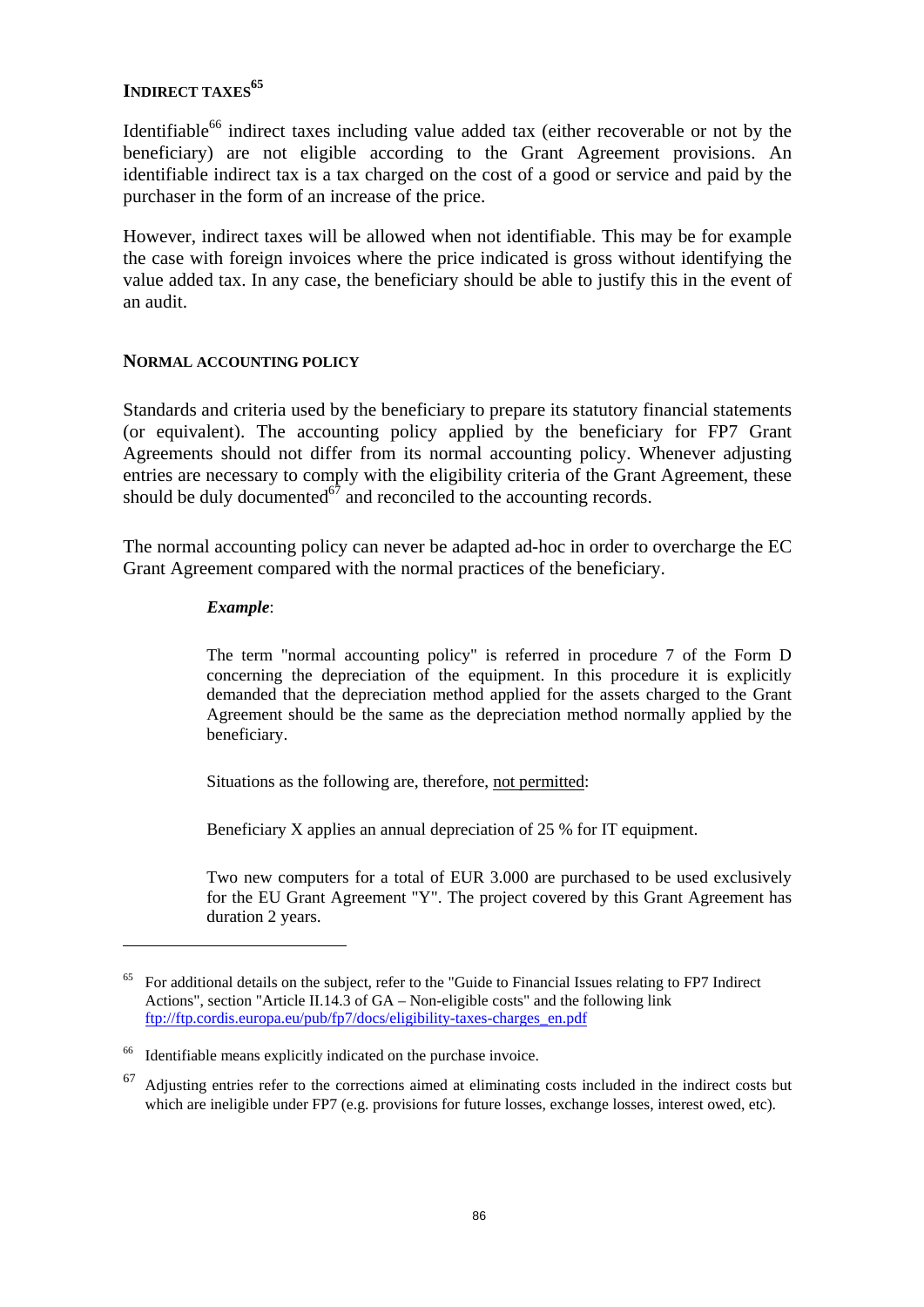### INDIRECT TAXES[65]

Identifiable[66] indirect taxes including value added tax (either recoverable or not by the beneficiary) are not eligible according to the Grant Agreement provisions. An identifiable indirect tax is a tax charged on the cost of a good or service and paid by the purchaser in the form of an increase of the price.

However, indirect taxes will be allowed when not identifiable. This may be for example the case with foreign invoices where the price indicated is gross without identifying the value added tax. In any case, the beneficiary should be able to justify this in the event of an audit.

### NORMAL ACCOUNTING POLICY

Standards and criteria used by the beneficiary to prepare its statutory financial statements (or equivalent). The accounting policy applied by the beneficiary for FP7 Grant Agreements should not differ from its normal accounting policy. Whenever adjusting entries are necessary to comply with the eligibility criteria of the Grant Agreement, these should be duly documented[67] and reconciled to the accounting records.

The normal accounting policy can never be adapted ad-hoc in order to overcharge the EC Grant Agreement compared with the normal practices of the beneficiary.

> ***Example***:
>
> The term "normal accounting policy" is referred in procedure 7 of the Form D concerning the depreciation of the equipment. In this procedure it is explicitly demanded that the depreciation method applied for the assets charged to the Grant Agreement should be the same as the depreciation method normally applied by the beneficiary.
>
> Situations as the following are, therefore, not permitted:
>
> Beneficiary X applies an annual depreciation of 25 % for IT equipment.
>
> Two new computers for a total of EUR 3.000 are purchased to be used exclusively for the EU Grant Agreement "Y". The project covered by this Grant Agreement has duration 2 years.

---

[65] For additional details on the subject, refer to the "Guide to Financial Issues relating to FP7 Indirect Actions", section "Article II.14.3 of GA – Non-eligible costs" and the following link ftp://ftp.cordis.europa.eu/pub/fp7/docs/eligibility-taxes-charges_en.pdf

[66] Identifiable means explicitly indicated on the purchase invoice.

[67] Adjusting entries refer to the corrections aimed at eliminating costs included in the indirect costs but which are ineligible under FP7 (e.g. provisions for future losses, exchange losses, interest owed, etc).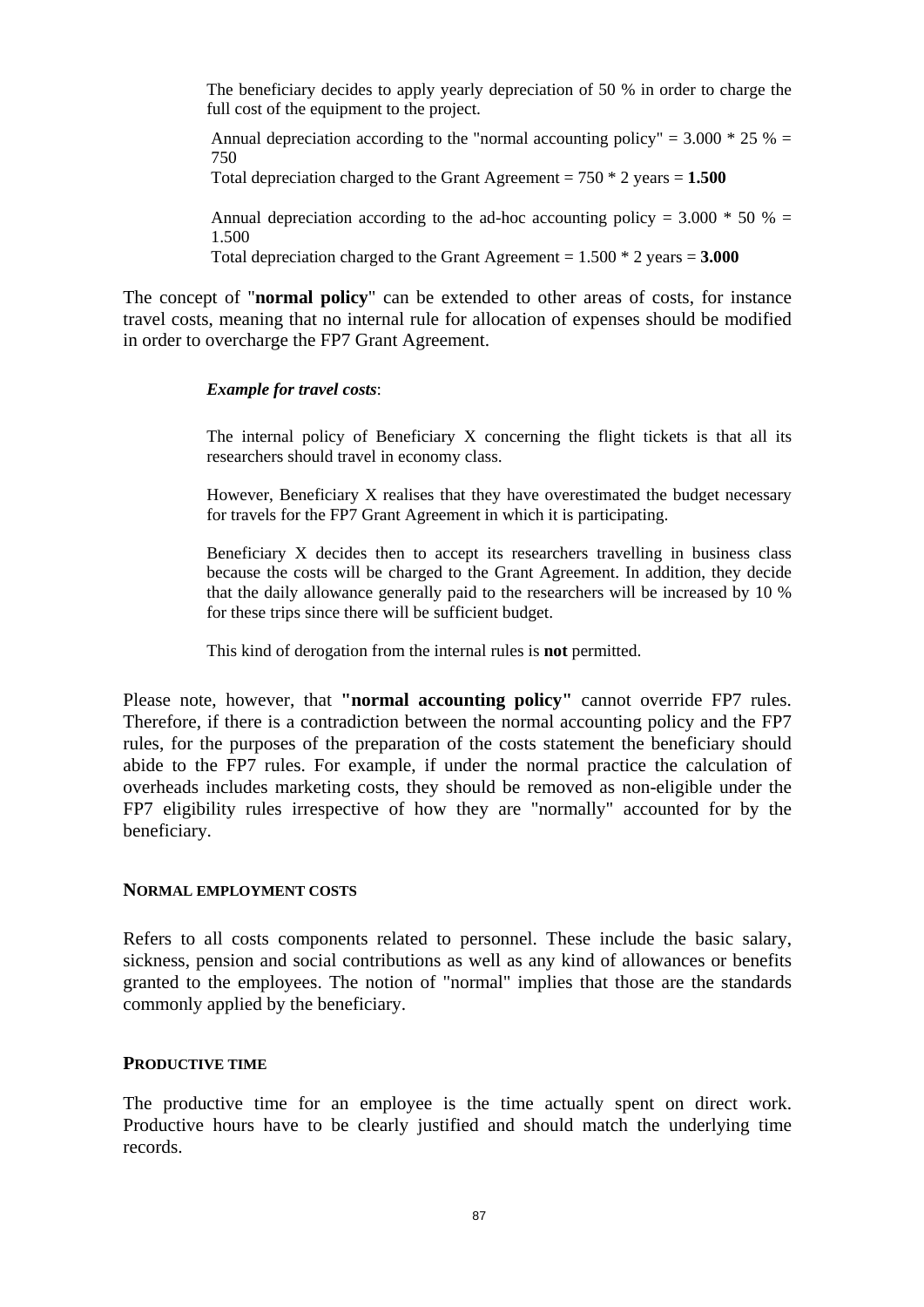The beneficiary decides to apply yearly depreciation of 50 % in order to charge the full cost of the equipment to the project.

Annual depreciation according to the "normal accounting policy" = 3.000 * 25 % = 750

Total depreciation charged to the Grant Agreement = 750 * 2 years = **1.500**

Annual depreciation according to the ad-hoc accounting policy = 3.000 * 50 % = 1.500

Total depreciation charged to the Grant Agreement = 1.500 * 2 years = **3.000**

The concept of "**normal policy**" can be extended to other areas of costs, for instance travel costs, meaning that no internal rule for allocation of expenses should be modified in order to overcharge the FP7 Grant Agreement.

***Example for travel costs***:

The internal policy of Beneficiary X concerning the flight tickets is that all its researchers should travel in economy class.

However, Beneficiary X realises that they have overestimated the budget necessary for travels for the FP7 Grant Agreement in which it is participating.

Beneficiary X decides then to accept its researchers travelling in business class because the costs will be charged to the Grant Agreement. In addition, they decide that the daily allowance generally paid to the researchers will be increased by 10 % for these trips since there will be sufficient budget.

This kind of derogation from the internal rules is **not** permitted.

Please note, however, that **"normal accounting policy"** cannot override FP7 rules. Therefore, if there is a contradiction between the normal accounting policy and the FP7 rules, for the purposes of the preparation of the costs statement the beneficiary should abide to the FP7 rules. For example, if under the normal practice the calculation of overheads includes marketing costs, they should be removed as non-eligible under the FP7 eligibility rules irrespective of how they are "normally" accounted for by the beneficiary.

#### NORMAL EMPLOYMENT COSTS

Refers to all costs components related to personnel. These include the basic salary, sickness, pension and social contributions as well as any kind of allowances or benefits granted to the employees. The notion of "normal" implies that those are the standards commonly applied by the beneficiary.

#### PRODUCTIVE TIME

The productive time for an employee is the time actually spent on direct work. Productive hours have to be clearly justified and should match the underlying time records.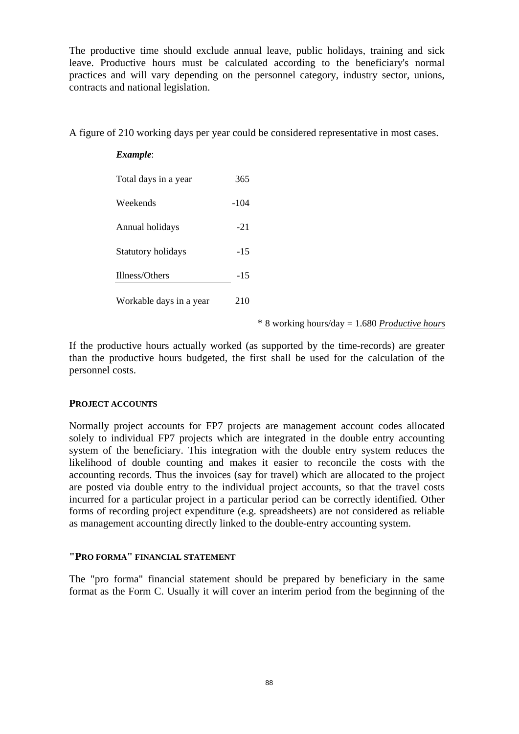The productive time should exclude annual leave, public holidays, training and sick leave. Productive hours must be calculated according to the beneficiary's normal practices and will vary depending on the personnel category, industry sector, unions, contracts and national legislation.

A figure of 210 working days per year could be considered representative in most cases.

***Example***:

| | |
|---|---|
| Total days in a year | 365 |
| Weekends | -104 |
| Annual holidays | -21 |
| Statutory holidays | -15 |
| Illness/Others | -15 |
| Workable days in a year | 210 |

\* 8 working hours/day = 1.680 *Productive hours*

If the productive hours actually worked (as supported by the time-records) are greater than the productive hours budgeted, the first shall be used for the calculation of the personnel costs.

**PROJECT ACCOUNTS**

Normally project accounts for FP7 projects are management account codes allocated solely to individual FP7 projects which are integrated in the double entry accounting system of the beneficiary. This integration with the double entry system reduces the likelihood of double counting and makes it easier to reconcile the costs with the accounting records. Thus the invoices (say for travel) which are allocated to the project are posted via double entry to the individual project accounts, so that the travel costs incurred for a particular project in a particular period can be correctly identified. Other forms of recording project expenditure (e.g. spreadsheets) are not considered as reliable as management accounting directly linked to the double-entry accounting system.

**"PRO FORMA" FINANCIAL STATEMENT**

The "pro forma" financial statement should be prepared by beneficiary in the same format as the Form C. Usually it will cover an interim period from the beginning of the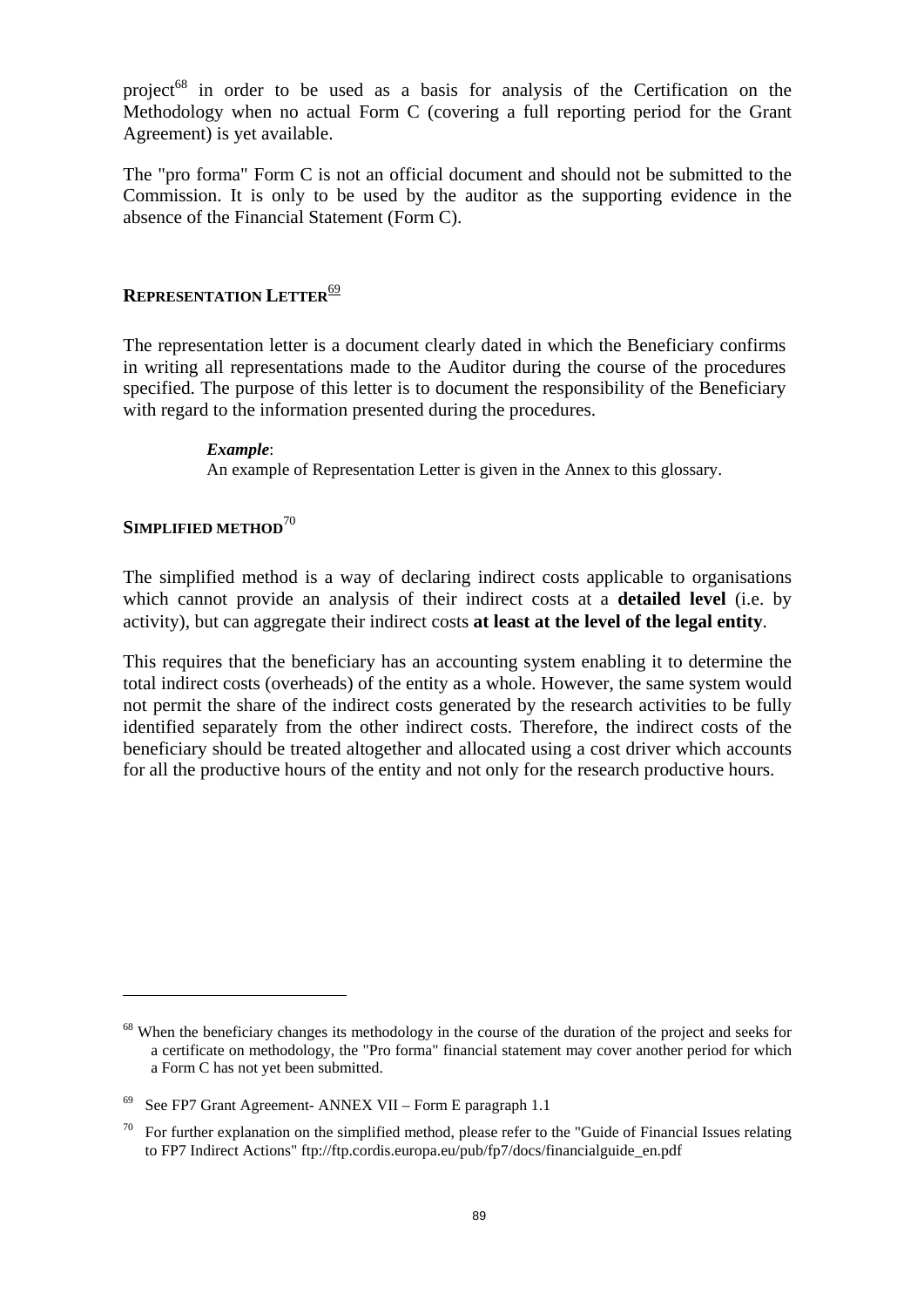project[68] in order to be used as a basis for analysis of the Certification on the Methodology when no actual Form C (covering a full reporting period for the Grant Agreement) is yet available.

The "pro forma" Form C is not an official document and should not be submitted to the Commission. It is only to be used by the auditor as the supporting evidence in the absence of the Financial Statement (Form C).

## REPRESENTATION LETTER[69]

The representation letter is a document clearly dated in which the Beneficiary confirms in writing all representations made to the Auditor during the course of the procedures specified. The purpose of this letter is to document the responsibility of the Beneficiary with regard to the information presented during the procedures.

> ***Example***:
> An example of Representation Letter is given in the Annex to this glossary.

## SIMPLIFIED METHOD[70]

The simplified method is a way of declaring indirect costs applicable to organisations which cannot provide an analysis of their indirect costs at a **detailed level** (i.e. by activity), but can aggregate their indirect costs **at least at the level of the legal entity**.

This requires that the beneficiary has an accounting system enabling it to determine the total indirect costs (overheads) of the entity as a whole. However, the same system would not permit the share of the indirect costs generated by the research activities to be fully identified separately from the other indirect costs. Therefore, the indirect costs of the beneficiary should be treated altogether and allocated using a cost driver which accounts for all the productive hours of the entity and not only for the research productive hours.

---

[68] When the beneficiary changes its methodology in the course of the duration of the project and seeks for a certificate on methodology, the "Pro forma" financial statement may cover another period for which a Form C has not yet been submitted.

[69] See FP7 Grant Agreement- ANNEX VII – Form E paragraph 1.1

[70] For further explanation on the simplified method, please refer to the "Guide of Financial Issues relating to FP7 Indirect Actions" ftp://ftp.cordis.europa.eu/pub/fp7/docs/financialguide_en.pdf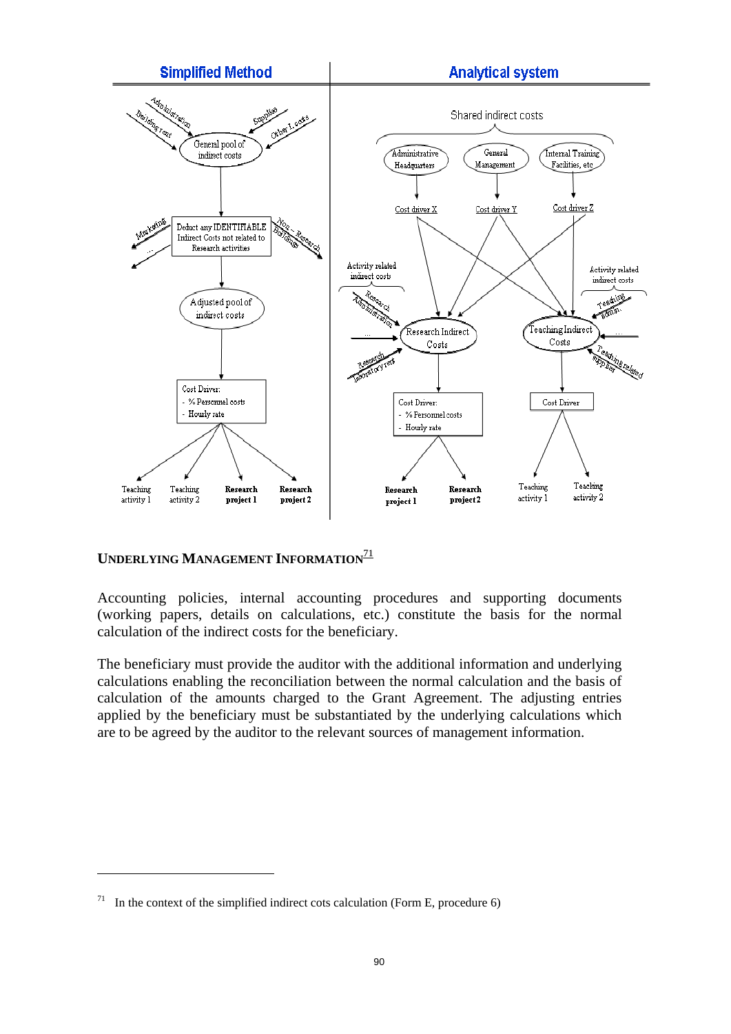| Simplified Method | Analytical system |
|---|---|
| | |

Simplified Method:

Administration, Building rent, Supplies, Other I. costs → General pool of indirect costs → Deduct any IDENTIFIABLE Indirect Costs not related to Research activities (Marketing, ..., Non – Research Buildings) → Adjusted pool of indirect costs → Cost Driver: - % Personnel costs - Hourly rate → Teaching activity 1, Teaching activity 2, **Research project 1**, **Research project 2**

Analytical system:

Shared indirect costs: Administrative Headquarters → Cost driver X; General Management → Cost driver Y; Internal Training Facilities, etc → Cost driver Z

Activity related indirect costs: Research Administration, ..., Research laboratory rent → Research Indirect Costs → Cost Driver: - % Personnel costs - Hourly rate → **Research project 1**, **Research project 2**

Activity related indirect costs: Teaching admin., ..., Teaching related supplies → Teaching Indirect Costs → Cost Driver → Teaching activity 1, Teaching activity 2

## UNDERLYING MANAGEMENT INFORMATION[71]

Accounting policies, internal accounting procedures and supporting documents (working papers, details on calculations, etc.) constitute the basis for the normal calculation of the indirect costs for the beneficiary.

The beneficiary must provide the auditor with the additional information and underlying calculations enabling the reconciliation between the normal calculation and the basis of calculation of the amounts charged to the Grant Agreement. The adjusting entries applied by the beneficiary must be substantiated by the underlying calculations which are to be agreed by the auditor to the relevant sources of management information.

---

[71] In the context of the simplified indirect cots calculation (Form E, procedure 6)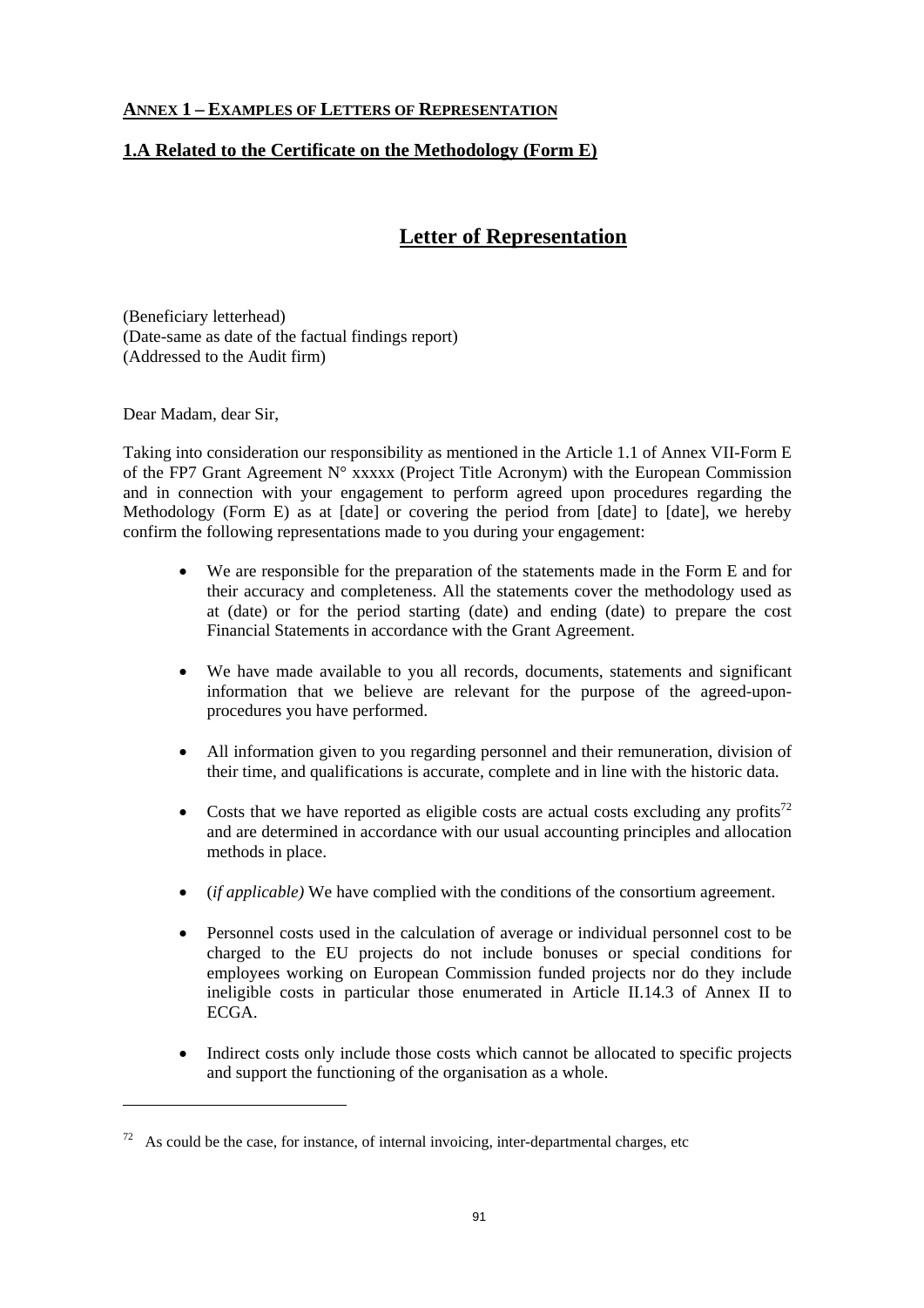## **ANNEX 1 – EXAMPLES OF LETTERS OF REPRESENTATION**

### **1.A Related to the Certificate on the Methodology (Form E)**

# **Letter of Representation**

(Beneficiary letterhead)
(Date-same as date of the factual findings report)
(Addressed to the Audit firm)

Dear Madam, dear Sir,

Taking into consideration our responsibility as mentioned in the Article 1.1 of Annex VII-Form E of the FP7 Grant Agreement N° xxxxx (Project Title Acronym) with the European Commission and in connection with your engagement to perform agreed upon procedures regarding the Methodology (Form E) as at [date] or covering the period from [date] to [date], we hereby confirm the following representations made to you during your engagement:

- We are responsible for the preparation of the statements made in the Form E and for their accuracy and completeness. All the statements cover the methodology used as at (date) or for the period starting (date) and ending (date) to prepare the cost Financial Statements in accordance with the Grant Agreement.
- We have made available to you all records, documents, statements and significant information that we believe are relevant for the purpose of the agreed-upon-procedures you have performed.
- All information given to you regarding personnel and their remuneration, division of their time, and qualifications is accurate, complete and in line with the historic data.
- Costs that we have reported as eligible costs are actual costs excluding any profits[72] and are determined in accordance with our usual accounting principles and allocation methods in place.
- (*if applicable)* We have complied with the conditions of the consortium agreement.
- Personnel costs used in the calculation of average or individual personnel cost to be charged to the EU projects do not include bonuses or special conditions for employees working on European Commission funded projects nor do they include ineligible costs in particular those enumerated in Article II.14.3 of Annex II to ECGA.
- Indirect costs only include those costs which cannot be allocated to specific projects and support the functioning of the organisation as a whole.

---

[72] As could be the case, for instance, of internal invoicing, inter-departmental charges, etc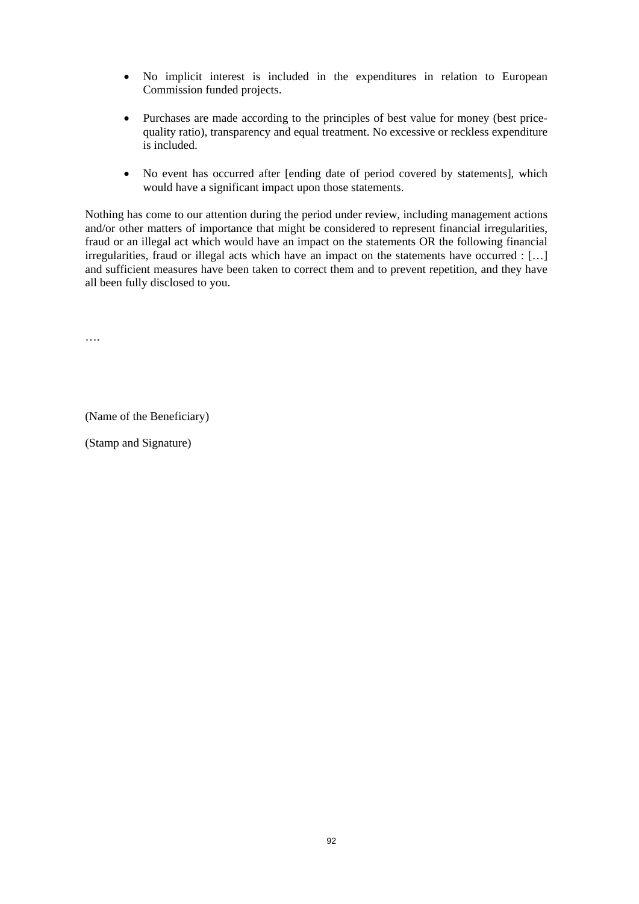- No implicit interest is included in the expenditures in relation to European Commission funded projects.

- Purchases are made according to the principles of best value for money (best price-quality ratio), transparency and equal treatment. No excessive or reckless expenditure is included.

- No event has occurred after [ending date of period covered by statements], which would have a significant impact upon those statements.

Nothing has come to our attention during the period under review, including management actions and/or other matters of importance that might be considered to represent financial irregularities, fraud or an illegal act which would have an impact on the statements OR the following financial irregularities, fraud or illegal acts which have an impact on the statements have occurred : […] and sufficient measures have been taken to correct them and to prevent repetition, and they have all been fully disclosed to you.

….

(Name of the Beneficiary)

(Stamp and Signature)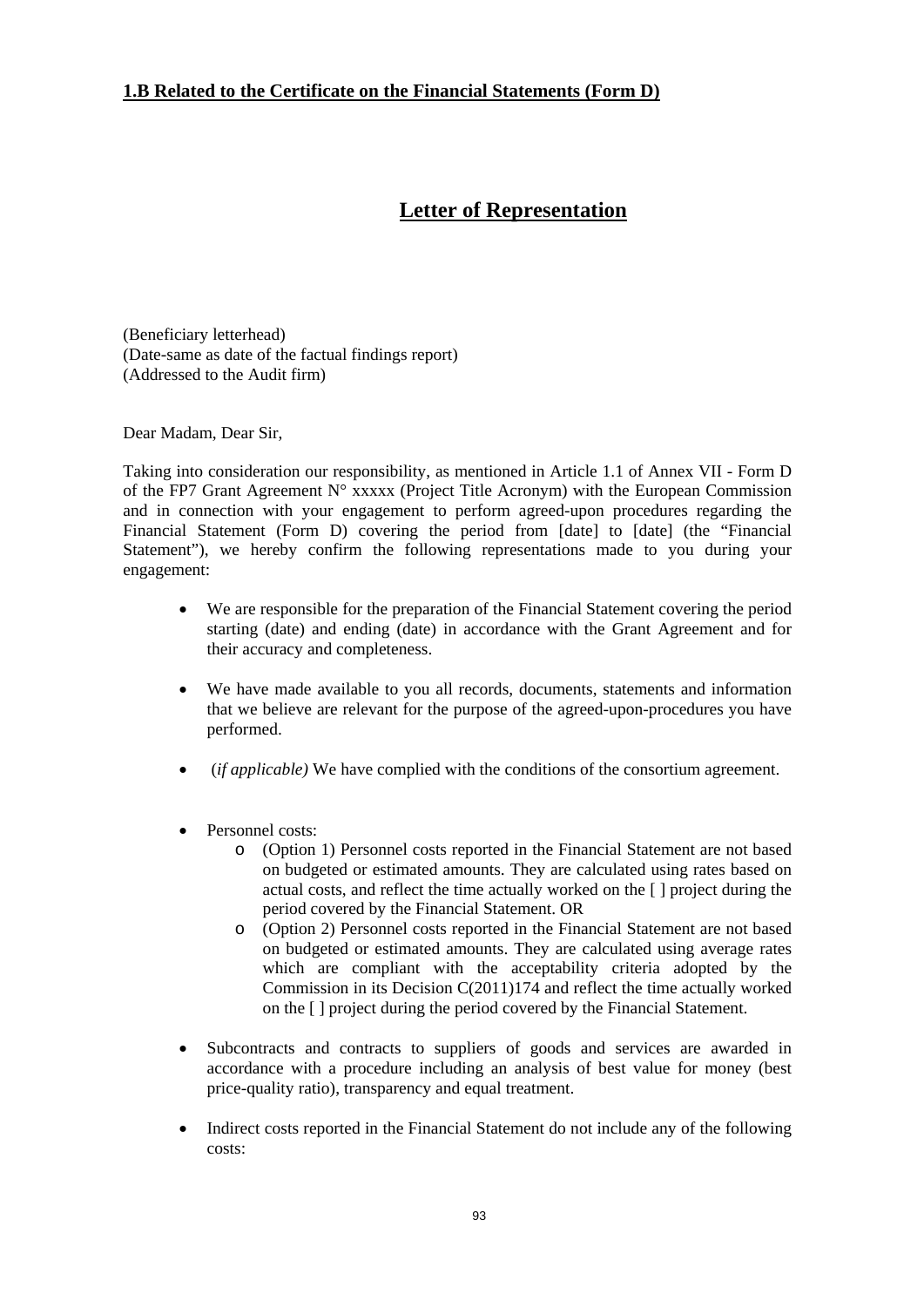**1.B Related to the Certificate on the Financial Statements (Form D)**

# Letter of Representation

(Beneficiary letterhead)
(Date-same as date of the factual findings report)
(Addressed to the Audit firm)

Dear Madam, Dear Sir,

Taking into consideration our responsibility, as mentioned in Article 1.1 of Annex VII - Form D of the FP7 Grant Agreement N° xxxxx (Project Title Acronym) with the European Commission and in connection with your engagement to perform agreed-upon procedures regarding the Financial Statement (Form D) covering the period from [date] to [date] (the "Financial Statement"), we hereby confirm the following representations made to you during your engagement:

- We are responsible for the preparation of the Financial Statement covering the period starting (date) and ending (date) in accordance with the Grant Agreement and for their accuracy and completeness.

- We have made available to you all records, documents, statements and information that we believe are relevant for the purpose of the agreed-upon-procedures you have performed.

- (*if applicable)* We have complied with the conditions of the consortium agreement.

- Personnel costs:
    - (Option 1) Personnel costs reported in the Financial Statement are not based on budgeted or estimated amounts. They are calculated using rates based on actual costs, and reflect the time actually worked on the [ ] project during the period covered by the Financial Statement. OR
    - (Option 2) Personnel costs reported in the Financial Statement are not based on budgeted or estimated amounts. They are calculated using average rates which are compliant with the acceptability criteria adopted by the Commission in its Decision C(2011)174 and reflect the time actually worked on the [ ] project during the period covered by the Financial Statement.

- Subcontracts and contracts to suppliers of goods and services are awarded in accordance with a procedure including an analysis of best value for money (best price-quality ratio), transparency and equal treatment.

- Indirect costs reported in the Financial Statement do not include any of the following costs: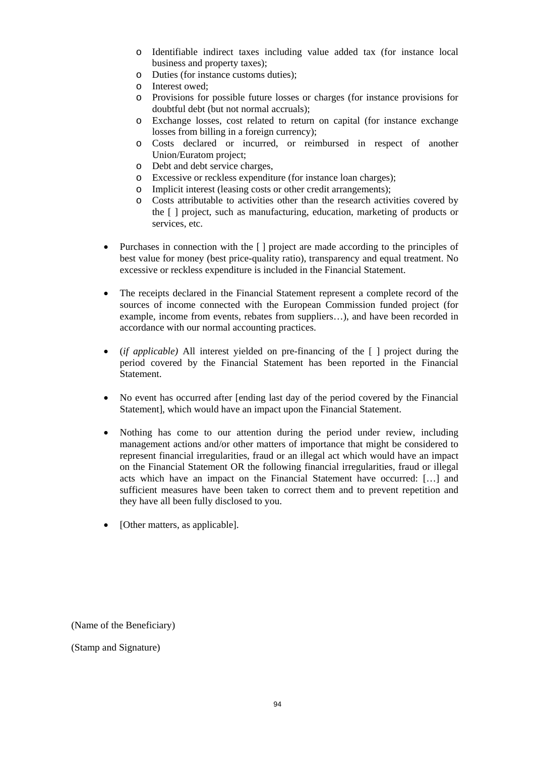- Identifiable indirect taxes including value added tax (for instance local business and property taxes);
  - Duties (for instance customs duties);
  - Interest owed;
  - Provisions for possible future losses or charges (for instance provisions for doubtful debt (but not normal accruals);
  - Exchange losses, cost related to return on capital (for instance exchange losses from billing in a foreign currency);
  - Costs declared or incurred, or reimbursed in respect of another Union/Euratom project;
  - Debt and debt service charges,
  - Excessive or reckless expenditure (for instance loan charges);
  - Implicit interest (leasing costs or other credit arrangements);
  - Costs attributable to activities other than the research activities covered by the [ ] project, such as manufacturing, education, marketing of products or services, etc.

- Purchases in connection with the [ ] project are made according to the principles of best value for money (best price-quality ratio), transparency and equal treatment. No excessive or reckless expenditure is included in the Financial Statement.

- The receipts declared in the Financial Statement represent a complete record of the sources of income connected with the European Commission funded project (for example, income from events, rebates from suppliers…), and have been recorded in accordance with our normal accounting practices.

- (*if applicable)* All interest yielded on pre-financing of the [ ] project during the period covered by the Financial Statement has been reported in the Financial Statement.

- No event has occurred after [ending last day of the period covered by the Financial Statement], which would have an impact upon the Financial Statement.

- Nothing has come to our attention during the period under review, including management actions and/or other matters of importance that might be considered to represent financial irregularities, fraud or an illegal act which would have an impact on the Financial Statement OR the following financial irregularities, fraud or illegal acts which have an impact on the Financial Statement have occurred: […] and sufficient measures have been taken to correct them and to prevent repetition and they have all been fully disclosed to you.

- [Other matters, as applicable].

(Name of the Beneficiary)

(Stamp and Signature)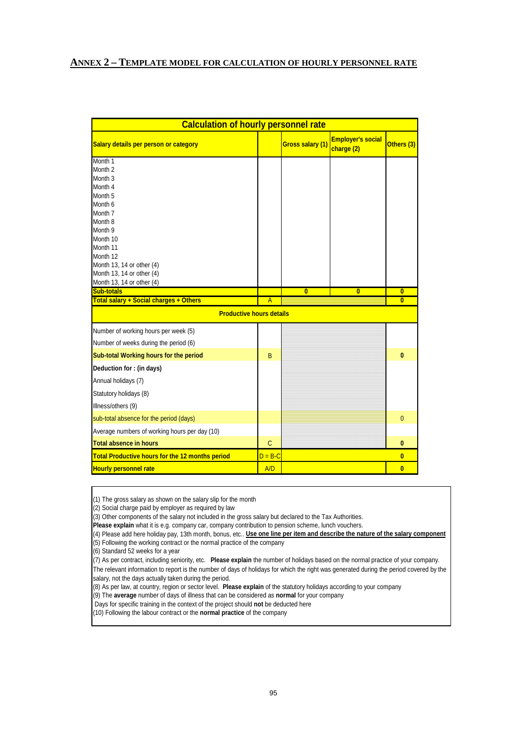## ANNEX 2 – TEMPLATE MODEL FOR CALCULATION OF HOURLY PERSONNEL RATE

| Calculation of hourly personnel rate | | | | |
|---|---|---|---|---|
| **Salary details per person or category** | | **Gross salary (1)** | **Employer's social charge (2)** | **Others (3)** |
| Month 1 | | | | |
| Month 2 | | | | |
| Month 3 | | | | |
| Month 4 | | | | |
| Month 5 | | | | |
| Month 6 | | | | |
| Month 7 | | | | |
| Month 8 | | | | |
| Month 9 | | | | |
| Month 10 | | | | |
| Month 11 | | | | |
| Month 12 | | | | |
| Month 13, 14 or other (4) | | | | |
| Month 13, 14 or other (4) | | | | |
| Month 13, 14 or other (4) | | | | |
| **Sub-totals** | | **0** | **0** | **0** |
| **Total salary + Social charges + Others** | A | | | **0** |
| **Productive hours details** | | | | |
| Number of working hours per week (5) | | | | |
| Number of weeks during the period (6) | | | | |
| **Sub-total Working hours for the period** | B | | | **0** |
| **Deduction for : (in days)** | | | | |
| Annual holidays (7) | | | | |
| Statutory holidays (8) | | | | |
| Illness/others (9) | | | | |
| sub-total absence for the period (days) | | | | 0 |
| Average numbers of working hours per day (10) | | | | |
| **Total absence in hours** | C | | | **0** |
| **Total Productive hours for the 12 months period** | D = B-C | | | **0** |
| **Hourly personnel rate** | A/D | | | **0** |

(1) The gross salary as shown on the salary slip for the month

(2) Social charge paid by employer as required by law

(3) Other components of the salary not included in the gross salary but declared to the Tax Authorities.
**Please explain** what it is e.g. company car, company contribution to pension scheme, lunch vouchers.

(4) Please add here holiday pay, 13th month, bonus, etc.. **Use one line per item and describe the nature of the salary component**

(5) Following the working contract or the normal practice of the company

(6) Standard 52 weeks for a year

(7) As per contract, including seniority, etc. **Please explain** the number of holidays based on the normal practice of your company.
The relevant information to report is the number of days of holidays for which the right was generated during the period covered by the salary, not the days actually taken during the period.

(8) As per law, at country, region or sector level. **Please explain** of the statutory holidays according to your company

(9) The **average** number of days of illness that can be considered as **normal** for your company
Days for specific training in the context of the project should **not** be deducted here

(10) Following the labour contract or the **normal practice** of the company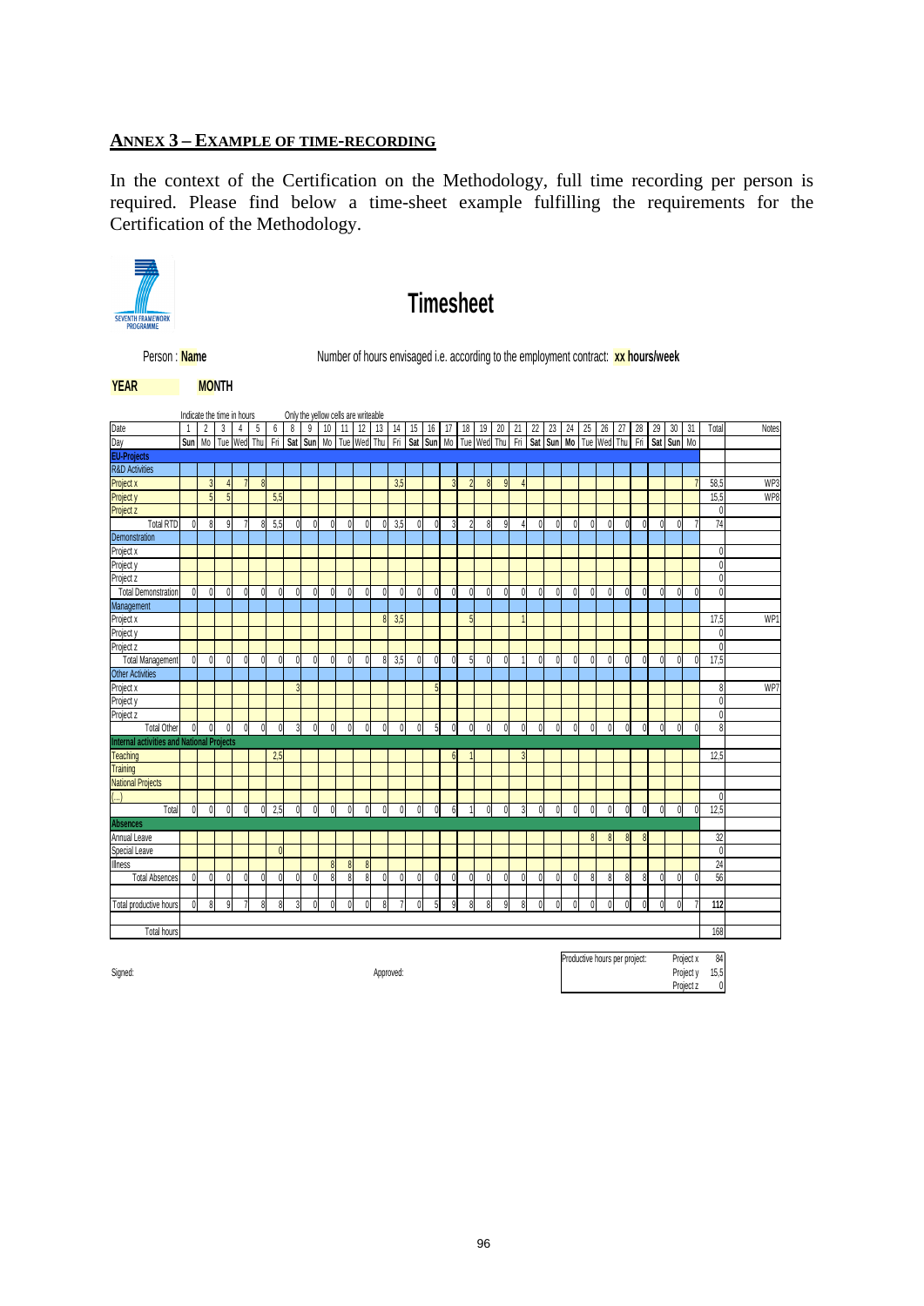## ANNEX 3 – EXAMPLE OF TIME-RECORDING

In the context of the Certification on the Methodology, full time recording per person is required. Please find below a time-sheet example fulfilling the requirements for the Certification of the Methodology.

SEVENTH FRAMEWORK PROGRAMME

# Timesheet

Person : **Name**

Number of hours envisaged i.e. according to the employment contract: **xx hours/week**

**YEAR** **MONTH**

Indicate the time in hours

Only the yellow cells are writeable

| Date | 1 | 2 | 3 | 4 | 5 | 6 | 8 | 9 | 10 | 11 | 12 | 13 | 14 | 15 | 16 | 17 | 18 | 19 | 20 | 21 | 22 | 23 | 24 | 25 | 26 | 27 | 28 | 29 | 30 | 31 | Total | Notes |
|---|---|---|---|---|---|---|---|---|---|---|---|---|---|---|---|---|---|---|---|---|---|---|---|---|---|---|---|---|---|---|---|---|
| Day | Sun | Mo | Tue | Wed | Thu | Fri | Sat | Sun | Mo | Tue | Wed | Thu | Fri | Sat | Sun | Mo | Tue | Wed | Thu | Fri | Sat | Sun | Mo | Tue | Wed | Thu | Fri | Sat | Sun | Mo | | |
| **EU-Projects** | | | | | | | | | | | | | | | | | | | | | | | | | | | | | | | | |
| R&D Activities | | | | | | | | | | | | | | | | | | | | | | | | | | | | | | | | |
| Project x | | 3 | 4 | 7 | 8 | | | | | | | | 3,5 | | | 3 | 2 | 8 | 9 | 4 | | | | | | | | | | 7 | 58,5 | WP3 |
| Project y | | 5 | 5 | | | 5,5 | | | | | | | | | | | | | | | | | | | | | | | | | 15,5 | WP8 |
| Project z | | | | | | | | | | | | | | | | | | | | | | | | | | | | | | | 0 | |
| Total RTD | 0 | 8 | 9 | 7 | 8 | 5,5 | 0 | 0 | 0 | 0 | 0 | 0 | 3,5 | 0 | 0 | 3 | 2 | 8 | 9 | 4 | 0 | 0 | 0 | 0 | 0 | 0 | 0 | 0 | 0 | 7 | 74 | |
| Demonstration | | | | | | | | | | | | | | | | | | | | | | | | | | | | | | | | |
| Project x | | | | | | | | | | | | | | | | | | | | | | | | | | | | | | | 0 | |
| Project y | | | | | | | | | | | | | | | | | | | | | | | | | | | | | | | 0 | |
| Project z | | | | | | | | | | | | | | | | | | | | | | | | | | | | | | | 0 | |
| Total Demonstration | 0 | 0 | 0 | 0 | 0 | 0 | 0 | 0 | 0 | 0 | 0 | 0 | 0 | 0 | 0 | 0 | 0 | 0 | 0 | 0 | 0 | 0 | 0 | 0 | 0 | 0 | 0 | 0 | 0 | 0 | 0 | |
| Management | | | | | | | | | | | | | | | | | | | | | | | | | | | | | | | | |
| Project x | | | | | | | | | | | | 8 | 3,5 | | | | 5 | | | 1 | | | | | | | | | | | 17,5 | WP1 |
| Project y | | | | | | | | | | | | | | | | | | | | | | | | | | | | | | | 0 | |
| Project z | | | | | | | | | | | | | | | | | | | | | | | | | | | | | | | 0 | |
| Total Management | 0 | 0 | 0 | 0 | 0 | 0 | 0 | 0 | 0 | 0 | 0 | 8 | 3,5 | 0 | 0 | 0 | 5 | 0 | 0 | 1 | 0 | 0 | 0 | 0 | 0 | 0 | 0 | 0 | 0 | 0 | 17,5 | |
| Other Activities | | | | | | | | | | | | | | | | | | | | | | | | | | | | | | | | |
| Project x | | | | | | | 3 | | | | | | | | 5 | | | | | | | | | | | | | | | | 8 | WP7 |
| Project y | | | | | | | | | | | | | | | | | | | | | | | | | | | | | | | 0 | |
| Project z | | | | | | | | | | | | | | | | | | | | | | | | | | | | | | | 0 | |
| Total Other | 0 | 0 | 0 | 0 | 0 | 0 | 3 | 0 | 0 | 0 | 0 | 0 | 0 | 0 | 5 | 0 | 0 | 0 | 0 | 0 | 0 | 0 | 0 | 0 | 0 | 0 | 0 | 0 | 0 | 0 | 8 | |
| **Internal activities and National Projects** | | | | | | | | | | | | | | | | | | | | | | | | | | | | | | | | |
| Teaching | | | | | | 2,5 | | | | | | | | | | 6 | 1 | | | 3 | | | | | | | | | | | 12,5 | |
| Training | | | | | | | | | | | | | | | | | | | | | | | | | | | | | | | | |
| National Projects | | | | | | | | | | | | | | | | | | | | | | | | | | | | | | | | |
| (...) | | | | | | | | | | | | | | | | | | | | | | | | | | | | | | | 0 | |
| Total | 0 | 0 | 0 | 0 | 0 | 2,5 | 0 | 0 | 0 | 0 | 0 | 0 | 0 | 0 | 0 | 6 | 1 | 0 | 0 | 3 | 0 | 0 | 0 | 0 | 0 | 0 | 0 | 0 | 0 | 0 | 12,5 | |
| **Absences** | | | | | | | | | | | | | | | | | | | | | | | | | | | | | | | | |
| Annual Leave | | | | | | | | | | | | | | | | | | | | | | | | 8 | 8 | 8 | 8 | | | | 32 | |
| Special Leave | | | | | | 0 | | | | | | | | | | | | | | | | | | | | | | | | | 0 | |
| Illness | | | | | | | | | 8 | 8 | 8 | | | | | | | | | | | | | | | | | | | | 24 | |
| Total Absences | 0 | 0 | 0 | 0 | 0 | 0 | 0 | 0 | 8 | 8 | 8 | 0 | 0 | 0 | 0 | 0 | 0 | 0 | 0 | 0 | 0 | 0 | 0 | 8 | 8 | 8 | 8 | 0 | 0 | 0 | 56 | |
| Total productive hours | 0 | 8 | 9 | 7 | 8 | 8 | 3 | 0 | 0 | 0 | 0 | 8 | 7 | 0 | 5 | 9 | 8 | 8 | 9 | 8 | 0 | 0 | 0 | 0 | 0 | 0 | 0 | 0 | 0 | 7 | 112 | |
| Total hours | | | | | | | | | | | | | | | | | | | | | | | | | | | | | | | 168 | |

Signed:

Approved:

| Productive hours per project: | | |
|---|---|---|
| | Project x | 84 |
| | Project y | 15,5 |
| | Project z | 0 |